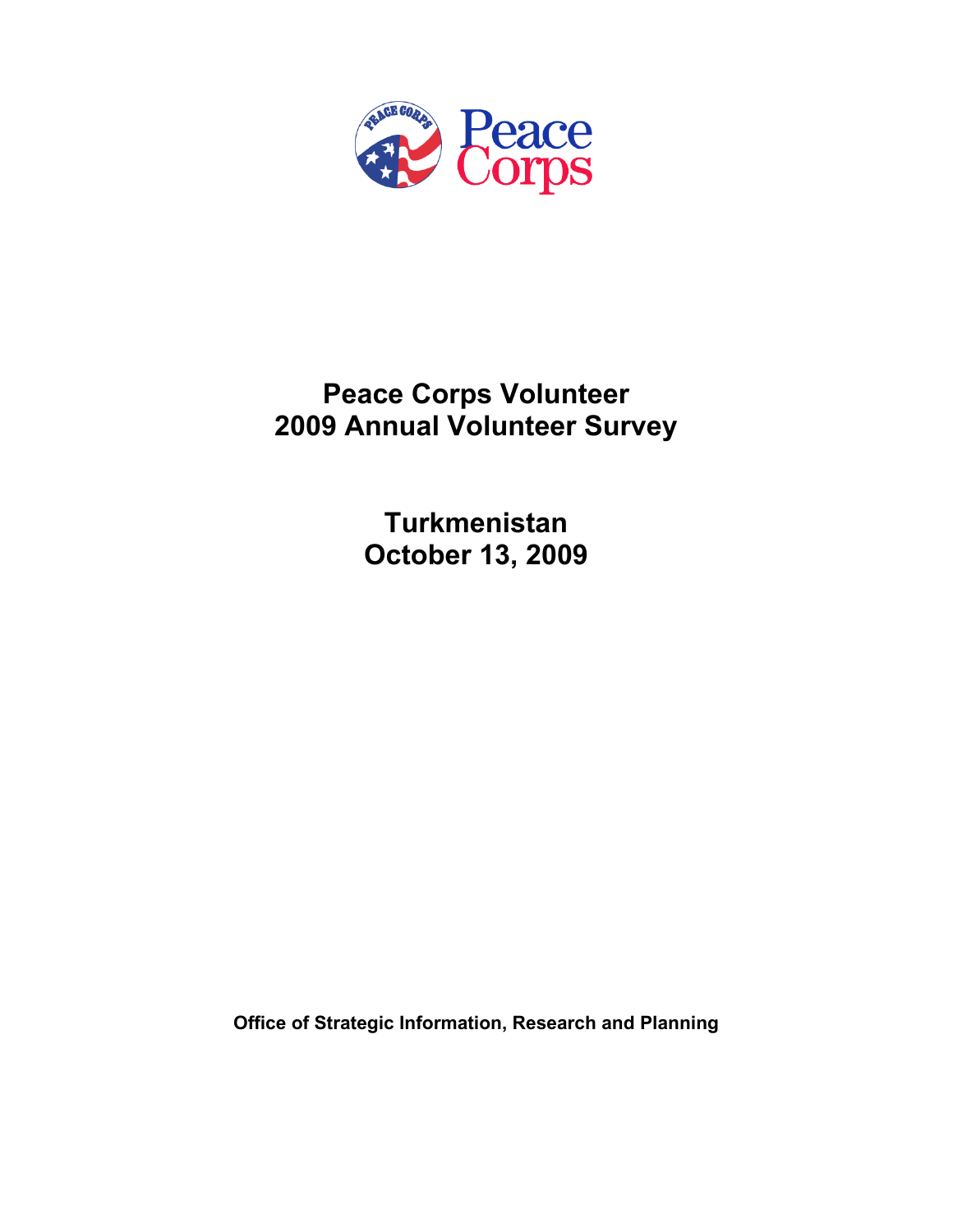Peace Corps

# Peace Corps Volunteer 2009 Annual Volunteer Survey

## Turkmenistan October 13, 2009

**Office of Strategic Information, Research and Planning**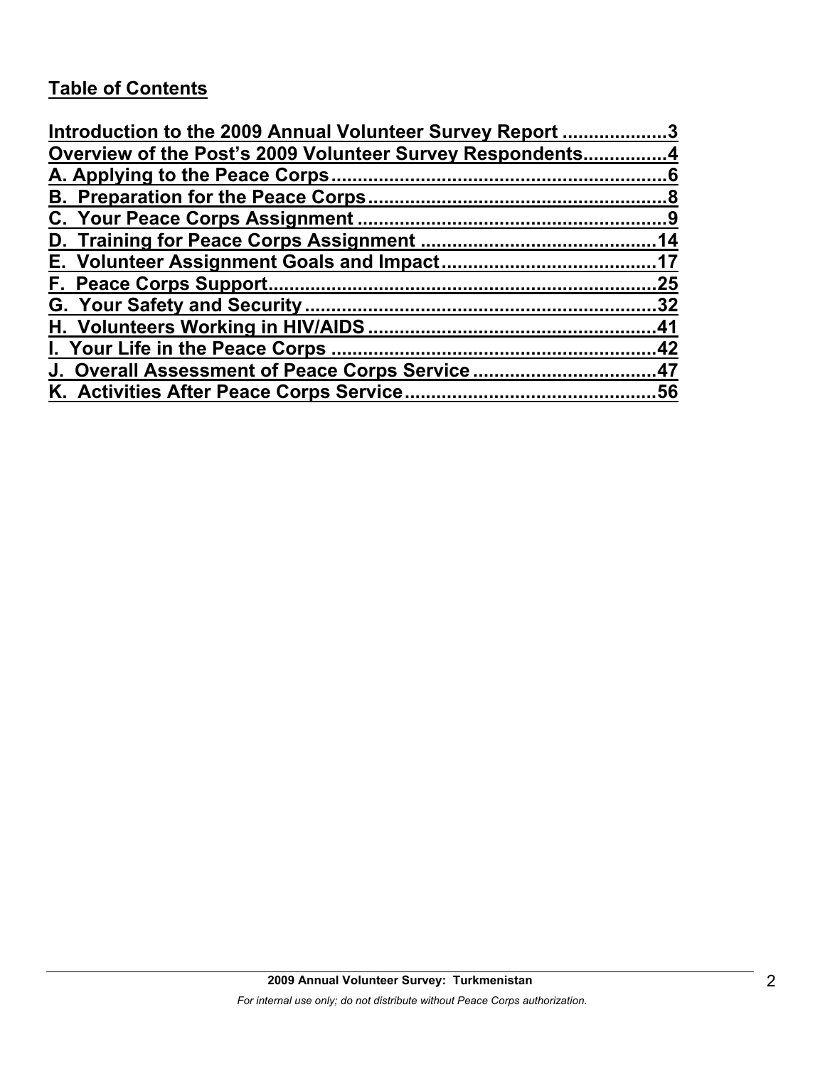## Table of Contents

Introduction to the 2009 Annual Volunteer Survey Report ....................3
Overview of the Post's 2009 Volunteer Survey Respondents................4
A. Applying to the Peace Corps................................................................6
B. Preparation for the Peace Corps.........................................................8
C. Your Peace Corps Assignment ..........................................................9
D. Training for Peace Corps Assignment ............................................14
E. Volunteer Assignment Goals and Impact........................................17
F. Peace Corps Support.........................................................................25
G. Your Safety and Security..................................................................32
H. Volunteers Working in HIV/AIDS .......................................................41
I. Your Life in the Peace Corps .............................................................42
J. Overall Assessment of Peace Corps Service ..................................47
K. Activities After Peace Corps Service...............................................56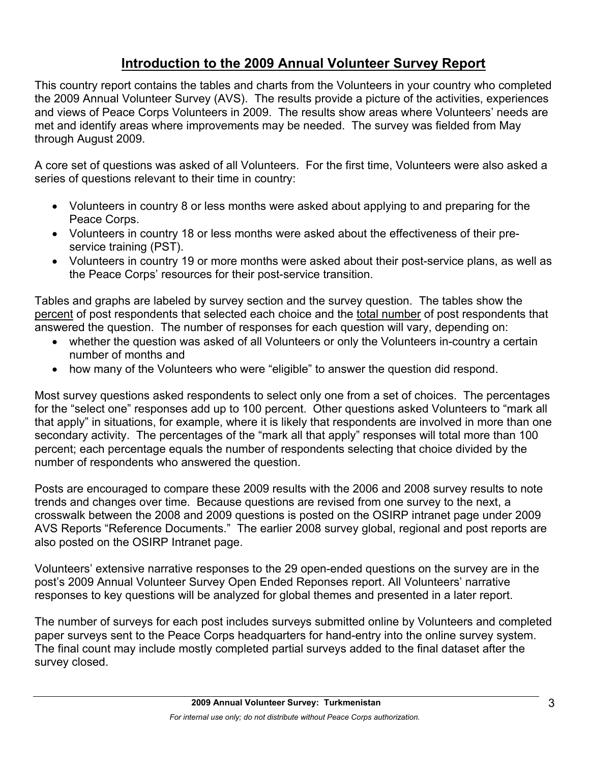# Introduction to the 2009 Annual Volunteer Survey Report

This country report contains the tables and charts from the Volunteers in your country who completed the 2009 Annual Volunteer Survey (AVS). The results provide a picture of the activities, experiences and views of Peace Corps Volunteers in 2009. The results show areas where Volunteers' needs are met and identify areas where improvements may be needed. The survey was fielded from May through August 2009.

A core set of questions was asked of all Volunteers. For the first time, Volunteers were also asked a series of questions relevant to their time in country:

- Volunteers in country 8 or less months were asked about applying to and preparing for the Peace Corps.
- Volunteers in country 18 or less months were asked about the effectiveness of their pre-service training (PST).
- Volunteers in country 19 or more months were asked about their post-service plans, as well as the Peace Corps' resources for their post-service transition.

Tables and graphs are labeled by survey section and the survey question. The tables show the percent of post respondents that selected each choice and the total number of post respondents that answered the question. The number of responses for each question will vary, depending on:

- whether the question was asked of all Volunteers or only the Volunteers in-country a certain number of months and
- how many of the Volunteers who were "eligible" to answer the question did respond.

Most survey questions asked respondents to select only one from a set of choices. The percentages for the "select one" responses add up to 100 percent. Other questions asked Volunteers to "mark all that apply" in situations, for example, where it is likely that respondents are involved in more than one secondary activity. The percentages of the "mark all that apply" responses will total more than 100 percent; each percentage equals the number of respondents selecting that choice divided by the number of respondents who answered the question.

Posts are encouraged to compare these 2009 results with the 2006 and 2008 survey results to note trends and changes over time. Because questions are revised from one survey to the next, a crosswalk between the 2008 and 2009 questions is posted on the OSIRP intranet page under 2009 AVS Reports "Reference Documents." The earlier 2008 survey global, regional and post reports are also posted on the OSIRP Intranet page.

Volunteers' extensive narrative responses to the 29 open-ended questions on the survey are in the post's 2009 Annual Volunteer Survey Open Ended Reponses report. All Volunteers' narrative responses to key questions will be analyzed for global themes and presented in a later report.

The number of surveys for each post includes surveys submitted online by Volunteers and completed paper surveys sent to the Peace Corps headquarters for hand-entry into the online survey system. The final count may include mostly completed partial surveys added to the final dataset after the survey closed.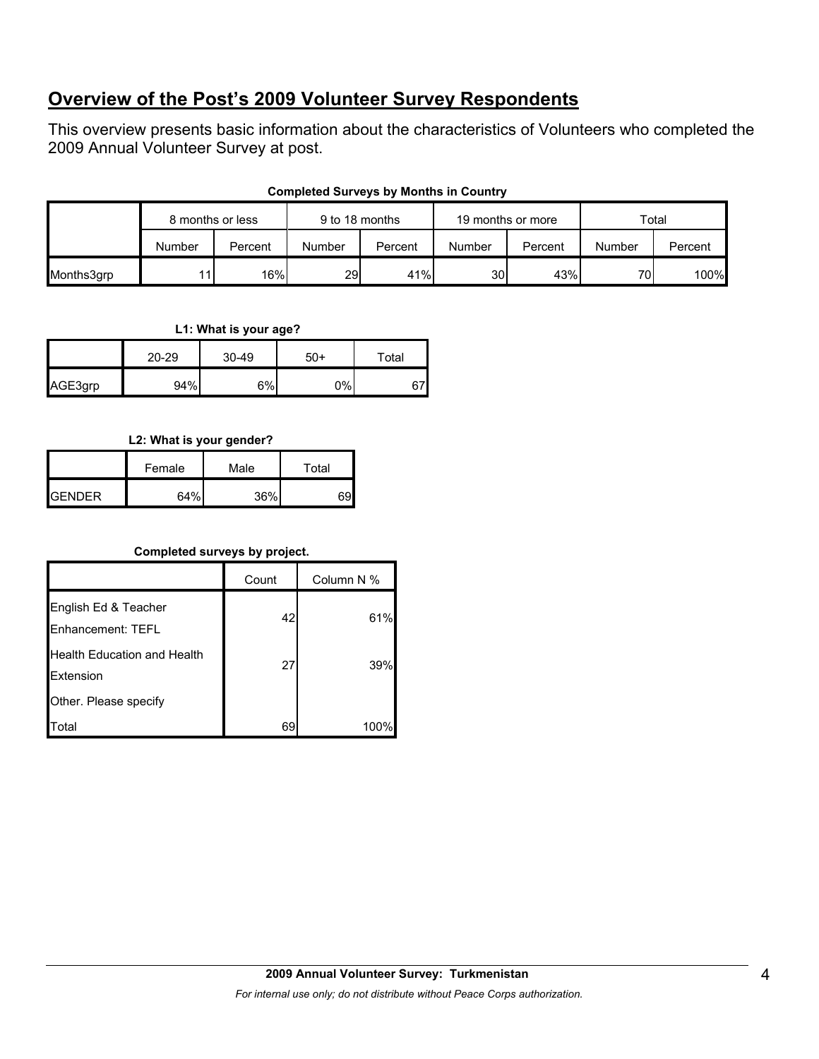## Overview of the Post's 2009 Volunteer Survey Respondents

This overview presents basic information about the characteristics of Volunteers who completed the 2009 Annual Volunteer Survey at post.

**Completed Surveys by Months in Country**

| | 8 months or less | | 9 to 18 months | | 19 months or more | | Total | |
|---|---|---|---|---|---|---|---|---|
| | Number | Percent | Number | Percent | Number | Percent | Number | Percent |
| Months3grp | 11 | 16% | 29 | 41% | 30 | 43% | 70 | 100% |

**L1: What is your age?**

| | 20-29 | 30-49 | 50+ | Total |
|---|---|---|---|---|
| AGE3grp | 94% | 6% | 0% | 67 |

**L2: What is your gender?**

| | Female | Male | Total |
|---|---|---|---|
| GENDER | 64% | 36% | 69 |

**Completed surveys by project.**

| | Count | Column N % |
|---|---|---|
| English Ed & Teacher Enhancement: TEFL | 42 | 61% |
| Health Education and Health Extension | 27 | 39% |
| Other. Please specify | | |
| Total | 69 | 100% |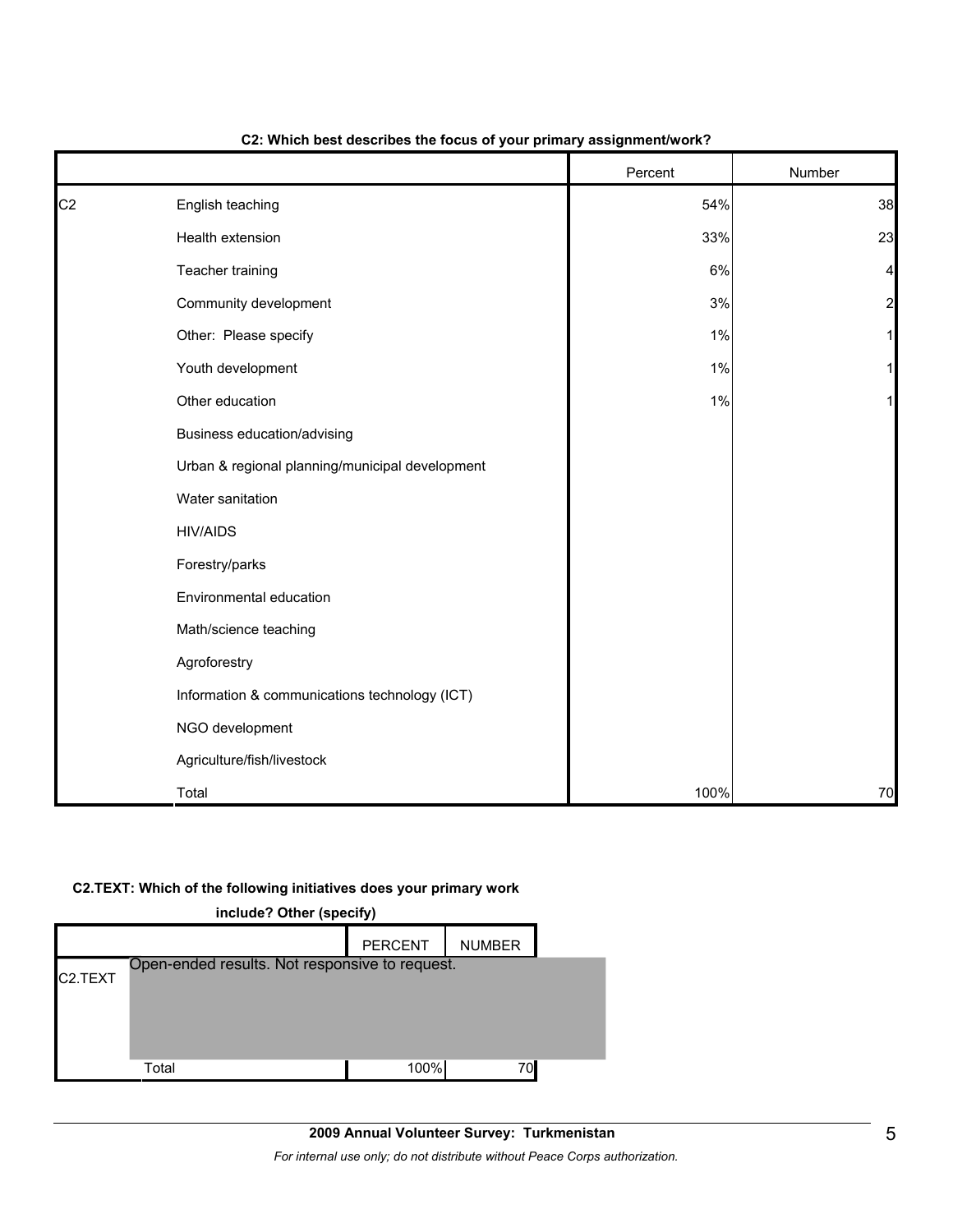**C2: Which best describes the focus of your primary assignment/work?**

| | | Percent | Number |
|---|---|---|---|
| C2 | English teaching | 54% | 38 |
| | Health extension | 33% | 23 |
| | Teacher training | 6% | 4 |
| | Community development | 3% | 2 |
| | Other: Please specify | 1% | 1 |
| | Youth development | 1% | 1 |
| | Other education | 1% | 1 |
| | Business education/advising | | |
| | Urban & regional planning/municipal development | | |
| | Water sanitation | | |
| | HIV/AIDS | | |
| | Forestry/parks | | |
| | Environmental education | | |
| | Math/science teaching | | |
| | Agroforestry | | |
| | Information & communications technology (ICT) | | |
| | NGO development | | |
| | Agriculture/fish/livestock | | |
| | Total | 100% | 70 |

**C2.TEXT: Which of the following initiatives does your primary work include? Other (specify)**

| | | PERCENT | NUMBER |
|---|---|---|---|
| C2.TEXT | Open-ended results. Not responsive to request. | | |
| | Total | 100% | 70 |

**2009 Annual Volunteer Survey: Turkmenistan**

*For internal use only; do not distribute without Peace Corps authorization.*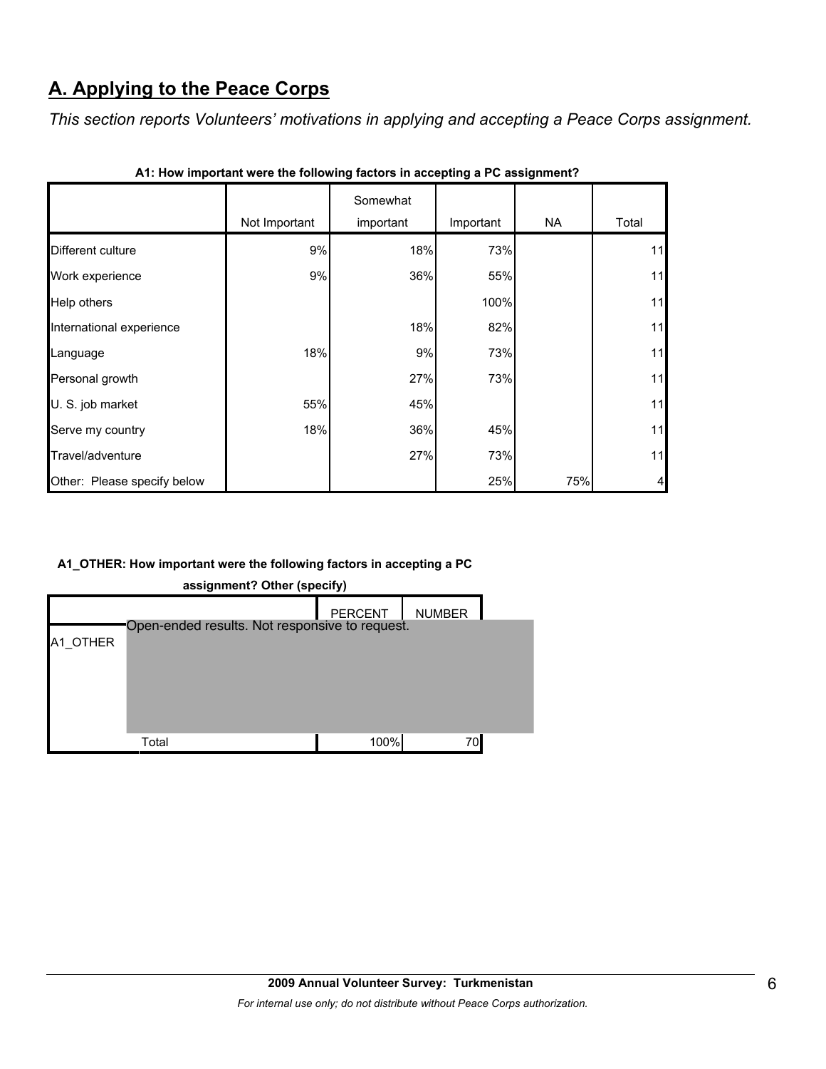## A. Applying to the Peace Corps

*This section reports Volunteers' motivations in applying and accepting a Peace Corps assignment.*

**A1: How important were the following factors in accepting a PC assignment?**

| | Not Important | Somewhat important | Important | NA | Total |
|---|---|---|---|---|---|
| Different culture | 9% | 18% | 73% | | 11 |
| Work experience | 9% | 36% | 55% | | 11 |
| Help others | | | 100% | | 11 |
| International experience | | 18% | 82% | | 11 |
| Language | 18% | 9% | 73% | | 11 |
| Personal growth | | 27% | 73% | | 11 |
| U. S. job market | 55% | 45% | | | 11 |
| Serve my country | 18% | 36% | 45% | | 11 |
| Travel/adventure | | 27% | 73% | | 11 |
| Other: Please specify below | | | 25% | 75% | 4 |

**A1_OTHER: How important were the following factors in accepting a PC assignment? Other (specify)**

| | | PERCENT | NUMBER |
|---|---|---|---|
| A1_OTHER | Open-ended results. Not responsive to request. | | |
| | Total | 100% | 70 |

**2009 Annual Volunteer Survey: Turkmenistan**

*For internal use only; do not distribute without Peace Corps authorization.*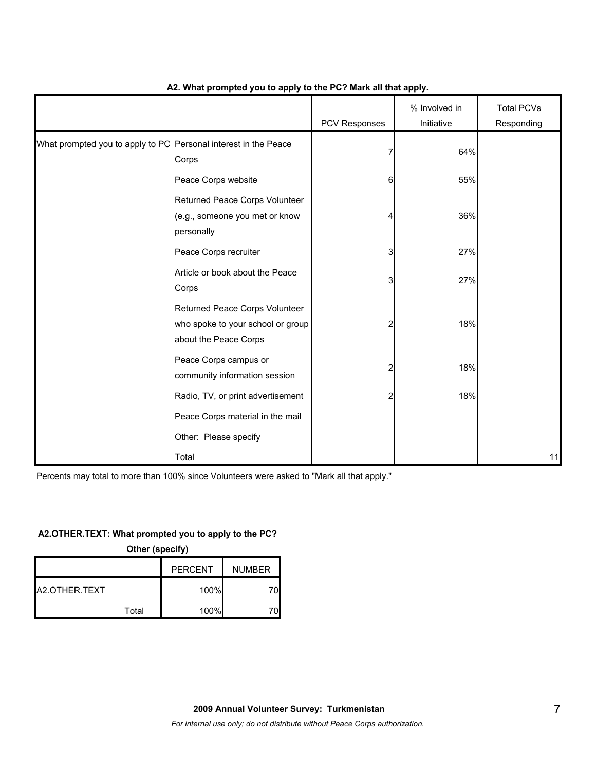**A2. What prompted you to apply to the PC? Mark all that apply.**

| | | PCV Responses | % Involved in Initiative | Total PCVs Responding |
|---|---|---|---|---|
| What prompted you to apply to PC | Personal interest in the Peace Corps | 7 | 64% | |
| | Peace Corps website | 6 | 55% | |
| | Returned Peace Corps Volunteer (e.g., someone you met or know personally | 4 | 36% | |
| | Peace Corps recruiter | 3 | 27% | |
| | Article or book about the Peace Corps | 3 | 27% | |
| | Returned Peace Corps Volunteer who spoke to your school or group about the Peace Corps | 2 | 18% | |
| | Peace Corps campus or community information session | 2 | 18% | |
| | Radio, TV, or print advertisement | 2 | 18% | |
| | Peace Corps material in the mail | | | |
| | Other: Please specify | | | |
| | Total | | | 11 |

Percents may total to more than 100% since Volunteers were asked to "Mark all that apply."

**A2.OTHER.TEXT: What prompted you to apply to the PC? Other (specify)**

| | | PERCENT | NUMBER |
|---|---|---|---|
| A2.OTHER.TEXT | | 100% | 70 |
| | Total | 100% | 70 |

**2009 Annual Volunteer Survey: Turkmenistan**

*For internal use only; do not distribute without Peace Corps authorization.*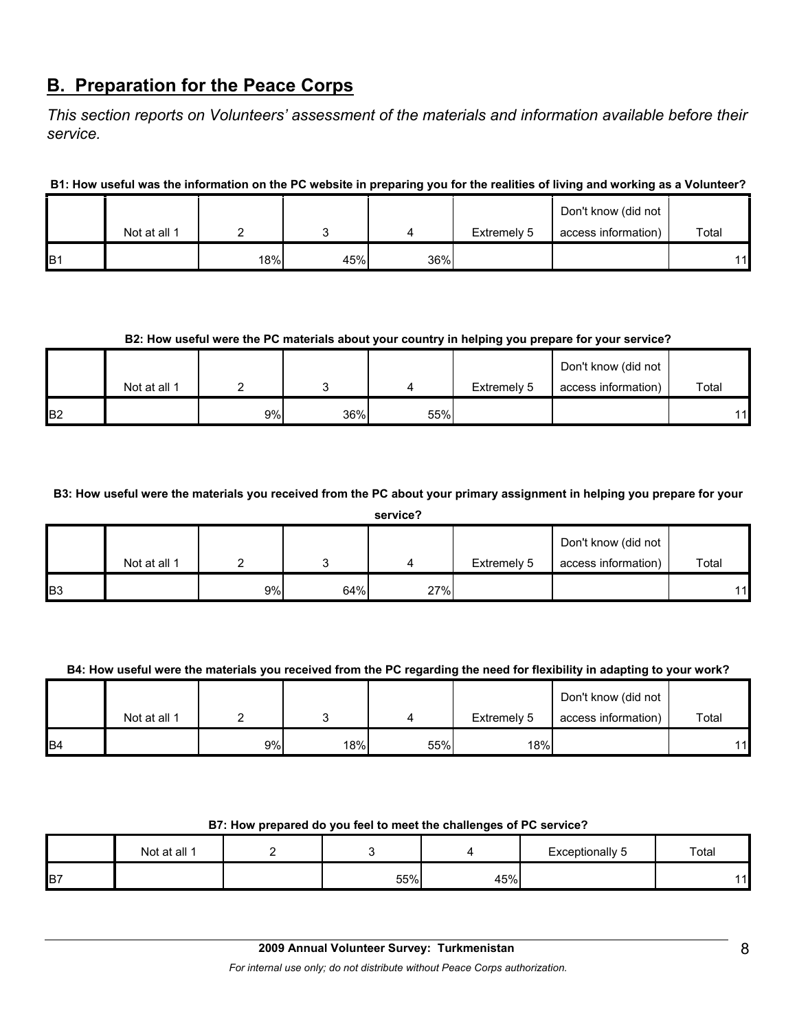## B. Preparation for the Peace Corps

*This section reports on Volunteers' assessment of the materials and information available before their service.*

**B1: How useful was the information on the PC website in preparing you for the realities of living and working as a Volunteer?**

| | Not at all 1 | 2 | 3 | 4 | Extremely 5 | Don't know (did not access information) | Total |
|---|---|---|---|---|---|---|---|
| B1 | | 18% | 45% | 36% | | | 11 |

**B2: How useful were the PC materials about your country in helping you prepare for your service?**

| | Not at all 1 | 2 | 3 | 4 | Extremely 5 | Don't know (did not access information) | Total |
|---|---|---|---|---|---|---|---|
| B2 | | 9% | 36% | 55% | | | 11 |

**B3: How useful were the materials you received from the PC about your primary assignment in helping you prepare for your service?**

| | Not at all 1 | 2 | 3 | 4 | Extremely 5 | Don't know (did not access information) | Total |
|---|---|---|---|---|---|---|---|
| B3 | | 9% | 64% | 27% | | | 11 |

**B4: How useful were the materials you received from the PC regarding the need for flexibility in adapting to your work?**

| | Not at all 1 | 2 | 3 | 4 | Extremely 5 | Don't know (did not access information) | Total |
|---|---|---|---|---|---|---|---|
| B4 | | 9% | 18% | 55% | 18% | | 11 |

**B7: How prepared do you feel to meet the challenges of PC service?**

| | Not at all 1 | 2 | 3 | 4 | Exceptionally 5 | Total |
|---|---|---|---|---|---|---|
| B7 | | | 55% | 45% | | 11 |

**2009 Annual Volunteer Survey: Turkmenistan**

*For internal use only; do not distribute without Peace Corps authorization.*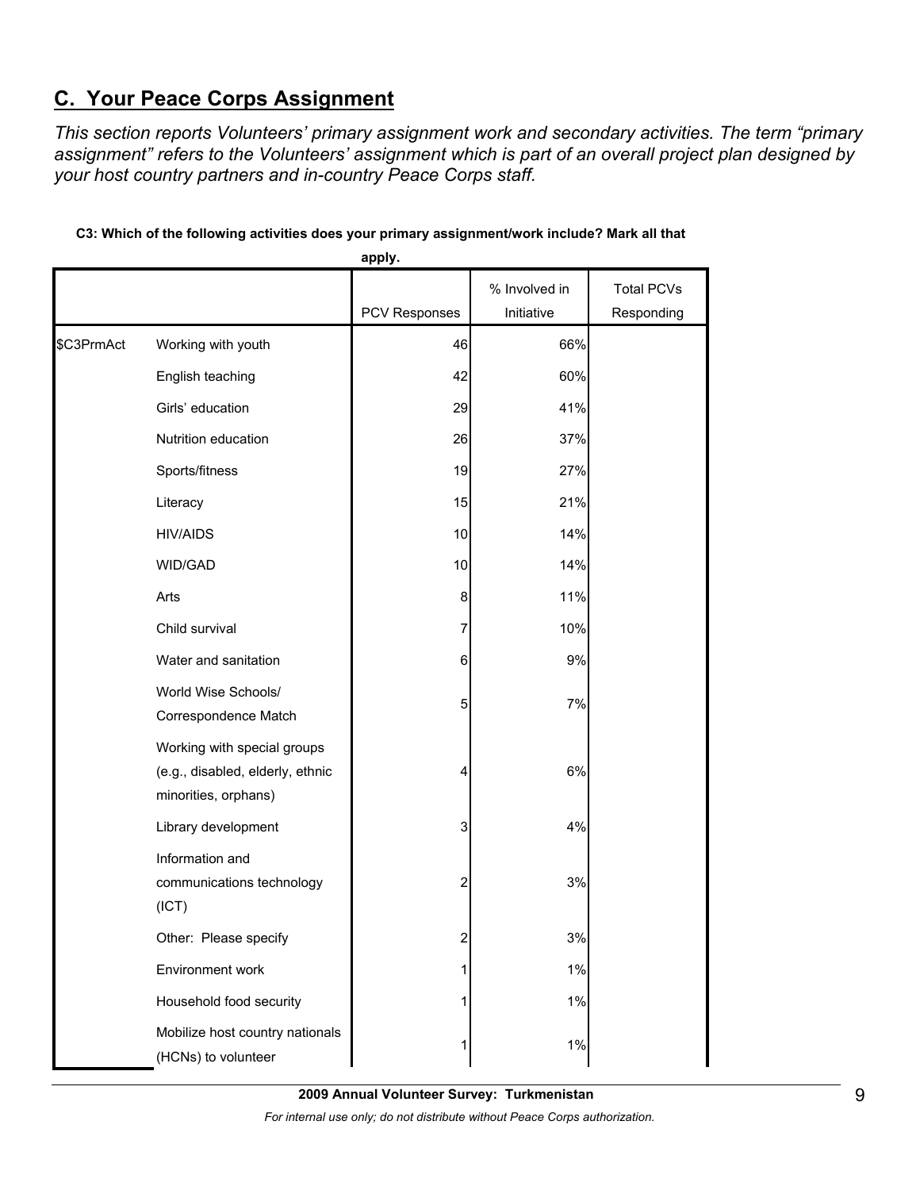## C. Your Peace Corps Assignment

*This section reports Volunteers' primary assignment work and secondary activities. The term "primary assignment" refers to the Volunteers' assignment which is part of an overall project plan designed by your host country partners and in-country Peace Corps staff.*

**C3: Which of the following activities does your primary assignment/work include? Mark all that apply.**

| | | PCV Responses | % Involved in Initiative | Total PCVs Responding |
|---|---|---|---|---|
| $C3PrmAct | Working with youth | 46 | 66% | |
| | English teaching | 42 | 60% | |
| | Girls' education | 29 | 41% | |
| | Nutrition education | 26 | 37% | |
| | Sports/fitness | 19 | 27% | |
| | Literacy | 15 | 21% | |
| | HIV/AIDS | 10 | 14% | |
| | WID/GAD | 10 | 14% | |
| | Arts | 8 | 11% | |
| | Child survival | 7 | 10% | |
| | Water and sanitation | 6 | 9% | |
| | World Wise Schools/ Correspondence Match | 5 | 7% | |
| | Working with special groups (e.g., disabled, elderly, ethnic minorities, orphans) | 4 | 6% | |
| | Library development | 3 | 4% | |
| | Information and communications technology (ICT) | 2 | 3% | |
| | Other: Please specify | 2 | 3% | |
| | Environment work | 1 | 1% | |
| | Household food security | 1 | 1% | |
| | Mobilize host country nationals (HCNs) to volunteer | 1 | 1% | |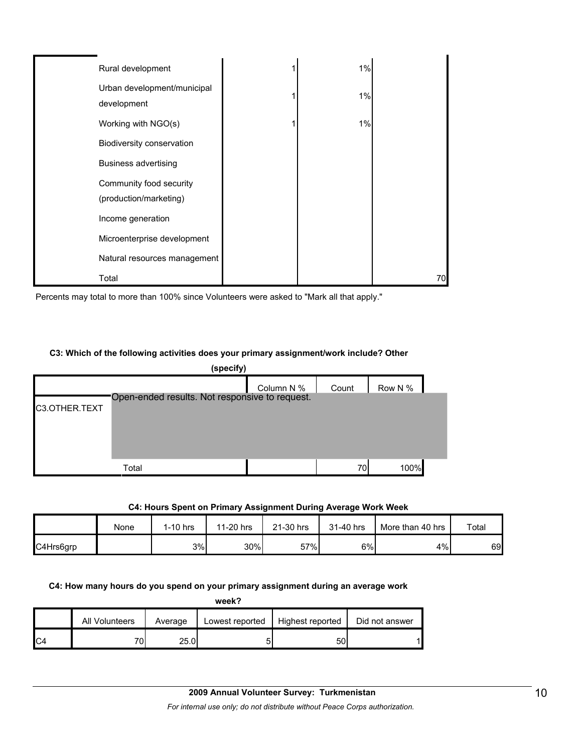| | | | | |
|---|---|---|---|---|
| | Rural development | 1 | 1% | |
| | Urban development/municipal development | 1 | 1% | |
| | Working with NGO(s) | 1 | 1% | |
| | Biodiversity conservation | | | |
| | Business advertising | | | |
| | Community food security (production/marketing) | | | |
| | Income generation | | | |
| | Microenterprise development | | | |
| | Natural resources management | | | |
| | Total | | | 70 |

Percents may total to more than 100% since Volunteers were asked to "Mark all that apply."

**C3: Which of the following activities does your primary assignment/work include? Other (specify)**

| | | Column N % | Count | Row N % |
|---|---|---|---|---|
| C3.OTHER.TEXT | Open-ended results. Not responsive to request. | | | |
| | Total | | 70 | 100% |

**C4: Hours Spent on Primary Assignment During Average Work Week**

| | None | 1-10 hrs | 11-20 hrs | 21-30 hrs | 31-40 hrs | More than 40 hrs | Total |
|---|---|---|---|---|---|---|---|
| C4Hrs6grp | | 3% | 30% | 57% | 6% | 4% | 69 |

**C4: How many hours do you spend on your primary assignment during an average work week?**

| | All Volunteers | Average | Lowest reported | Highest reported | Did not answer |
|---|---|---|---|---|---|
| C4 | 70 | 25.0 | 5 | 50 | 1 |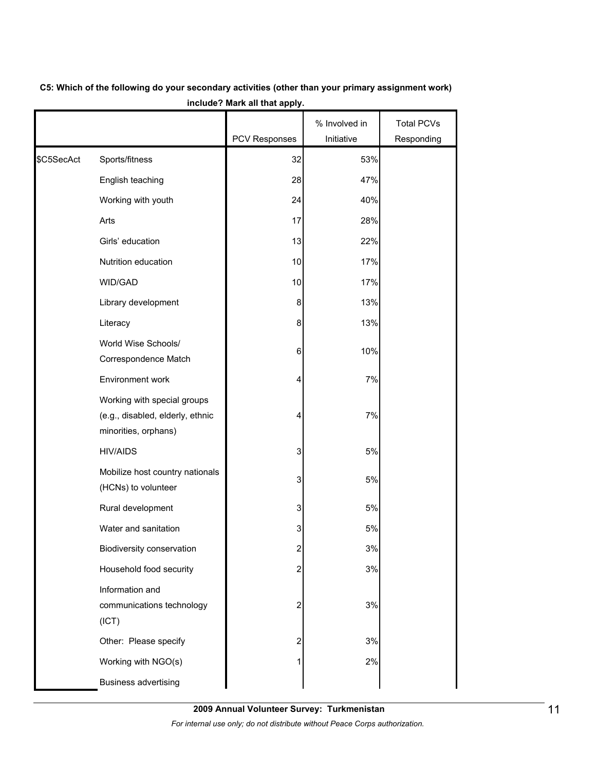**C5: Which of the following do your secondary activities (other than your primary assignment work) include? Mark all that apply.**

| | | PCV Responses | % Involved in Initiative | Total PCVs Responding |
|---|---|---|---|---|
| $C5SecAct | Sports/fitness | 32 | 53% | |
| | English teaching | 28 | 47% | |
| | Working with youth | 24 | 40% | |
| | Arts | 17 | 28% | |
| | Girls' education | 13 | 22% | |
| | Nutrition education | 10 | 17% | |
| | WID/GAD | 10 | 17% | |
| | Library development | 8 | 13% | |
| | Literacy | 8 | 13% | |
| | World Wise Schools/ Correspondence Match | 6 | 10% | |
| | Environment work | 4 | 7% | |
| | Working with special groups (e.g., disabled, elderly, ethnic minorities, orphans) | 4 | 7% | |
| | HIV/AIDS | 3 | 5% | |
| | Mobilize host country nationals (HCNs) to volunteer | 3 | 5% | |
| | Rural development | 3 | 5% | |
| | Water and sanitation | 3 | 5% | |
| | Biodiversity conservation | 2 | 3% | |
| | Household food security | 2 | 3% | |
| | Information and communications technology (ICT) | 2 | 3% | |
| | Other: Please specify | 2 | 3% | |
| | Working with NGO(s) | 1 | 2% | |
| | Business advertising | | | |

**2009 Annual Volunteer Survey: Turkmenistan**

*For internal use only; do not distribute without Peace Corps authorization.*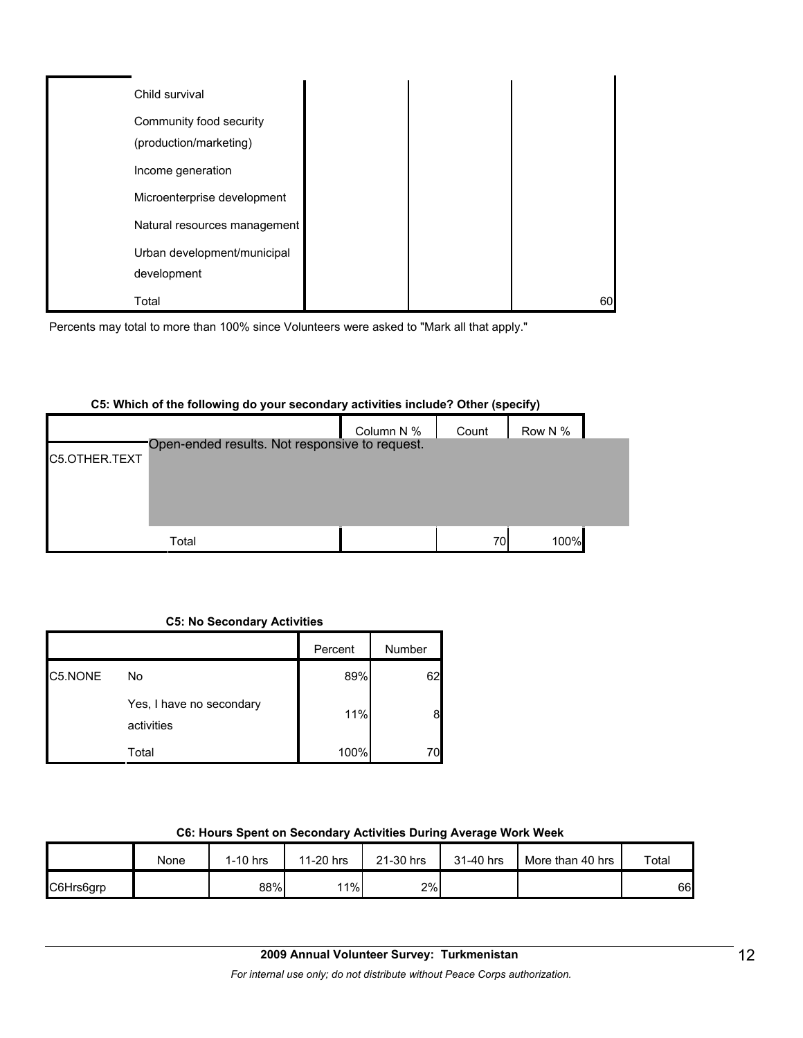| | | | | |
|---|---|---|---|---|
| | Child survival | | | |
| | Community food security (production/marketing) | | | |
| | Income generation | | | |
| | Microenterprise development | | | |
| | Natural resources management | | | |
| | Urban development/municipal development | | | |
| | Total | | | 60 |

Percents may total to more than 100% since Volunteers were asked to "Mark all that apply."

**C5: Which of the following do your secondary activities include? Other (specify)**

| | | Column N % | Count | Row N % |
|---|---|---|---|---|
| C5.OTHER.TEXT | Open-ended results. Not responsive to request. | | | |
| | Total | | 70 | 100% |

**C5: No Secondary Activities**

| | | Percent | Number |
|---|---|---|---|
| C5.NONE | No | 89% | 62 |
| | Yes, I have no secondary activities | 11% | 8 |
| | Total | 100% | 70 |

**C6: Hours Spent on Secondary Activities During Average Work Week**

| | None | 1-10 hrs | 11-20 hrs | 21-30 hrs | 31-40 hrs | More than 40 hrs | Total |
|---|---|---|---|---|---|---|---|
| C6Hrs6grp | | 88% | 11% | 2% | | | 66 |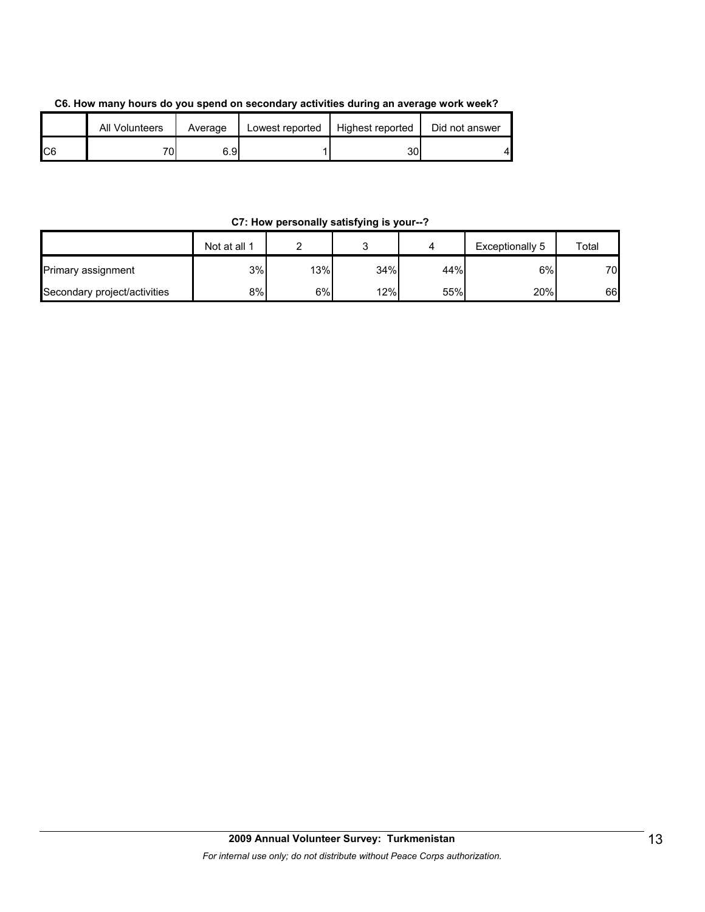**C6. How many hours do you spend on secondary activities during an average work week?**

| | All Volunteers | Average | Lowest reported | Highest reported | Did not answer |
|---|---|---|---|---|---|
| C6 | 70 | 6.9 | 1 | 30 | 4 |

**C7: How personally satisfying is your--?**

| | Not at all 1 | 2 | 3 | 4 | Exceptionally 5 | Total |
|---|---|---|---|---|---|---|
| Primary assignment | 3% | 13% | 34% | 44% | 6% | 70 |
| Secondary project/activities | 8% | 6% | 12% | 55% | 20% | 66 |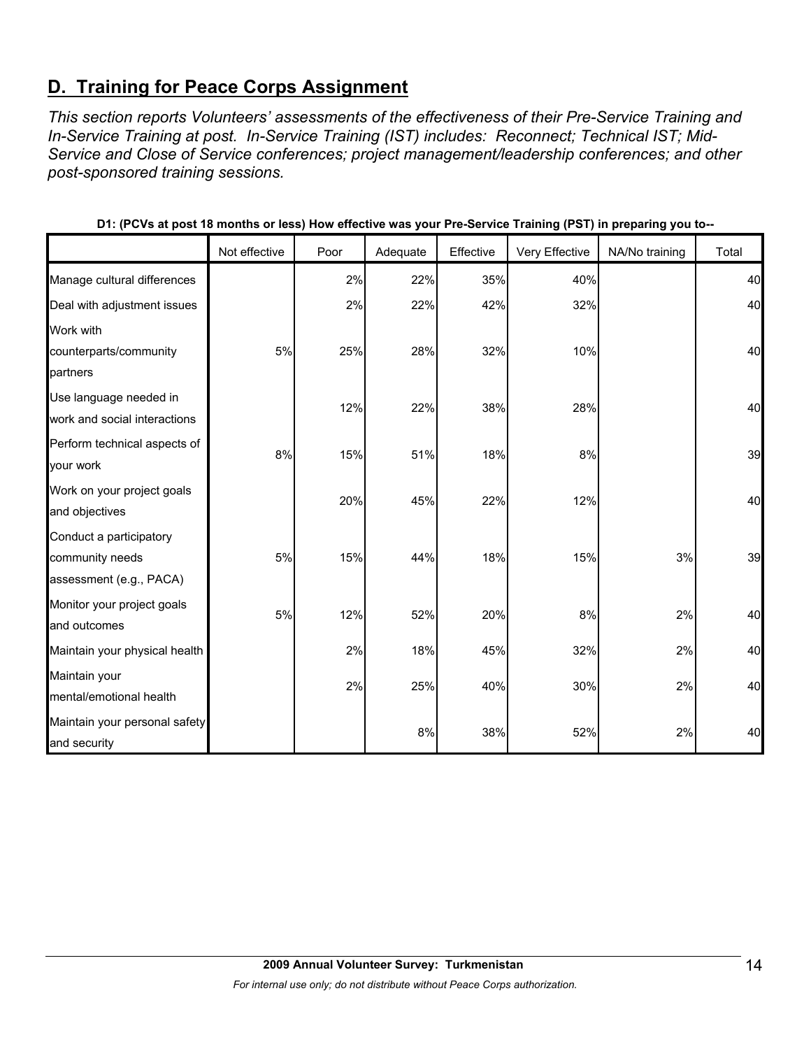## D. Training for Peace Corps Assignment

*This section reports Volunteers' assessments of the effectiveness of their Pre-Service Training and In-Service Training at post. In-Service Training (IST) includes: Reconnect; Technical IST; Mid-Service and Close of Service conferences; project management/leadership conferences; and other post-sponsored training sessions.*

**D1: (PCVs at post 18 months or less) How effective was your Pre-Service Training (PST) in preparing you to--**

| | Not effective | Poor | Adequate | Effective | Very Effective | NA/No training | Total |
|---|---|---|---|---|---|---|---|
| Manage cultural differences | | 2% | 22% | 35% | 40% | | 40 |
| Deal with adjustment issues | | 2% | 22% | 42% | 32% | | 40 |
| Work with counterparts/community partners | 5% | 25% | 28% | 32% | 10% | | 40 |
| Use language needed in work and social interactions | | 12% | 22% | 38% | 28% | | 40 |
| Perform technical aspects of your work | 8% | 15% | 51% | 18% | 8% | | 39 |
| Work on your project goals and objectives | | 20% | 45% | 22% | 12% | | 40 |
| Conduct a participatory community needs assessment (e.g., PACA) | 5% | 15% | 44% | 18% | 15% | 3% | 39 |
| Monitor your project goals and outcomes | 5% | 12% | 52% | 20% | 8% | 2% | 40 |
| Maintain your physical health | | 2% | 18% | 45% | 32% | 2% | 40 |
| Maintain your mental/emotional health | | 2% | 25% | 40% | 30% | 2% | 40 |
| Maintain your personal safety and security | | | 8% | 38% | 52% | 2% | 40 |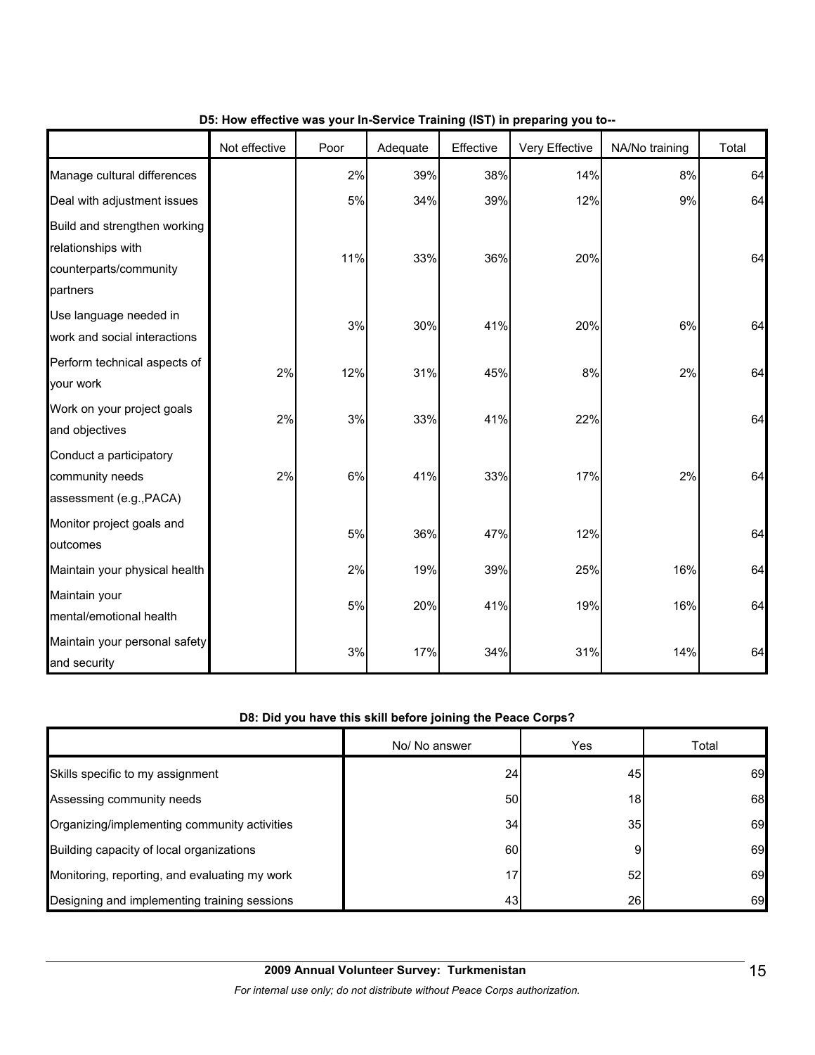**D5: How effective was your In-Service Training (IST) in preparing you to--**

| | Not effective | Poor | Adequate | Effective | Very Effective | NA/No training | Total |
|---|---|---|---|---|---|---|---|
| Manage cultural differences | | 2% | 39% | 38% | 14% | 8% | 64 |
| Deal with adjustment issues | | 5% | 34% | 39% | 12% | 9% | 64 |
| Build and strengthen working relationships with counterparts/community partners | | 11% | 33% | 36% | 20% | | 64 |
| Use language needed in work and social interactions | | 3% | 30% | 41% | 20% | 6% | 64 |
| Perform technical aspects of your work | 2% | 12% | 31% | 45% | 8% | 2% | 64 |
| Work on your project goals and objectives | 2% | 3% | 33% | 41% | 22% | | 64 |
| Conduct a participatory community needs assessment (e.g.,PACA) | 2% | 6% | 41% | 33% | 17% | 2% | 64 |
| Monitor project goals and outcomes | | 5% | 36% | 47% | 12% | | 64 |
| Maintain your physical health | | 2% | 19% | 39% | 25% | 16% | 64 |
| Maintain your mental/emotional health | | 5% | 20% | 41% | 19% | 16% | 64 |
| Maintain your personal safety and security | | 3% | 17% | 34% | 31% | 14% | 64 |

**D8: Did you have this skill before joining the Peace Corps?**

| | No/ No answer | Yes | Total |
|---|---|---|---|
| Skills specific to my assignment | 24 | 45 | 69 |
| Assessing community needs | 50 | 18 | 68 |
| Organizing/implementing community activities | 34 | 35 | 69 |
| Building capacity of local organizations | 60 | 9 | 69 |
| Monitoring, reporting, and evaluating my work | 17 | 52 | 69 |
| Designing and implementing training sessions | 43 | 26 | 69 |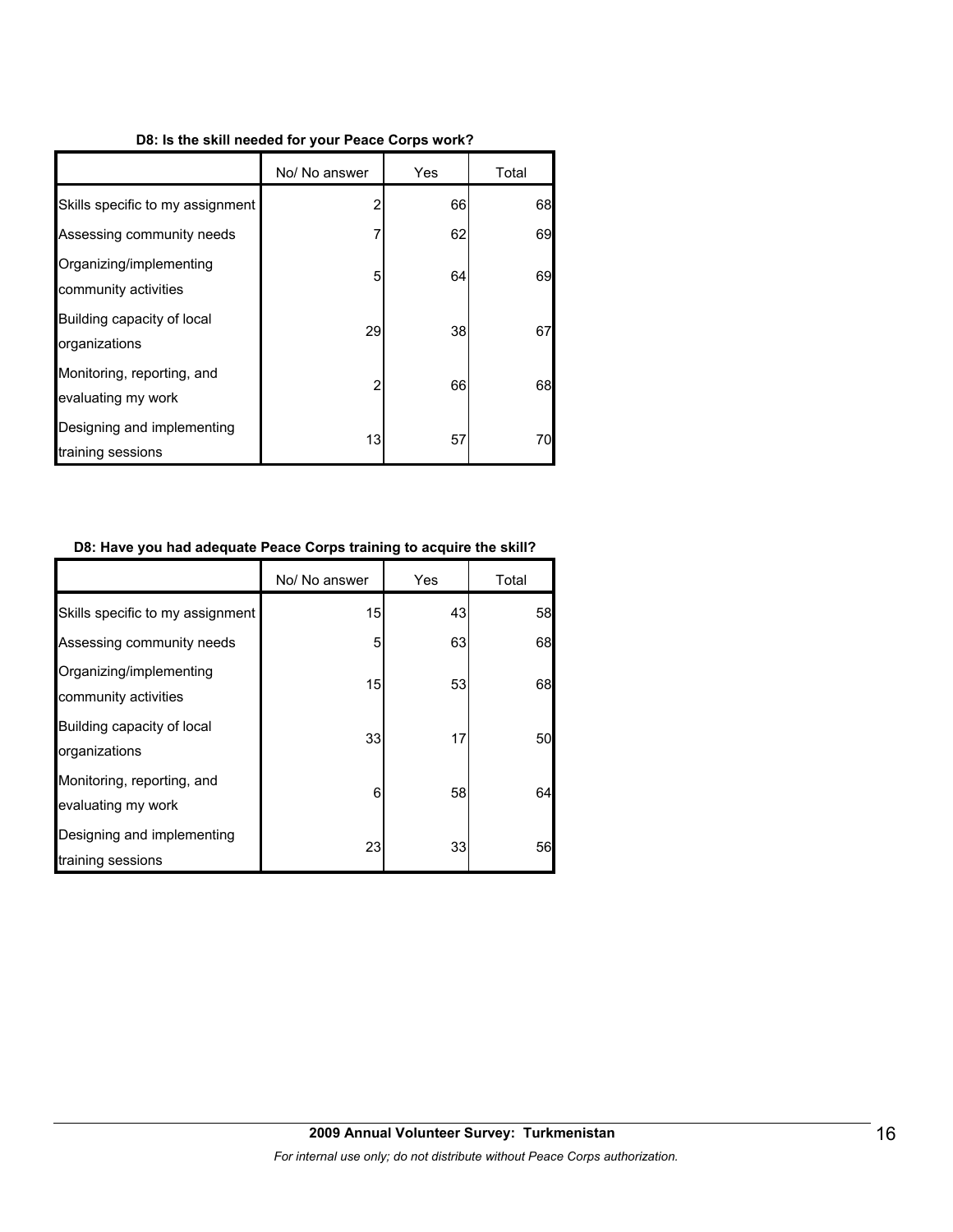**D8: Is the skill needed for your Peace Corps work?**

| | No/ No answer | Yes | Total |
|---|---|---|---|
| Skills specific to my assignment | 2 | 66 | 68 |
| Assessing community needs | 7 | 62 | 69 |
| Organizing/implementing community activities | 5 | 64 | 69 |
| Building capacity of local organizations | 29 | 38 | 67 |
| Monitoring, reporting, and evaluating my work | 2 | 66 | 68 |
| Designing and implementing training sessions | 13 | 57 | 70 |

**D8: Have you had adequate Peace Corps training to acquire the skill?**

| | No/ No answer | Yes | Total |
|---|---|---|---|
| Skills specific to my assignment | 15 | 43 | 58 |
| Assessing community needs | 5 | 63 | 68 |
| Organizing/implementing community activities | 15 | 53 | 68 |
| Building capacity of local organizations | 33 | 17 | 50 |
| Monitoring, reporting, and evaluating my work | 6 | 58 | 64 |
| Designing and implementing training sessions | 23 | 33 | 56 |

**2009 Annual Volunteer Survey: Turkmenistan**

*For internal use only; do not distribute without Peace Corps authorization.*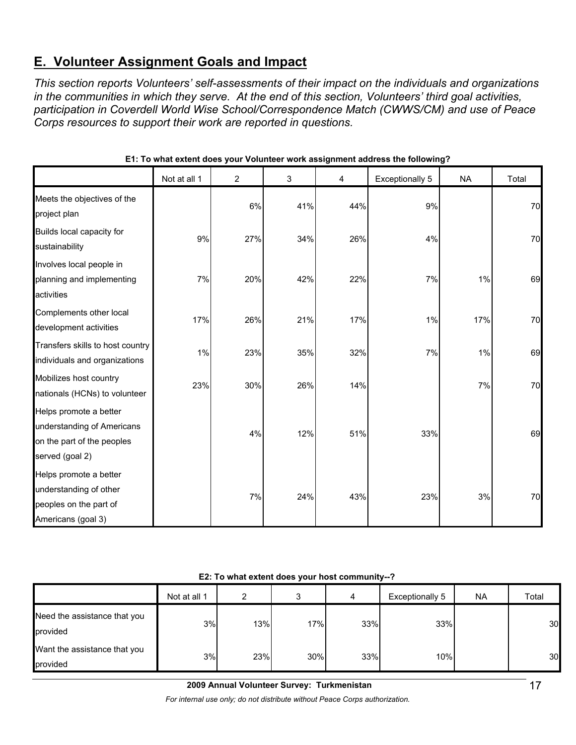## E. Volunteer Assignment Goals and Impact

*This section reports Volunteers' self-assessments of their impact on the individuals and organizations in the communities in which they serve. At the end of this section, Volunteers' third goal activities, participation in Coverdell World Wise School/Correspondence Match (CWWS/CM) and use of Peace Corps resources to support their work are reported in questions.*

**E1: To what extent does your Volunteer work assignment address the following?**

| | Not at all 1 | 2 | 3 | 4 | Exceptionally 5 | NA | Total |
|---|---|---|---|---|---|---|---|
| Meets the objectives of the project plan | | 6% | 41% | 44% | 9% | | 70 |
| Builds local capacity for sustainability | 9% | 27% | 34% | 26% | 4% | | 70 |
| Involves local people in planning and implementing activities | 7% | 20% | 42% | 22% | 7% | 1% | 69 |
| Complements other local development activities | 17% | 26% | 21% | 17% | 1% | 17% | 70 |
| Transfers skills to host country individuals and organizations | 1% | 23% | 35% | 32% | 7% | 1% | 69 |
| Mobilizes host country nationals (HCNs) to volunteer | 23% | 30% | 26% | 14% | | 7% | 70 |
| Helps promote a better understanding of Americans on the part of the peoples served (goal 2) | | 4% | 12% | 51% | 33% | | 69 |
| Helps promote a better understanding of other peoples on the part of Americans (goal 3) | | 7% | 24% | 43% | 23% | 3% | 70 |

**E2: To what extent does your host community--?**

| | Not at all 1 | 2 | 3 | 4 | Exceptionally 5 | NA | Total |
|---|---|---|---|---|---|---|---|
| Need the assistance that you provided | 3% | 13% | 17% | 33% | 33% | | 30 |
| Want the assistance that you provided | 3% | 23% | 30% | 33% | 10% | | 30 |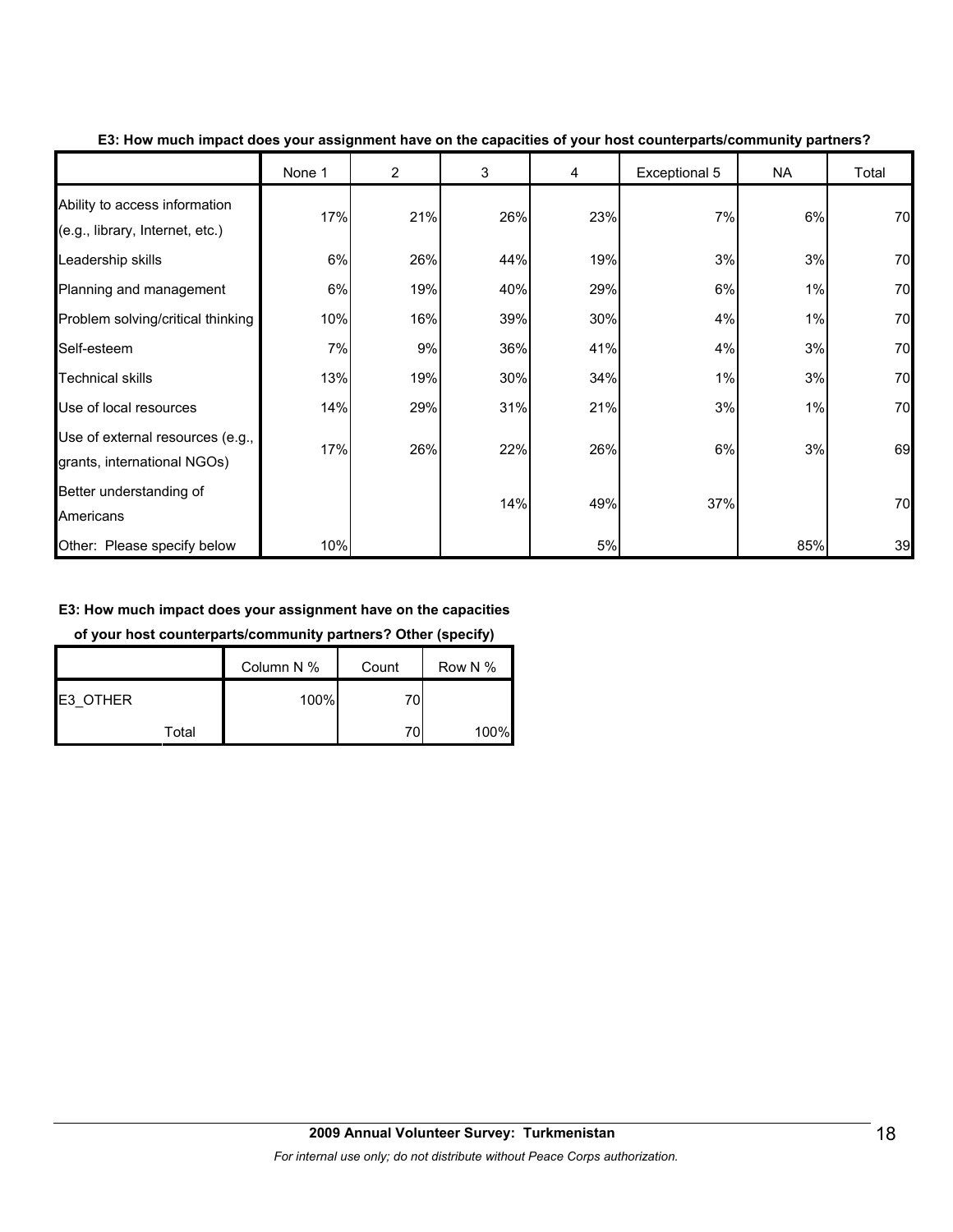**E3: How much impact does your assignment have on the capacities of your host counterparts/community partners?**

| | None 1 | 2 | 3 | 4 | Exceptional 5 | NA | Total |
|---|---|---|---|---|---|---|---|
| Ability to access information (e.g., library, Internet, etc.) | 17% | 21% | 26% | 23% | 7% | 6% | 70 |
| Leadership skills | 6% | 26% | 44% | 19% | 3% | 3% | 70 |
| Planning and management | 6% | 19% | 40% | 29% | 6% | 1% | 70 |
| Problem solving/critical thinking | 10% | 16% | 39% | 30% | 4% | 1% | 70 |
| Self-esteem | 7% | 9% | 36% | 41% | 4% | 3% | 70 |
| Technical skills | 13% | 19% | 30% | 34% | 1% | 3% | 70 |
| Use of local resources | 14% | 29% | 31% | 21% | 3% | 1% | 70 |
| Use of external resources (e.g., grants, international NGOs) | 17% | 26% | 22% | 26% | 6% | 3% | 69 |
| Better understanding of Americans | | | 14% | 49% | 37% | | 70 |
| Other: Please specify below | 10% | | | 5% | | 85% | 39 |

**E3: How much impact does your assignment have on the capacities of your host counterparts/community partners? Other (specify)**

| | | Column N % | Count | Row N % |
|---|---|---|---|---|
| E3_OTHER | | 100% | 70 | |
| | Total | | 70 | 100% |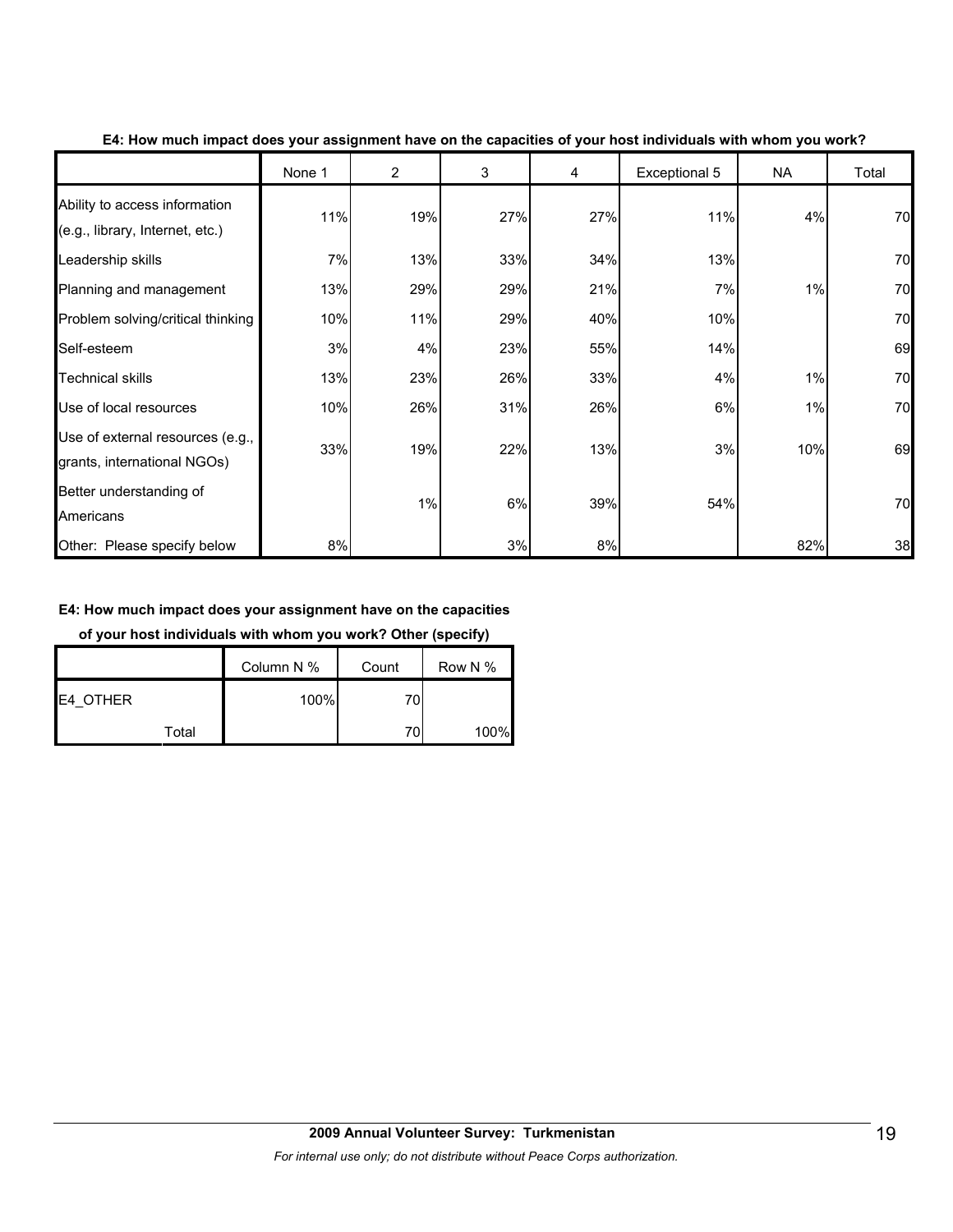**E4: How much impact does your assignment have on the capacities of your host individuals with whom you work?**

| | None 1 | 2 | 3 | 4 | Exceptional 5 | NA | Total |
|---|---|---|---|---|---|---|---|
| Ability to access information (e.g., library, Internet, etc.) | 11% | 19% | 27% | 27% | 11% | 4% | 70 |
| Leadership skills | 7% | 13% | 33% | 34% | 13% | | 70 |
| Planning and management | 13% | 29% | 29% | 21% | 7% | 1% | 70 |
| Problem solving/critical thinking | 10% | 11% | 29% | 40% | 10% | | 70 |
| Self-esteem | 3% | 4% | 23% | 55% | 14% | | 69 |
| Technical skills | 13% | 23% | 26% | 33% | 4% | 1% | 70 |
| Use of local resources | 10% | 26% | 31% | 26% | 6% | 1% | 70 |
| Use of external resources (e.g., grants, international NGOs) | 33% | 19% | 22% | 13% | 3% | 10% | 69 |
| Better understanding of Americans | | 1% | 6% | 39% | 54% | | 70 |
| Other: Please specify below | 8% | | 3% | 8% | | 82% | 38 |

**E4: How much impact does your assignment have on the capacities of your host individuals with whom you work? Other (specify)**

| | Column N % | Count | Row N % |
|---|---|---|---|
| E4_OTHER | 100% | 70 | |
| Total | | 70 | 100% |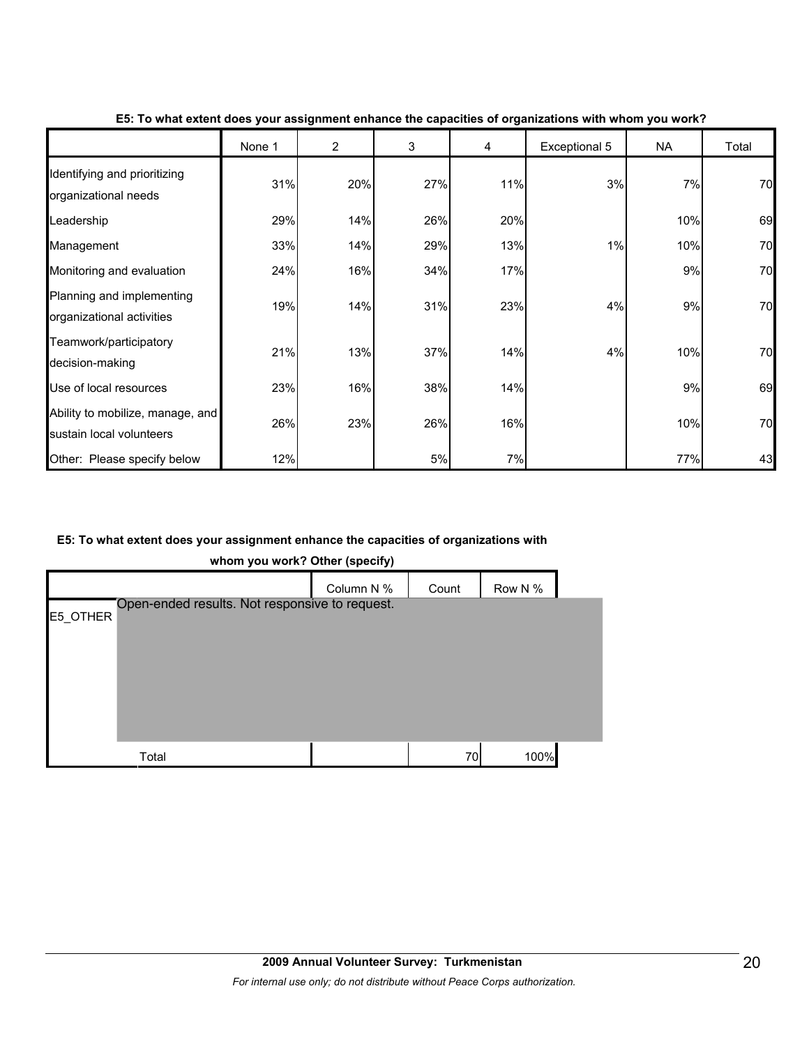**E5: To what extent does your assignment enhance the capacities of organizations with whom you work?**

| | None 1 | 2 | 3 | 4 | Exceptional 5 | NA | Total |
|---|---|---|---|---|---|---|---|
| Identifying and prioritizing organizational needs | 31% | 20% | 27% | 11% | 3% | 7% | 70 |
| Leadership | 29% | 14% | 26% | 20% | | 10% | 69 |
| Management | 33% | 14% | 29% | 13% | 1% | 10% | 70 |
| Monitoring and evaluation | 24% | 16% | 34% | 17% | | 9% | 70 |
| Planning and implementing organizational activities | 19% | 14% | 31% | 23% | 4% | 9% | 70 |
| Teamwork/participatory decision-making | 21% | 13% | 37% | 14% | 4% | 10% | 70 |
| Use of local resources | 23% | 16% | 38% | 14% | | 9% | 69 |
| Ability to mobilize, manage, and sustain local volunteers | 26% | 23% | 26% | 16% | | 10% | 70 |
| Other: Please specify below | 12% | | 5% | 7% | | 77% | 43 |

**E5: To what extent does your assignment enhance the capacities of organizations with whom you work? Other (specify)**

| | | Column N % | Count | Row N % |
|---|---|---|---|---|
| E5_OTHER | Open-ended results. Not responsive to request. | | | |
| | Total | | 70 | 100% |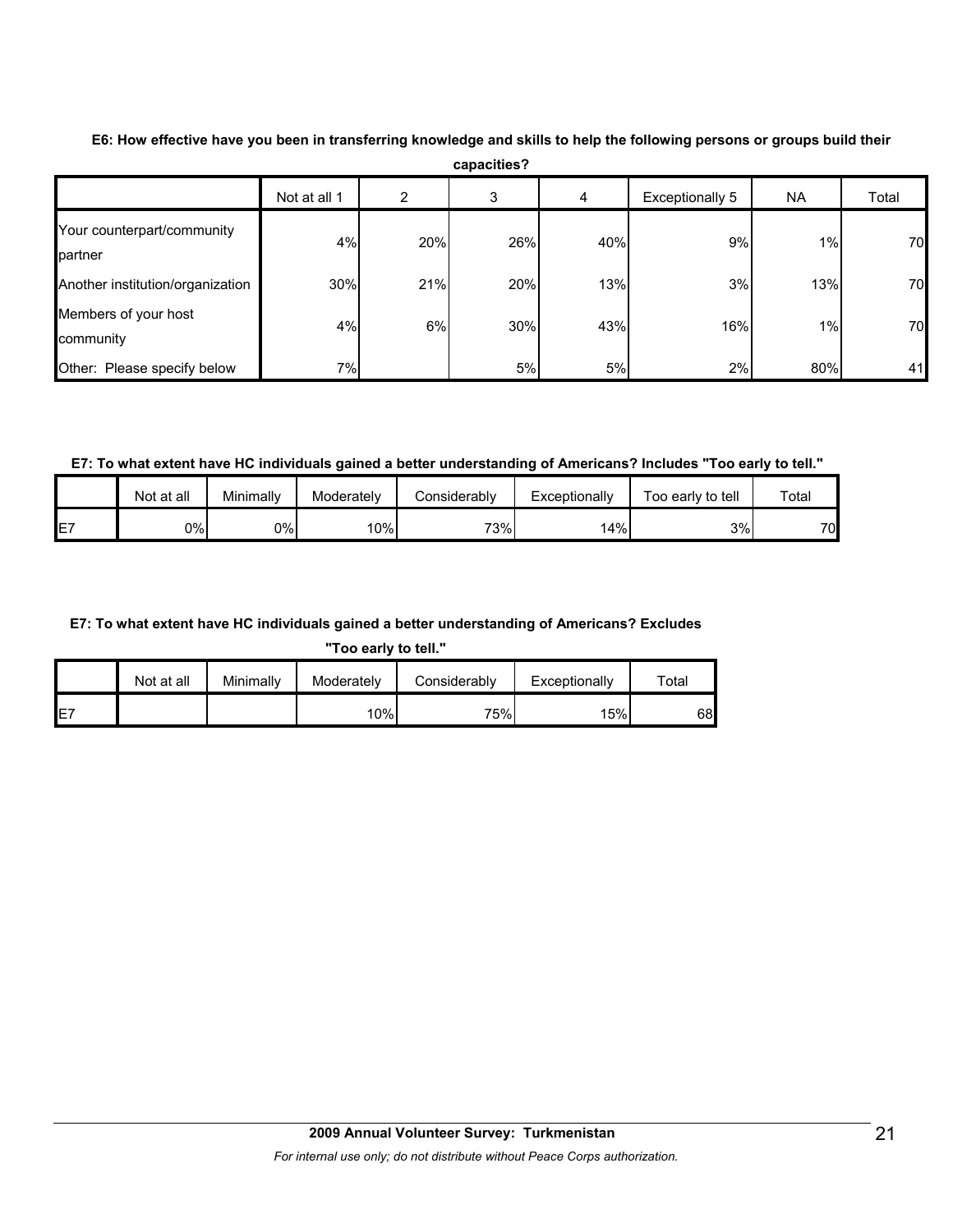**E6: How effective have you been in transferring knowledge and skills to help the following persons or groups build their capacities?**

| | Not at all 1 | 2 | 3 | 4 | Exceptionally 5 | NA | Total |
|---|---|---|---|---|---|---|---|
| Your counterpart/community partner | 4% | 20% | 26% | 40% | 9% | 1% | 70 |
| Another institution/organization | 30% | 21% | 20% | 13% | 3% | 13% | 70 |
| Members of your host community | 4% | 6% | 30% | 43% | 16% | 1% | 70 |
| Other: Please specify below | 7% | | 5% | 5% | 2% | 80% | 41 |

**E7: To what extent have HC individuals gained a better understanding of Americans? Includes "Too early to tell."**

| | Not at all | Minimally | Moderately | Considerably | Exceptionally | Too early to tell | Total |
|---|---|---|---|---|---|---|---|
| E7 | 0% | 0% | 10% | 73% | 14% | 3% | 70 |

**E7: To what extent have HC individuals gained a better understanding of Americans? Excludes "Too early to tell."**

| | Not at all | Minimally | Moderately | Considerably | Exceptionally | Total |
|---|---|---|---|---|---|---|
| E7 | | | 10% | 75% | 15% | 68 |

**2009 Annual Volunteer Survey: Turkmenistan**

*For internal use only; do not distribute without Peace Corps authorization.*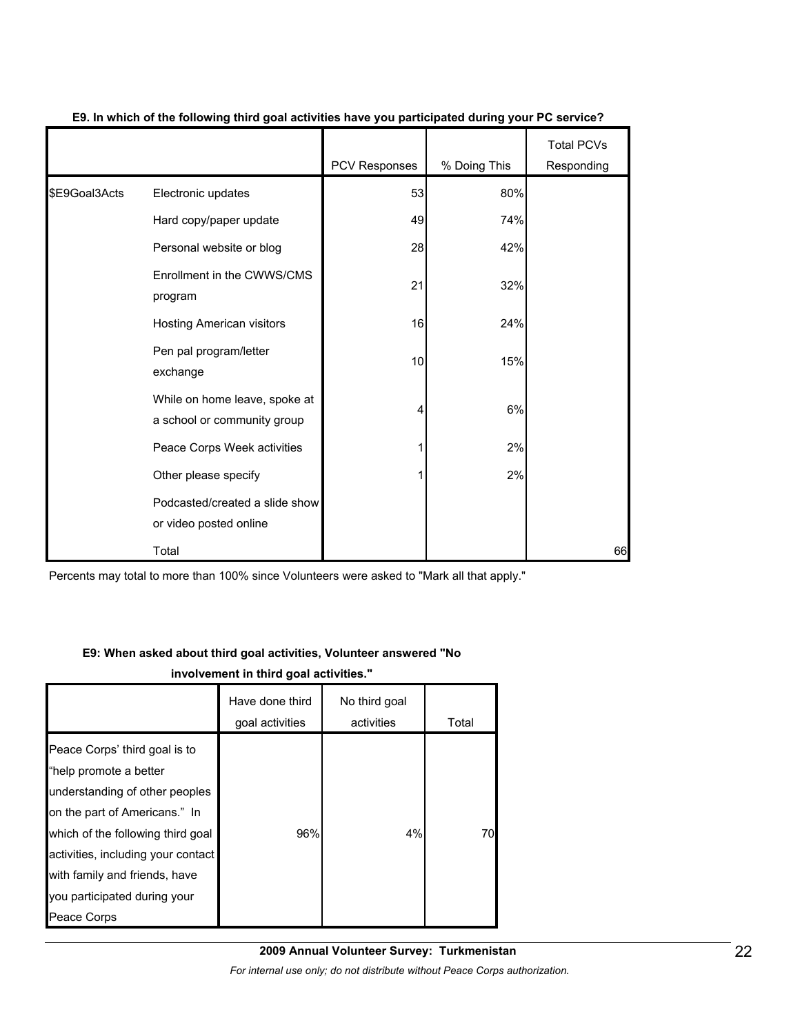**E9. In which of the following third goal activities have you participated during your PC service?**

| | | PCV Responses | % Doing This | Total PCVs Responding |
|---|---|---|---|---|
| $E9Goal3Acts | Electronic updates | 53 | 80% | |
| | Hard copy/paper update | 49 | 74% | |
| | Personal website or blog | 28 | 42% | |
| | Enrollment in the CWWS/CMS program | 21 | 32% | |
| | Hosting American visitors | 16 | 24% | |
| | Pen pal program/letter exchange | 10 | 15% | |
| | While on home leave, spoke at a school or community group | 4 | 6% | |
| | Peace Corps Week activities | 1 | 2% | |
| | Other please specify | 1 | 2% | |
| | Podcasted/created a slide show or video posted online | | | |
| | Total | | | 66 |

Percents may total to more than 100% since Volunteers were asked to "Mark all that apply."

**E9: When asked about third goal activities, Volunteer answered "No involvement in third goal activities."**

| | Have done third goal activities | No third goal activities | Total |
|---|---|---|---|
| Peace Corps' third goal is to "help promote a better understanding of other peoples on the part of Americans." In which of the following third goal activities, including your contact with family and friends, have you participated during your Peace Corps | 96% | 4% | 70 |

**2009 Annual Volunteer Survey: Turkmenistan**

*For internal use only; do not distribute without Peace Corps authorization.*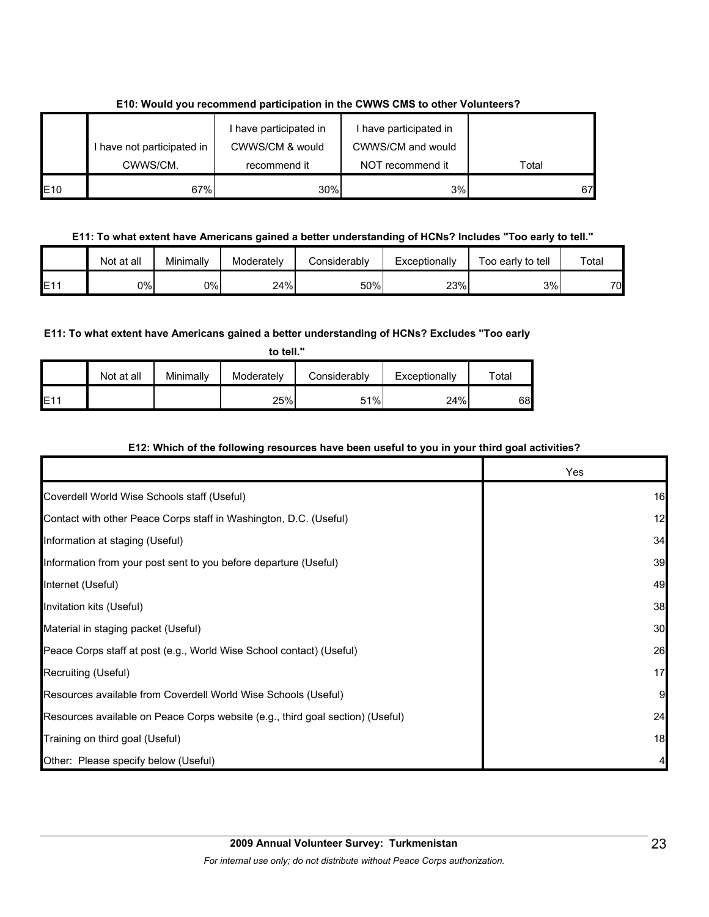**E10: Would you recommend participation in the CWWS CMS to other Volunteers?**

| | I have not participated in CWWS/CM. | I have participated in CWWS/CM & would recommend it | I have participated in CWWS/CM and would NOT recommend it | Total |
|---|---|---|---|---|
| E10 | 67% | 30% | 3% | 67 |

**E11: To what extent have Americans gained a better understanding of HCNs? Includes "Too early to tell."**

| | Not at all | Minimally | Moderately | Considerably | Exceptionally | Too early to tell | Total |
|---|---|---|---|---|---|---|---|
| E11 | 0% | 0% | 24% | 50% | 23% | 3% | 70 |

**E11: To what extent have Americans gained a better understanding of HCNs? Excludes "Too early to tell."**

| | Not at all | Minimally | Moderately | Considerably | Exceptionally | Total |
|---|---|---|---|---|---|---|
| E11 | | | 25% | 51% | 24% | 68 |

**E12: Which of the following resources have been useful to you in your third goal activities?**

| | Yes |
|---|---|
| Coverdell World Wise Schools staff (Useful) | 16 |
| Contact with other Peace Corps staff in Washington, D.C. (Useful) | 12 |
| Information at staging (Useful) | 34 |
| Information from your post sent to you before departure (Useful) | 39 |
| Internet (Useful) | 49 |
| Invitation kits (Useful) | 38 |
| Material in staging packet (Useful) | 30 |
| Peace Corps staff at post (e.g., World Wise School contact) (Useful) | 26 |
| Recruiting (Useful) | 17 |
| Resources available from Coverdell World Wise Schools (Useful) | 9 |
| Resources available on Peace Corps website (e.g., third goal section) (Useful) | 24 |
| Training on third goal (Useful) | 18 |
| Other: Please specify below (Useful) | 4 |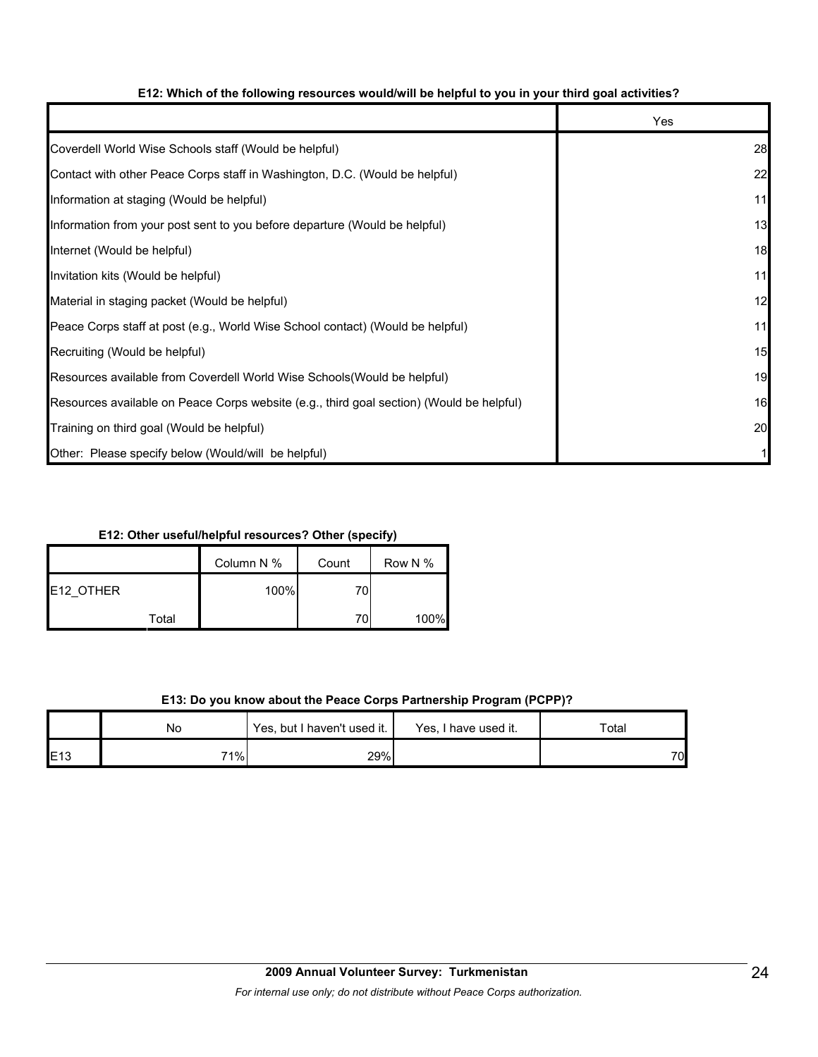**E12: Which of the following resources would/will be helpful to you in your third goal activities?**

| | Yes |
|---|---|
| Coverdell World Wise Schools staff (Would be helpful) | 28 |
| Contact with other Peace Corps staff in Washington, D.C. (Would be helpful) | 22 |
| Information at staging (Would be helpful) | 11 |
| Information from your post sent to you before departure (Would be helpful) | 13 |
| Internet (Would be helpful) | 18 |
| Invitation kits (Would be helpful) | 11 |
| Material in staging packet (Would be helpful) | 12 |
| Peace Corps staff at post (e.g., World Wise School contact) (Would be helpful) | 11 |
| Recruiting (Would be helpful) | 15 |
| Resources available from Coverdell World Wise Schools(Would be helpful) | 19 |
| Resources available on Peace Corps website (e.g., third goal section) (Would be helpful) | 16 |
| Training on third goal (Would be helpful) | 20 |
| Other: Please specify below (Would/will be helpful) | 1 |

**E12: Other useful/helpful resources? Other (specify)**

| | | Column N % | Count | Row N % |
|---|---|---|---|---|
| E12_OTHER | | 100% | 70 | |
| | Total | | 70 | 100% |

**E13: Do you know about the Peace Corps Partnership Program (PCPP)?**

| | No | Yes, but I haven't used it. | Yes, I have used it. | Total |
|---|---|---|---|---|
| E13 | 71% | 29% | | 70 |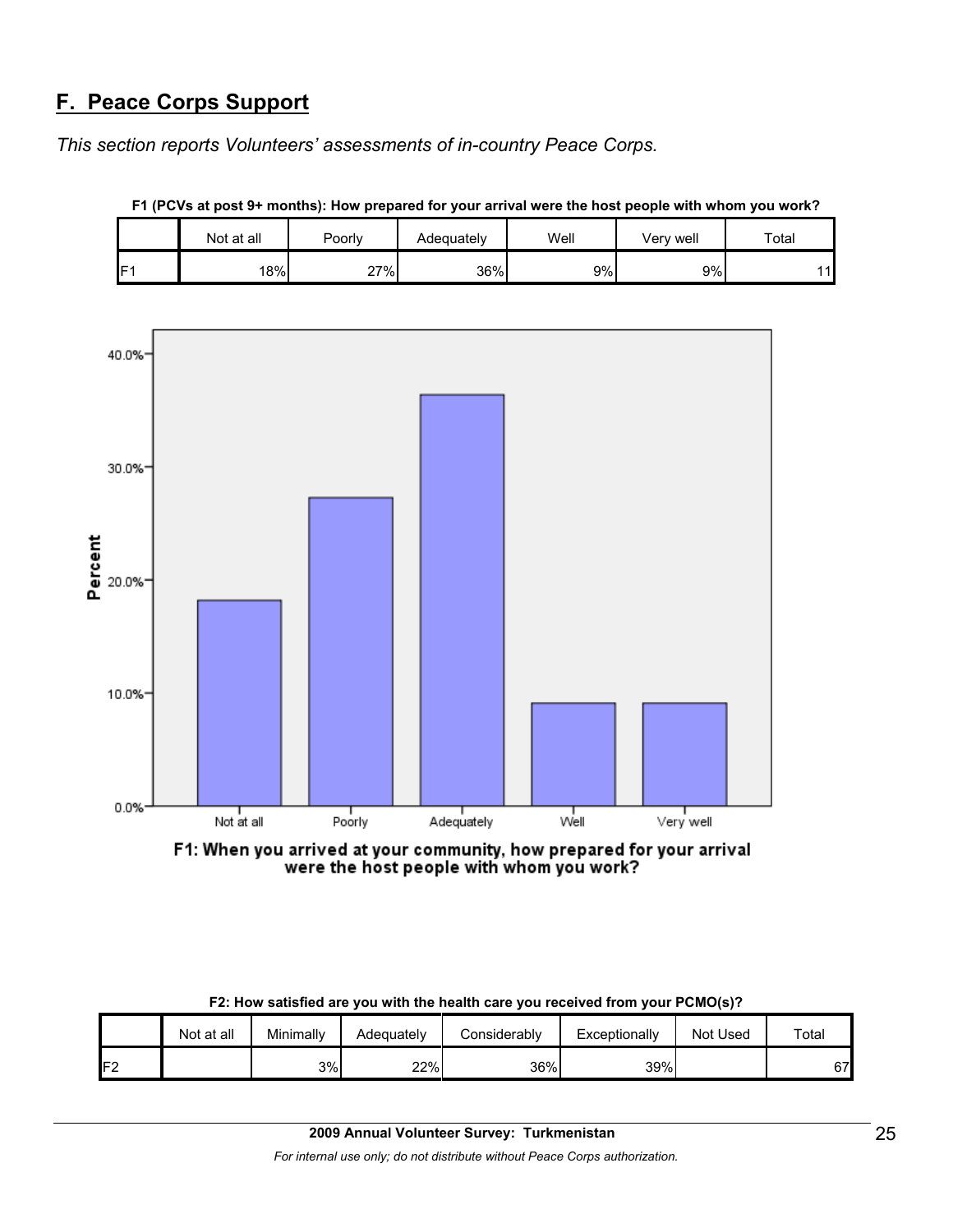## F. Peace Corps Support

*This section reports Volunteers' assessments of in-country Peace Corps.*

**F1 (PCVs at post 9+ months): How prepared for your arrival were the host people with whom you work?**

| | Not at all | Poorly | Adequately | Well | Very well | Total |
|---|---|---|---|---|---|---|
| F1 | 18% | 27% | 36% | 9% | 9% | 11 |

40.0%
30.0%
20.0%
10.0%
0.0%
Percent
Not at all
Poorly
Adequately
Well
Very well

F1: When you arrived at your community, how prepared for your arrival were the host people with whom you work?

**F2: How satisfied are you with the health care you received from your PCMO(s)?**

| | Not at all | Minimally | Adequately | Considerably | Exceptionally | Not Used | Total |
|---|---|---|---|---|---|---|---|
| F2 | | 3% | 22% | 36% | 39% | | 67 |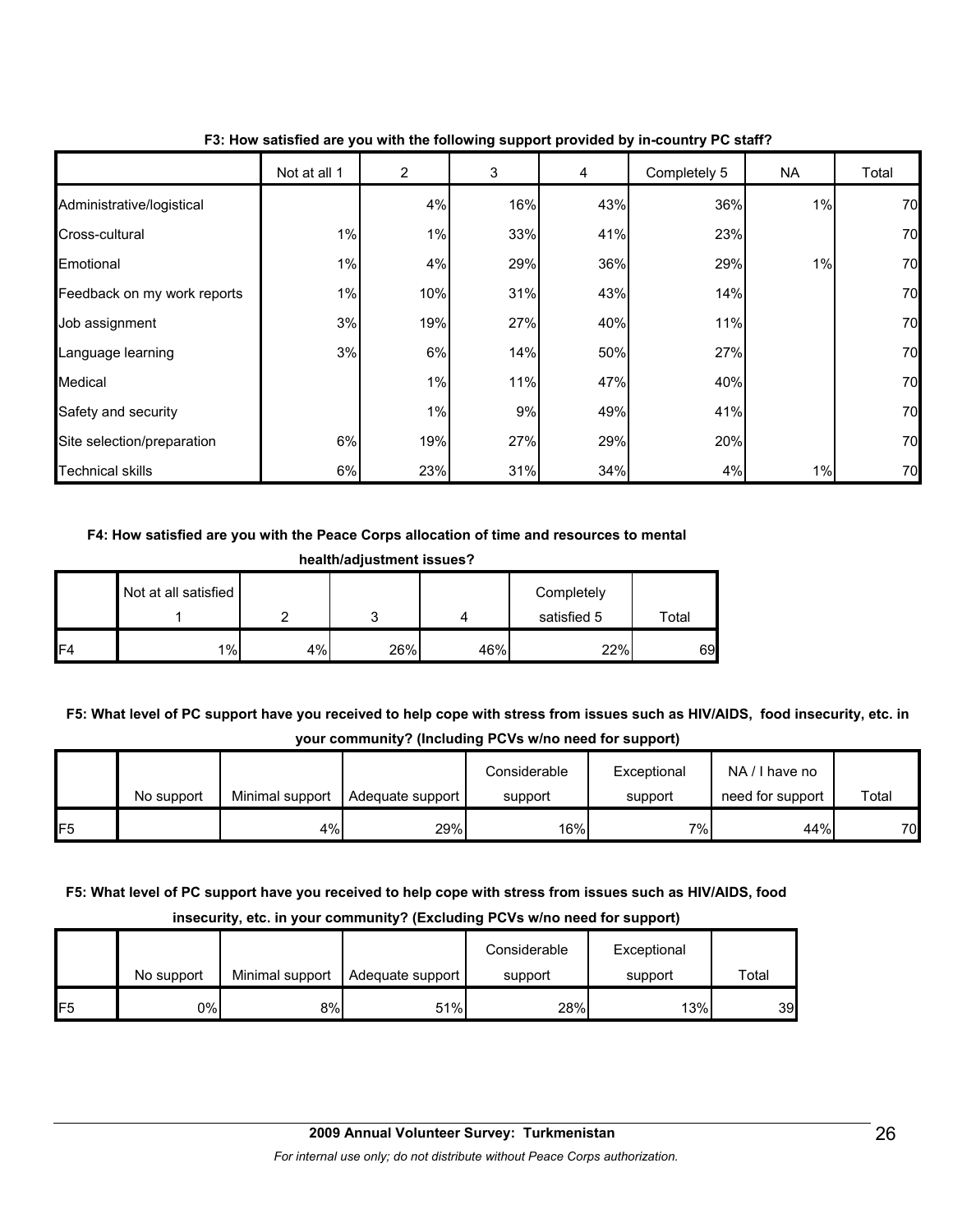**F3: How satisfied are you with the following support provided by in-country PC staff?**

| | Not at all 1 | 2 | 3 | 4 | Completely 5 | NA | Total |
|---|---|---|---|---|---|---|---|
| Administrative/logistical | | 4% | 16% | 43% | 36% | 1% | 70 |
| Cross-cultural | 1% | 1% | 33% | 41% | 23% | | 70 |
| Emotional | 1% | 4% | 29% | 36% | 29% | 1% | 70 |
| Feedback on my work reports | 1% | 10% | 31% | 43% | 14% | | 70 |
| Job assignment | 3% | 19% | 27% | 40% | 11% | | 70 |
| Language learning | 3% | 6% | 14% | 50% | 27% | | 70 |
| Medical | | 1% | 11% | 47% | 40% | | 70 |
| Safety and security | | 1% | 9% | 49% | 41% | | 70 |
| Site selection/preparation | 6% | 19% | 27% | 29% | 20% | | 70 |
| Technical skills | 6% | 23% | 31% | 34% | 4% | 1% | 70 |

**F4: How satisfied are you with the Peace Corps allocation of time and resources to mental health/adjustment issues?**

| | Not at all satisfied 1 | 2 | 3 | 4 | Completely satisfied 5 | Total |
|---|---|---|---|---|---|---|
| F4 | 1% | 4% | 26% | 46% | 22% | 69 |

**F5: What level of PC support have you received to help cope with stress from issues such as HIV/AIDS, food insecurity, etc. in your community? (Including PCVs w/no need for support)**

| | No support | Minimal support | Adequate support | Considerable support | Exceptional support | NA / I have no need for support | Total |
|---|---|---|---|---|---|---|---|
| F5 | | 4% | 29% | 16% | 7% | 44% | 70 |

**F5: What level of PC support have you received to help cope with stress from issues such as HIV/AIDS, food insecurity, etc. in your community? (Excluding PCVs w/no need for support)**

| | No support | Minimal support | Adequate support | Considerable support | Exceptional support | Total |
|---|---|---|---|---|---|---|
| F5 | 0% | 8% | 51% | 28% | 13% | 39 |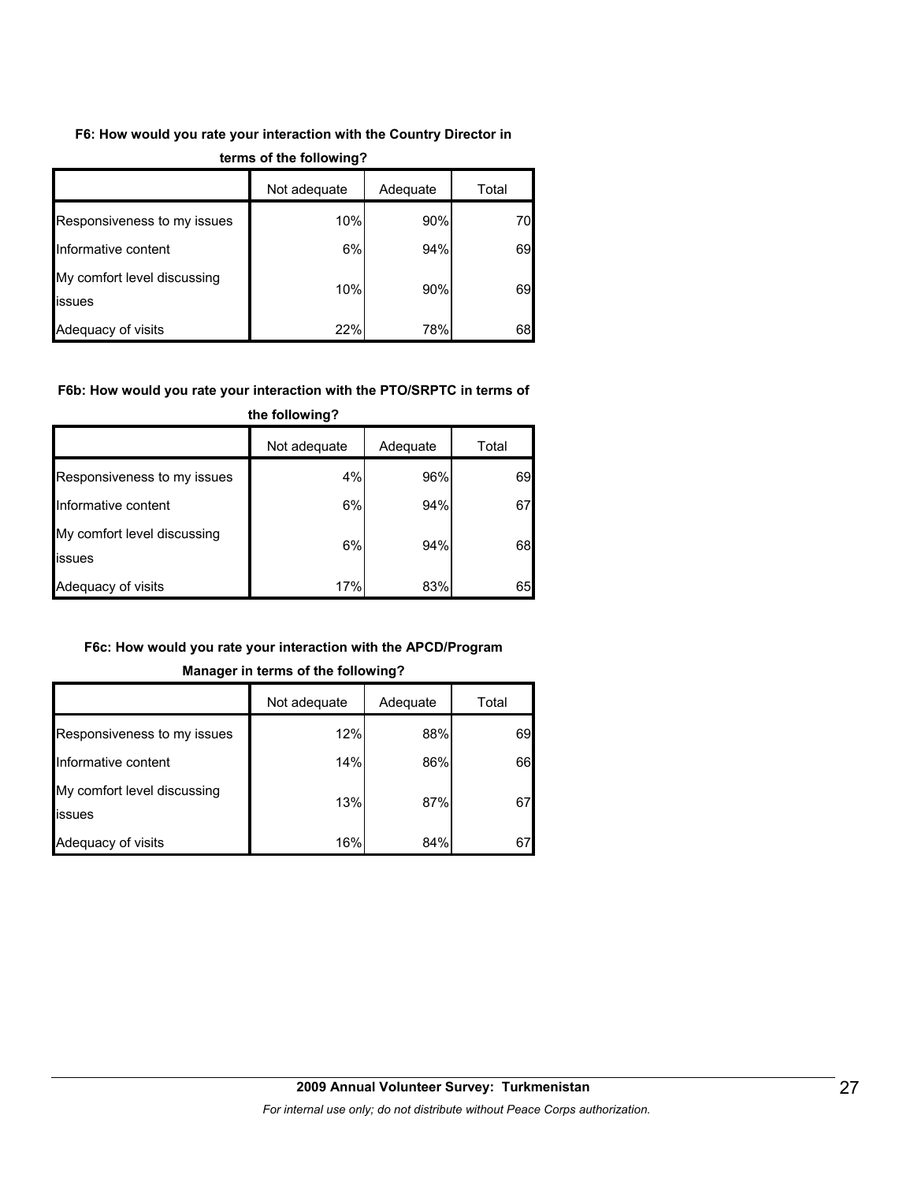**F6: How would you rate your interaction with the Country Director in terms of the following?**

| | Not adequate | Adequate | Total |
|---|---|---|---|
| Responsiveness to my issues | 10% | 90% | 70 |
| Informative content | 6% | 94% | 69 |
| My comfort level discussing issues | 10% | 90% | 69 |
| Adequacy of visits | 22% | 78% | 68 |

**F6b: How would you rate your interaction with the PTO/SRPTC in terms of the following?**

| | Not adequate | Adequate | Total |
|---|---|---|---|
| Responsiveness to my issues | 4% | 96% | 69 |
| Informative content | 6% | 94% | 67 |
| My comfort level discussing issues | 6% | 94% | 68 |
| Adequacy of visits | 17% | 83% | 65 |

**F6c: How would you rate your interaction with the APCD/Program Manager in terms of the following?**

| | Not adequate | Adequate | Total |
|---|---|---|---|
| Responsiveness to my issues | 12% | 88% | 69 |
| Informative content | 14% | 86% | 66 |
| My comfort level discussing issues | 13% | 87% | 67 |
| Adequacy of visits | 16% | 84% | 67 |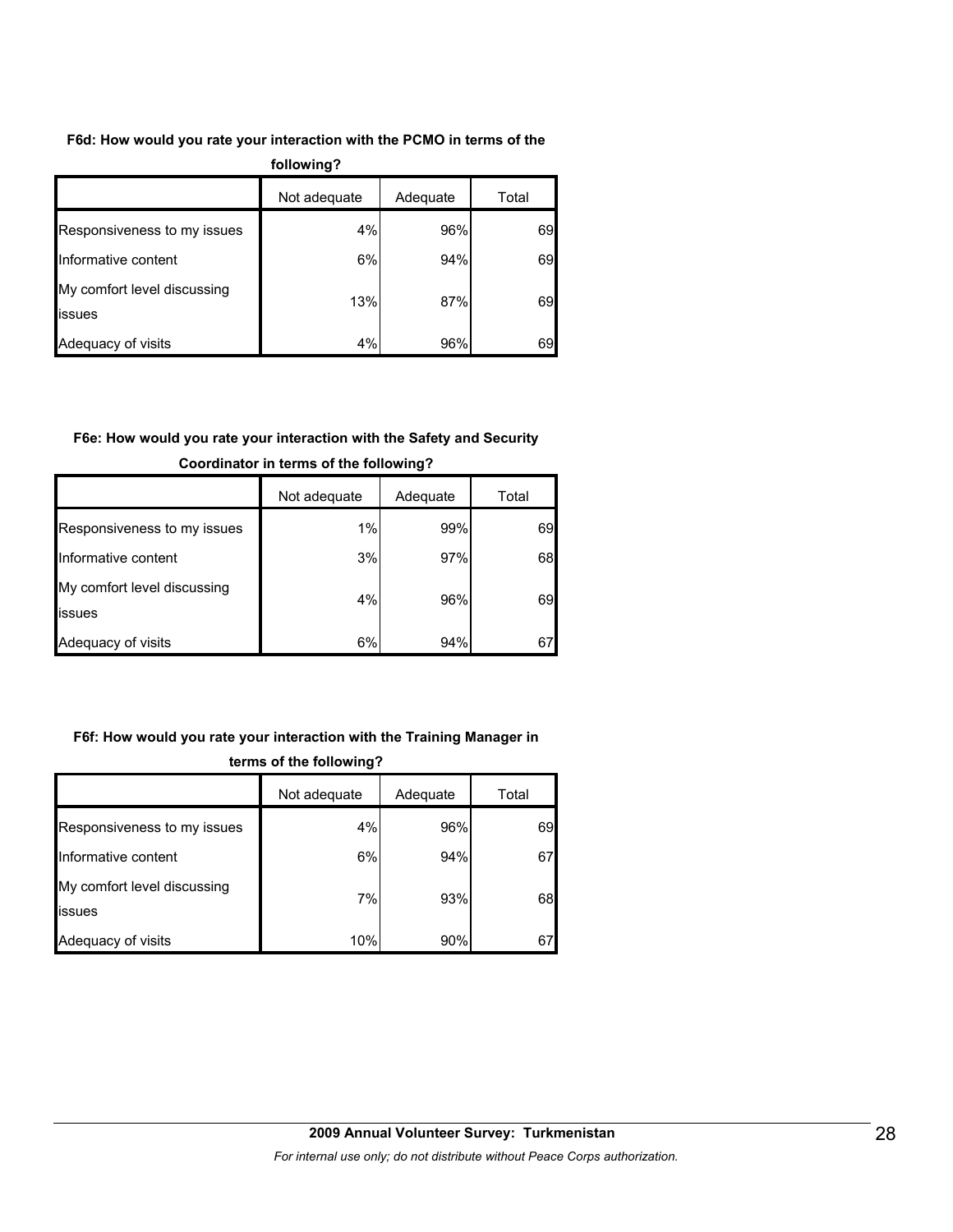**F6d: How would you rate your interaction with the PCMO in terms of the following?**

| | Not adequate | Adequate | Total |
|---|---|---|---|
| Responsiveness to my issues | 4% | 96% | 69 |
| Informative content | 6% | 94% | 69 |
| My comfort level discussing issues | 13% | 87% | 69 |
| Adequacy of visits | 4% | 96% | 69 |

**F6e: How would you rate your interaction with the Safety and Security Coordinator in terms of the following?**

| | Not adequate | Adequate | Total |
|---|---|---|---|
| Responsiveness to my issues | 1% | 99% | 69 |
| Informative content | 3% | 97% | 68 |
| My comfort level discussing issues | 4% | 96% | 69 |
| Adequacy of visits | 6% | 94% | 67 |

**F6f: How would you rate your interaction with the Training Manager in terms of the following?**

| | Not adequate | Adequate | Total |
|---|---|---|---|
| Responsiveness to my issues | 4% | 96% | 69 |
| Informative content | 6% | 94% | 67 |
| My comfort level discussing issues | 7% | 93% | 68 |
| Adequacy of visits | 10% | 90% | 67 |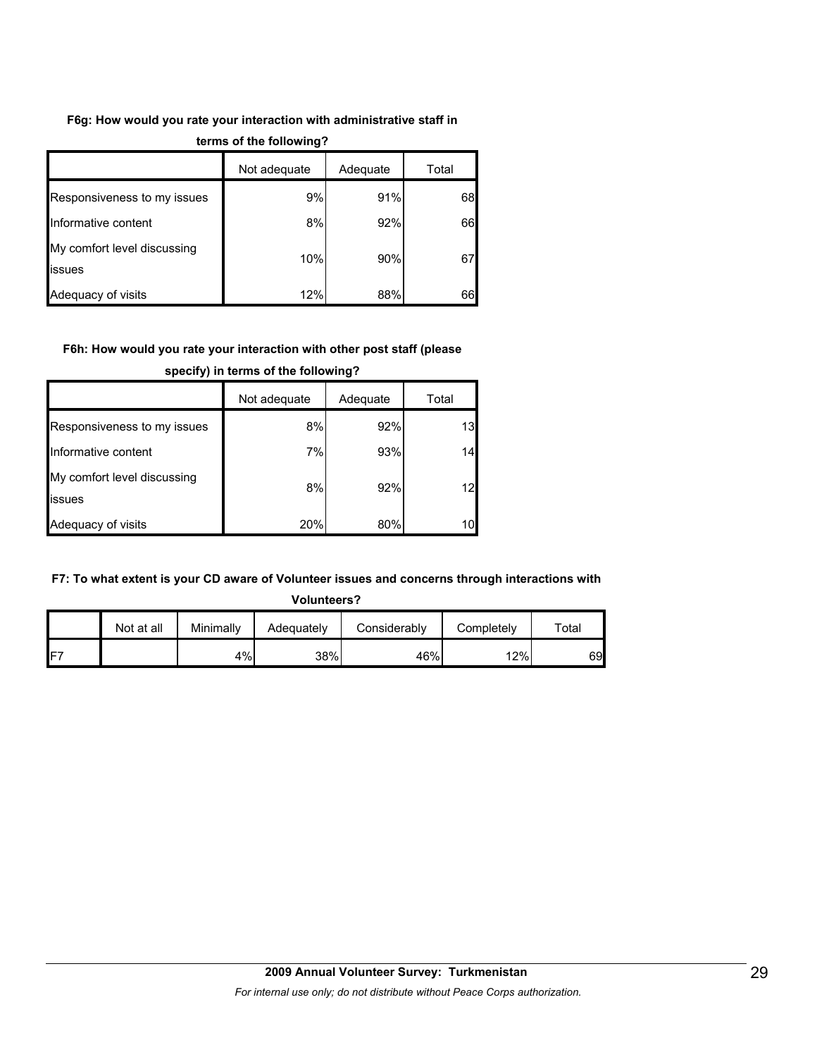**F6g: How would you rate your interaction with administrative staff in terms of the following?**

| | Not adequate | Adequate | Total |
|---|---|---|---|
| Responsiveness to my issues | 9% | 91% | 68 |
| Informative content | 8% | 92% | 66 |
| My comfort level discussing issues | 10% | 90% | 67 |
| Adequacy of visits | 12% | 88% | 66 |

**F6h: How would you rate your interaction with other post staff (please specify) in terms of the following?**

| | Not adequate | Adequate | Total |
|---|---|---|---|
| Responsiveness to my issues | 8% | 92% | 13 |
| Informative content | 7% | 93% | 14 |
| My comfort level discussing issues | 8% | 92% | 12 |
| Adequacy of visits | 20% | 80% | 10 |

**F7: To what extent is your CD aware of Volunteer issues and concerns through interactions with Volunteers?**

| | Not at all | Minimally | Adequately | Considerably | Completely | Total |
|---|---|---|---|---|---|---|
| F7 | | 4% | 38% | 46% | 12% | 69 |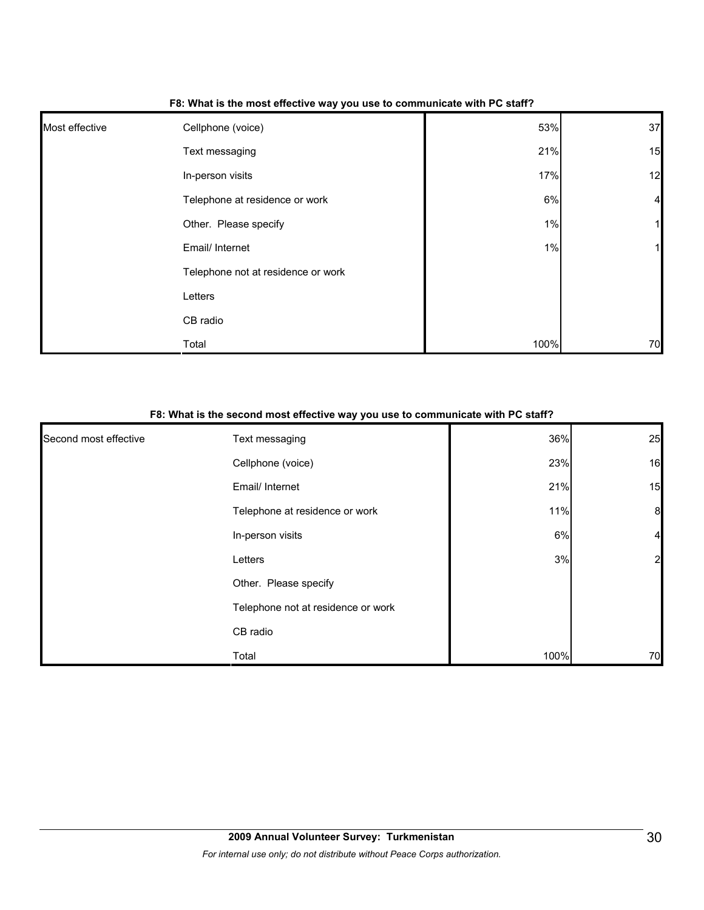**F8: What is the most effective way you use to communicate with PC staff?**

| | | | |
|---|---|---|---|
| Most effective | Cellphone (voice) | 53% | 37 |
| | Text messaging | 21% | 15 |
| | In-person visits | 17% | 12 |
| | Telephone at residence or work | 6% | 4 |
| | Other. Please specify | 1% | 1 |
| | Email/ Internet | 1% | 1 |
| | Telephone not at residence or work | | |
| | Letters | | |
| | CB radio | | |
| | Total | 100% | 70 |

**F8: What is the second most effective way you use to communicate with PC staff?**

| | | | |
|---|---|---|---|
| Second most effective | Text messaging | 36% | 25 |
| | Cellphone (voice) | 23% | 16 |
| | Email/ Internet | 21% | 15 |
| | Telephone at residence or work | 11% | 8 |
| | In-person visits | 6% | 4 |
| | Letters | 3% | 2 |
| | Other. Please specify | | |
| | Telephone not at residence or work | | |
| | CB radio | | |
| | Total | 100% | 70 |

**2009 Annual Volunteer Survey: Turkmenistan**

*For internal use only; do not distribute without Peace Corps authorization.*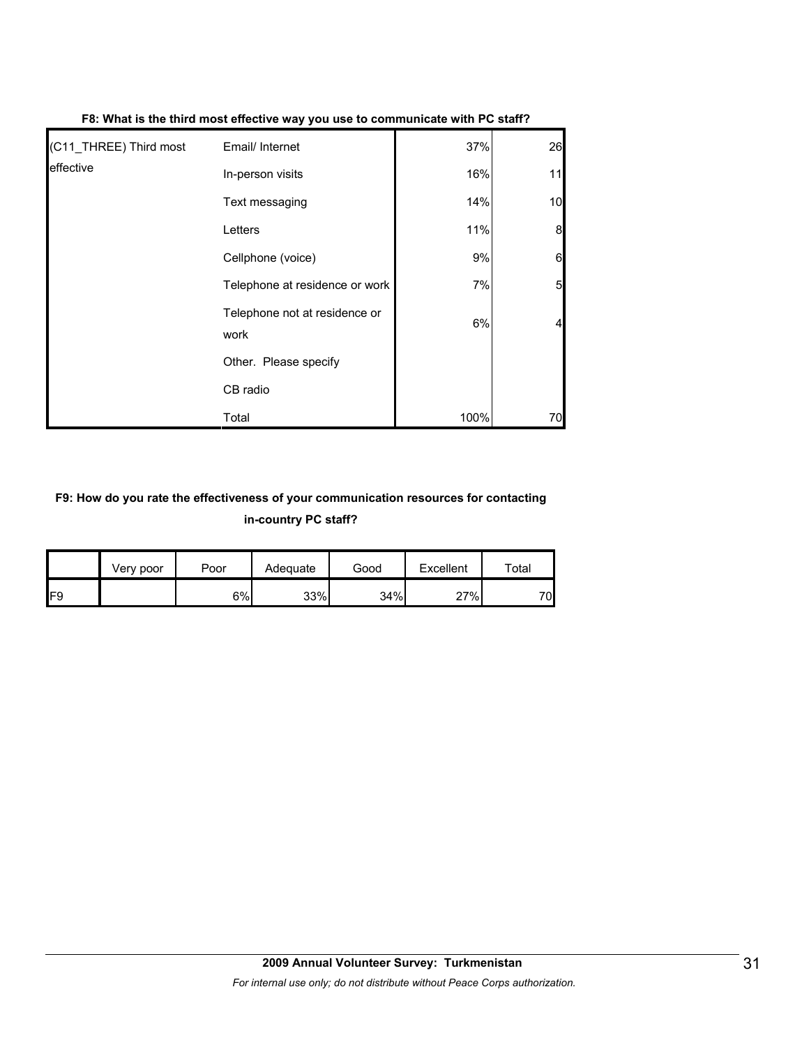**F8: What is the third most effective way you use to communicate with PC staff?**

| | | | |
|---|---|---|---|
| (C11_THREE) Third most effective | Email/ Internet | 37% | 26 |
| | In-person visits | 16% | 11 |
| | Text messaging | 14% | 10 |
| | Letters | 11% | 8 |
| | Cellphone (voice) | 9% | 6 |
| | Telephone at residence or work | 7% | 5 |
| | Telephone not at residence or work | 6% | 4 |
| | Other. Please specify | | |
| | CB radio | | |
| | Total | 100% | 70 |

**F9: How do you rate the effectiveness of your communication resources for contacting in-country PC staff?**

| | Very poor | Poor | Adequate | Good | Excellent | Total |
|---|---|---|---|---|---|---|
| F9 | | 6% | 33% | 34% | 27% | 70 |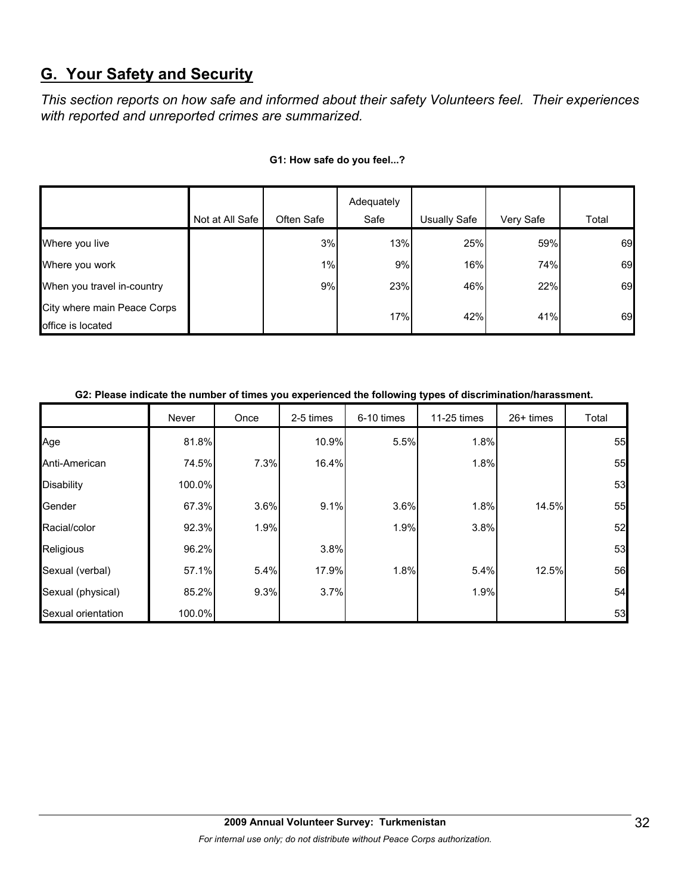## G. Your Safety and Security

*This section reports on how safe and informed about their safety Volunteers feel. Their experiences with reported and unreported crimes are summarized.*

**G1: How safe do you feel...?**

| | Not at All Safe | Often Safe | Adequately Safe | Usually Safe | Very Safe | Total |
|---|---|---|---|---|---|---|
| Where you live | | 3% | 13% | 25% | 59% | 69 |
| Where you work | | 1% | 9% | 16% | 74% | 69 |
| When you travel in-country | | 9% | 23% | 46% | 22% | 69 |
| City where main Peace Corps office is located | | | 17% | 42% | 41% | 69 |

**G2: Please indicate the number of times you experienced the following types of discrimination/harassment.**

| | Never | Once | 2-5 times | 6-10 times | 11-25 times | 26+ times | Total |
|---|---|---|---|---|---|---|---|
| Age | 81.8% | | 10.9% | 5.5% | 1.8% | | 55 |
| Anti-American | 74.5% | 7.3% | 16.4% | | 1.8% | | 55 |
| Disability | 100.0% | | | | | | 53 |
| Gender | 67.3% | 3.6% | 9.1% | 3.6% | 1.8% | 14.5% | 55 |
| Racial/color | 92.3% | 1.9% | | 1.9% | 3.8% | | 52 |
| Religious | 96.2% | | 3.8% | | | | 53 |
| Sexual (verbal) | 57.1% | 5.4% | 17.9% | 1.8% | 5.4% | 12.5% | 56 |
| Sexual (physical) | 85.2% | 9.3% | 3.7% | | 1.9% | | 54 |
| Sexual orientation | 100.0% | | | | | | 53 |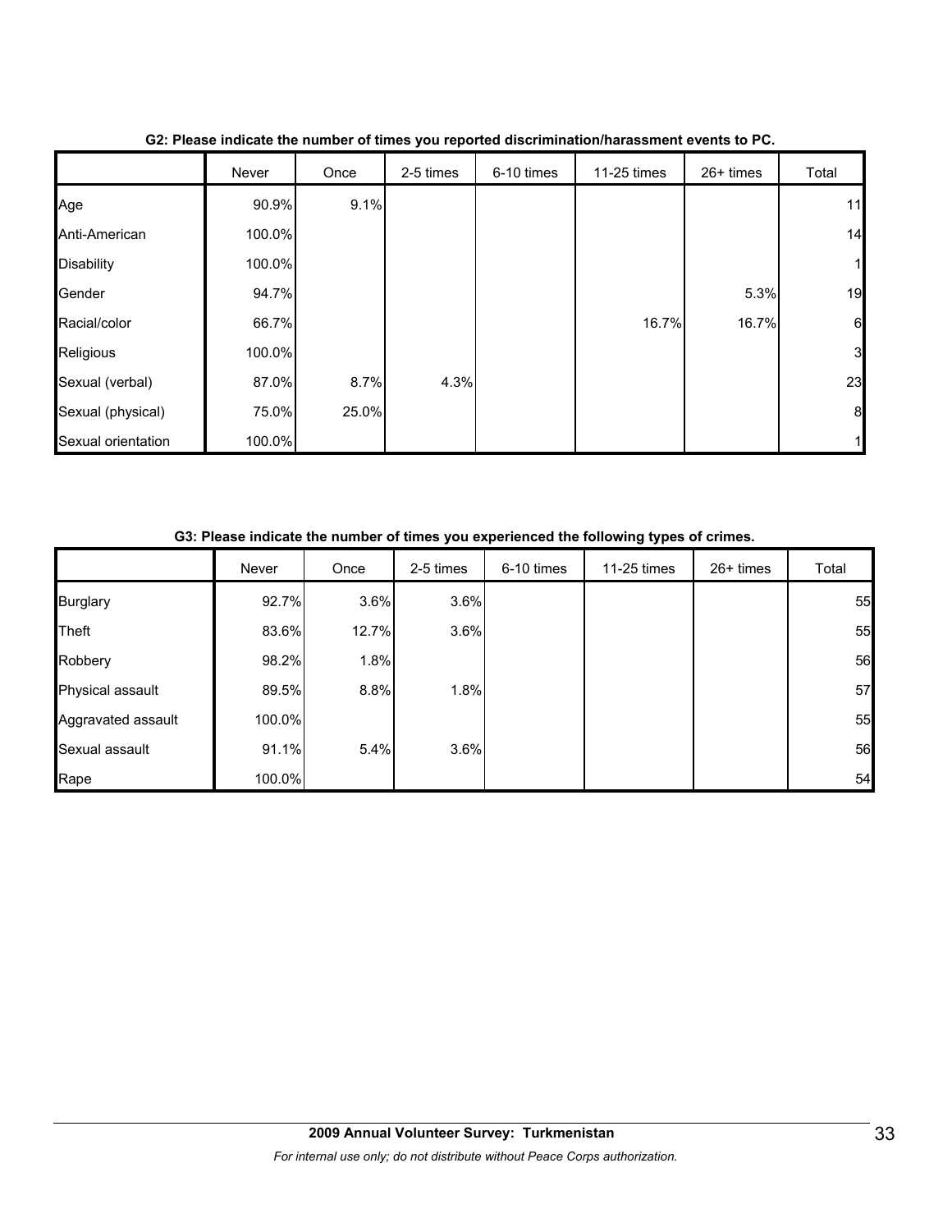**G2: Please indicate the number of times you reported discrimination/harassment events to PC.**

| | Never | Once | 2-5 times | 6-10 times | 11-25 times | 26+ times | Total |
|---|---|---|---|---|---|---|---|
| Age | 90.9% | 9.1% | | | | | 11 |
| Anti-American | 100.0% | | | | | | 14 |
| Disability | 100.0% | | | | | | 1 |
| Gender | 94.7% | | | | | 5.3% | 19 |
| Racial/color | 66.7% | | | | 16.7% | 16.7% | 6 |
| Religious | 100.0% | | | | | | 3 |
| Sexual (verbal) | 87.0% | 8.7% | 4.3% | | | | 23 |
| Sexual (physical) | 75.0% | 25.0% | | | | | 8 |
| Sexual orientation | 100.0% | | | | | | 1 |

**G3: Please indicate the number of times you experienced the following types of crimes.**

| | Never | Once | 2-5 times | 6-10 times | 11-25 times | 26+ times | Total |
|---|---|---|---|---|---|---|---|
| Burglary | 92.7% | 3.6% | 3.6% | | | | 55 |
| Theft | 83.6% | 12.7% | 3.6% | | | | 55 |
| Robbery | 98.2% | 1.8% | | | | | 56 |
| Physical assault | 89.5% | 8.8% | 1.8% | | | | 57 |
| Aggravated assault | 100.0% | | | | | | 55 |
| Sexual assault | 91.1% | 5.4% | 3.6% | | | | 56 |
| Rape | 100.0% | | | | | | 54 |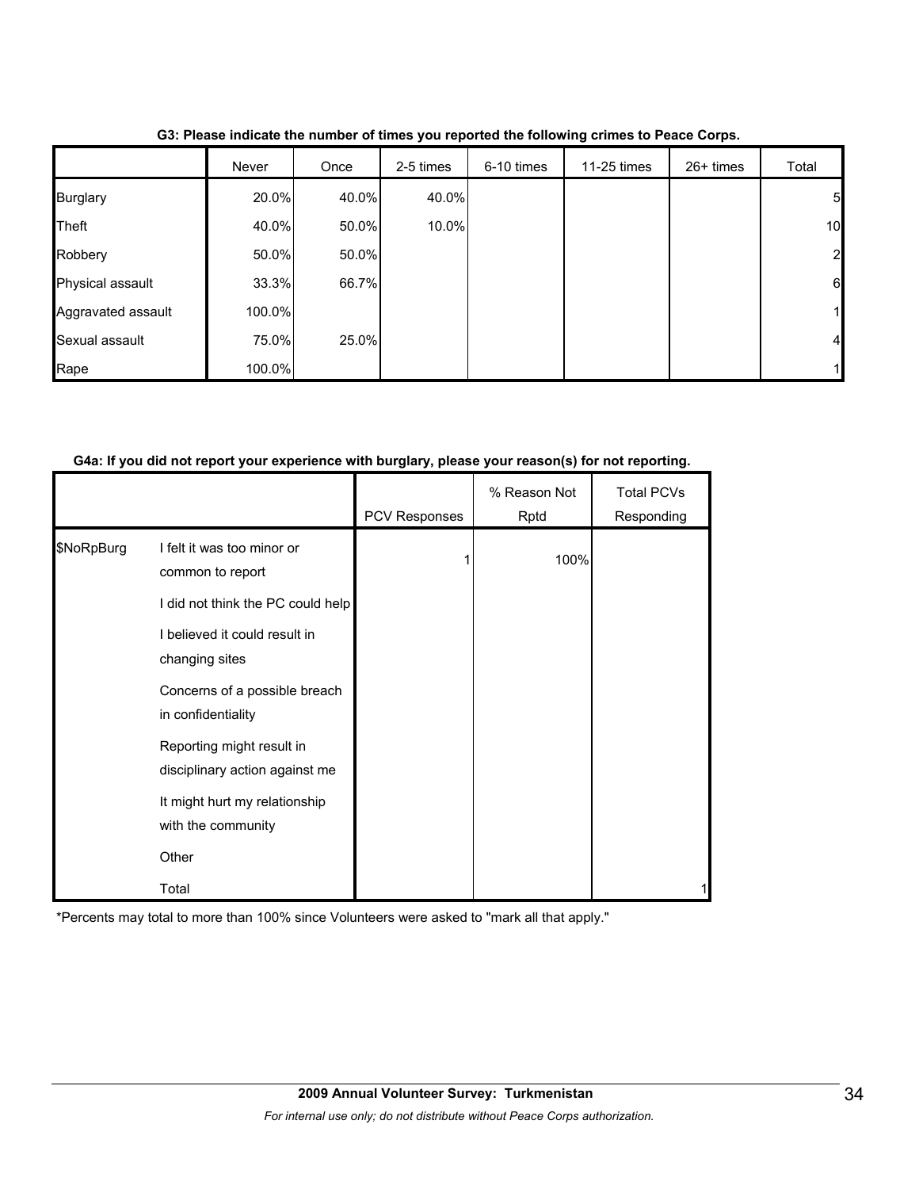**G3: Please indicate the number of times you reported the following crimes to Peace Corps.**

| | Never | Once | 2-5 times | 6-10 times | 11-25 times | 26+ times | Total |
|---|---|---|---|---|---|---|---|
| Burglary | 20.0% | 40.0% | 40.0% | | | | 5 |
| Theft | 40.0% | 50.0% | 10.0% | | | | 10 |
| Robbery | 50.0% | 50.0% | | | | | 2 |
| Physical assault | 33.3% | 66.7% | | | | | 6 |
| Aggravated assault | 100.0% | | | | | | 1 |
| Sexual assault | 75.0% | 25.0% | | | | | 4 |
| Rape | 100.0% | | | | | | 1 |

**G4a: If you did not report your experience with burglary, please your reason(s) for not reporting.**

| | | PCV Responses | % Reason Not Rptd | Total PCVs Responding |
|---|---|---|---|---|
| $NoRpBurg | I felt it was too minor or common to report | 1 | 100% | |
| | I did not think the PC could help | | | |
| | I believed it could result in changing sites | | | |
| | Concerns of a possible breach in confidentiality | | | |
| | Reporting might result in disciplinary action against me | | | |
| | It might hurt my relationship with the community | | | |
| | Other | | | |
| | Total | | | 1 |

*Percents may total to more than 100% since Volunteers were asked to "mark all that apply."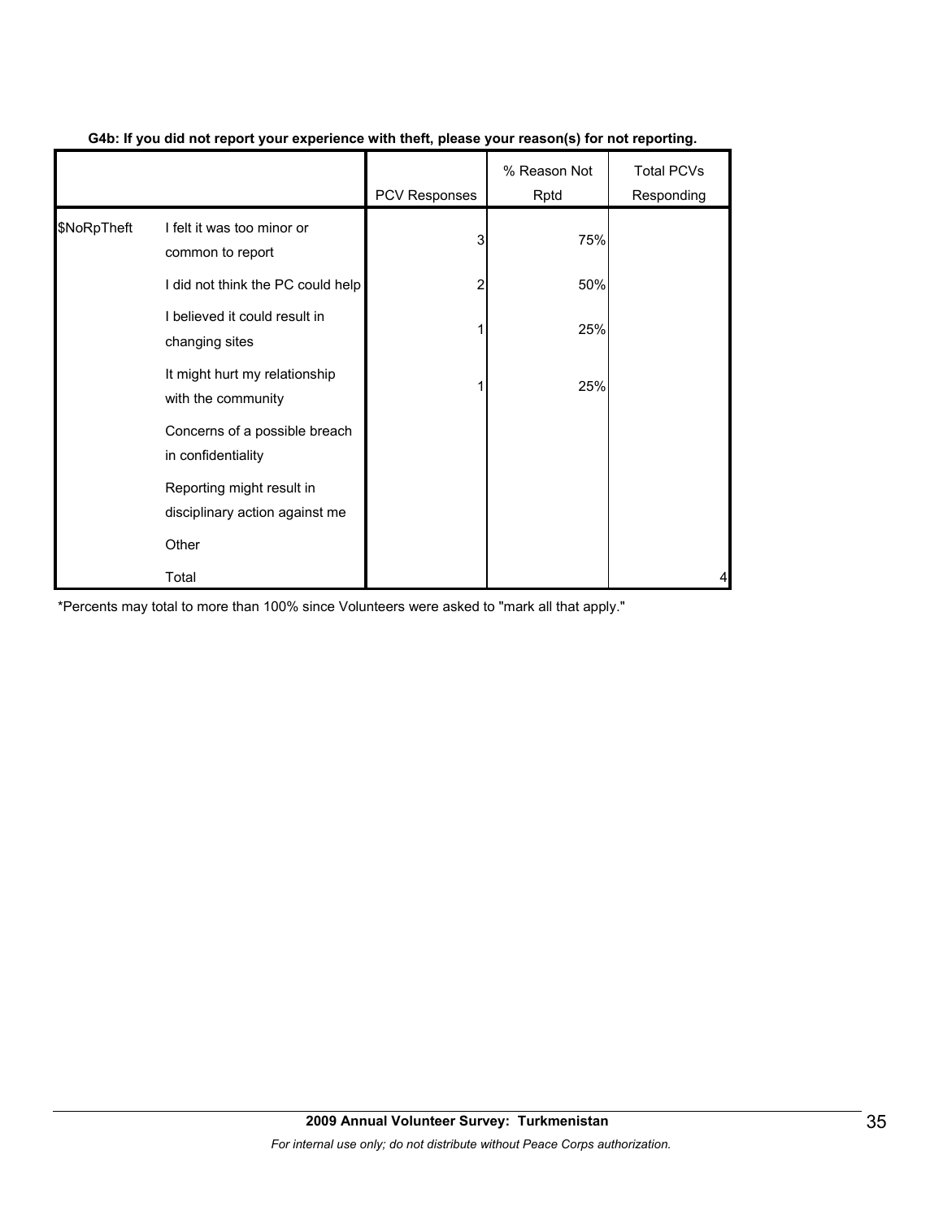**G4b: If you did not report your experience with theft, please your reason(s) for not reporting.**

| | | PCV Responses | % Reason Not Rptd | Total PCVs Responding |
|---|---|---|---|---|
| $NoRpTheft | I felt it was too minor or common to report | 3 | 75% | |
| | I did not think the PC could help | 2 | 50% | |
| | I believed it could result in changing sites | 1 | 25% | |
| | It might hurt my relationship with the community | 1 | 25% | |
| | Concerns of a possible breach in confidentiality | | | |
| | Reporting might result in disciplinary action against me | | | |
| | Other | | | |
| | Total | | | 4 |

*Percents may total to more than 100% since Volunteers were asked to "mark all that apply."

**2009 Annual Volunteer Survey: Turkmenistan**

*For internal use only; do not distribute without Peace Corps authorization.*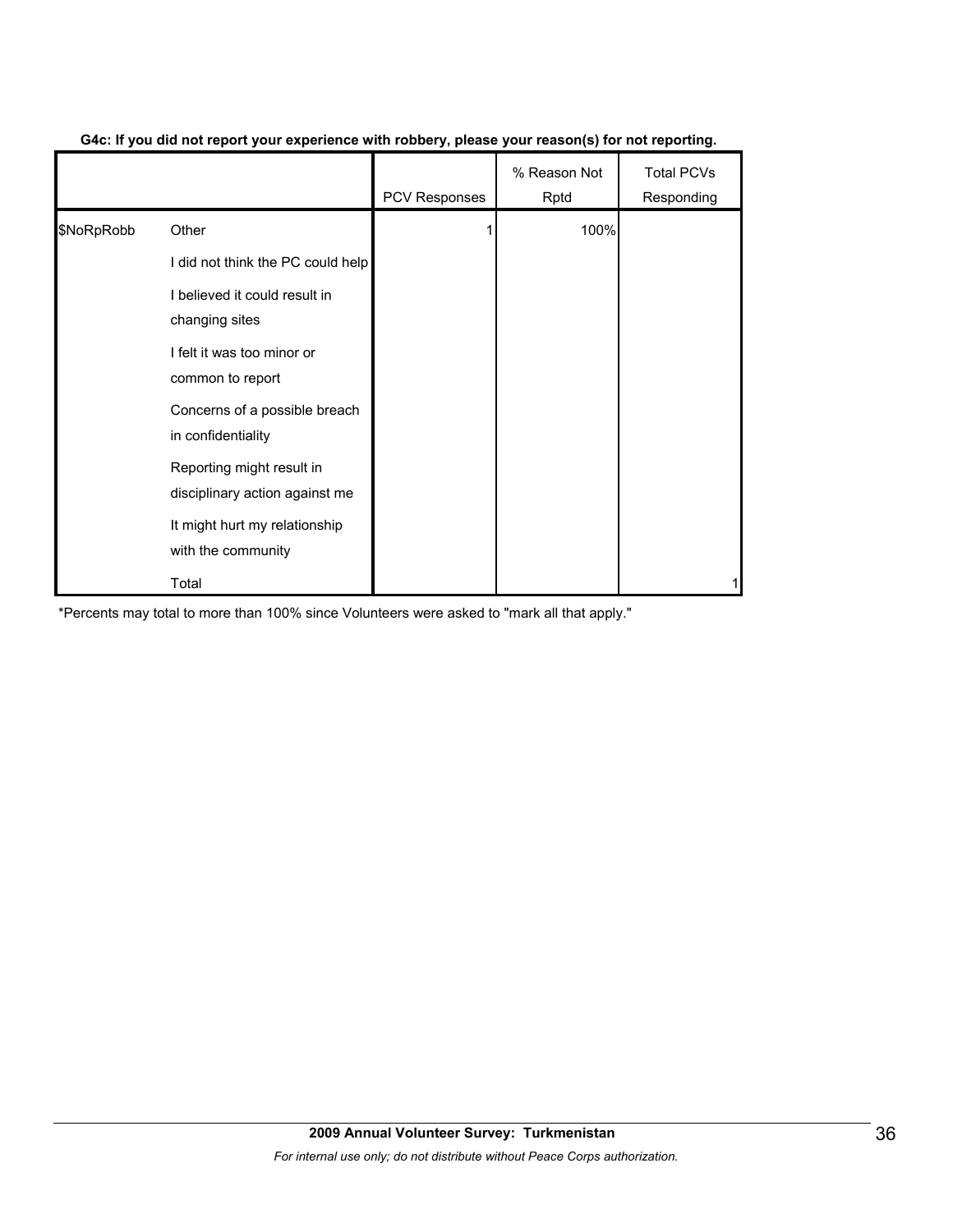**G4c: If you did not report your experience with robbery, please your reason(s) for not reporting.**

| | | PCV Responses | % Reason Not Rptd | Total PCVs Responding |
|---|---|---|---|---|
| $NoRpRobb | Other | 1 | 100% | |
| | I did not think the PC could help | | | |
| | I believed it could result in changing sites | | | |
| | I felt it was too minor or common to report | | | |
| | Concerns of a possible breach in confidentiality | | | |
| | Reporting might result in disciplinary action against me | | | |
| | It might hurt my relationship with the community | | | |
| | Total | | | 1 |

*Percents may total to more than 100% since Volunteers were asked to "mark all that apply."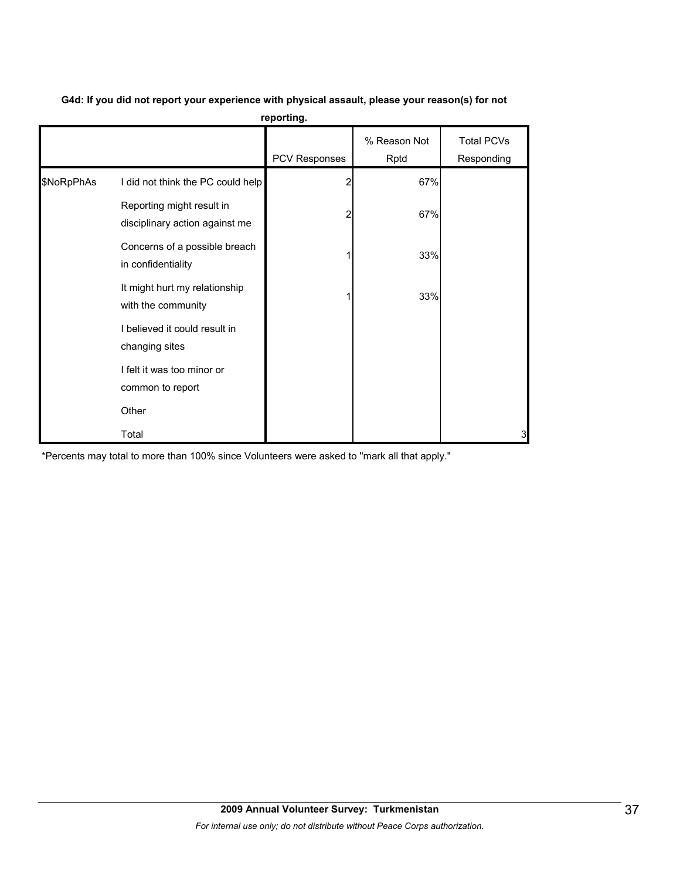**G4d: If you did not report your experience with physical assault, please your reason(s) for not reporting.**

| | | PCV Responses | % Reason Not Rptd | Total PCVs Responding |
|---|---|---|---|---|
| $NoRpPhAs | I did not think the PC could help | 2 | 67% | |
| | Reporting might result in disciplinary action against me | 2 | 67% | |
| | Concerns of a possible breach in confidentiality | 1 | 33% | |
| | It might hurt my relationship with the community | 1 | 33% | |
| | I believed it could result in changing sites | | | |
| | I felt it was too minor or common to report | | | |
| | Other | | | |
| | Total | | | 3 |

*Percents may total to more than 100% since Volunteers were asked to "mark all that apply."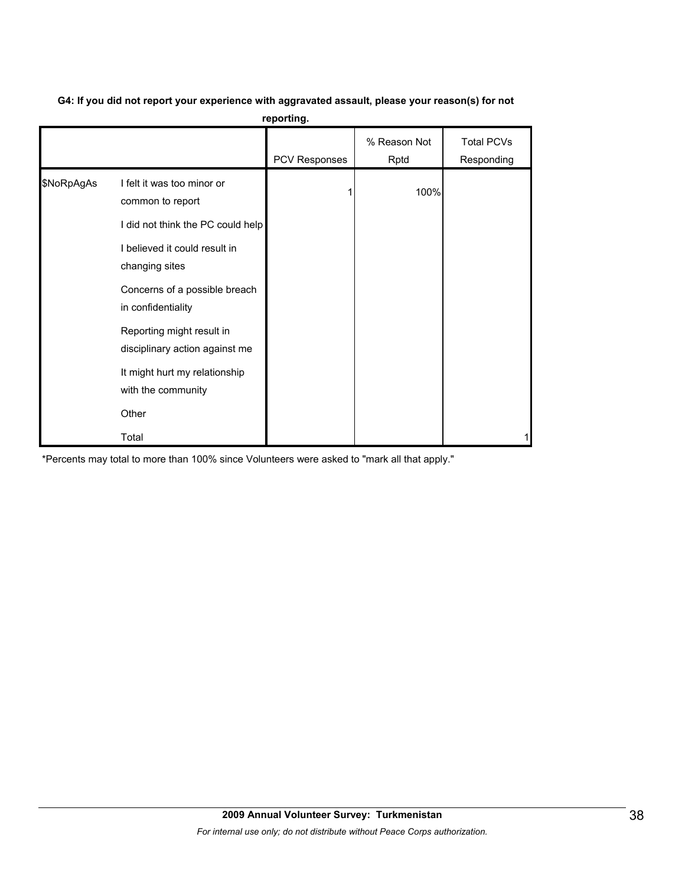**G4: If you did not report your experience with aggravated assault, please your reason(s) for not reporting.**

| | | PCV Responses | % Reason Not Rptd | Total PCVs Responding |
|---|---|---|---|---|
| $NoRpAgAs | I felt it was too minor or common to report | 1 | 100% | |
| | I did not think the PC could help | | | |
| | I believed it could result in changing sites | | | |
| | Concerns of a possible breach in confidentiality | | | |
| | Reporting might result in disciplinary action against me | | | |
| | It might hurt my relationship with the community | | | |
| | Other | | | |
| | Total | | | 1 |

*Percents may total to more than 100% since Volunteers were asked to "mark all that apply."

**2009 Annual Volunteer Survey: Turkmenistan**

*For internal use only; do not distribute without Peace Corps authorization.*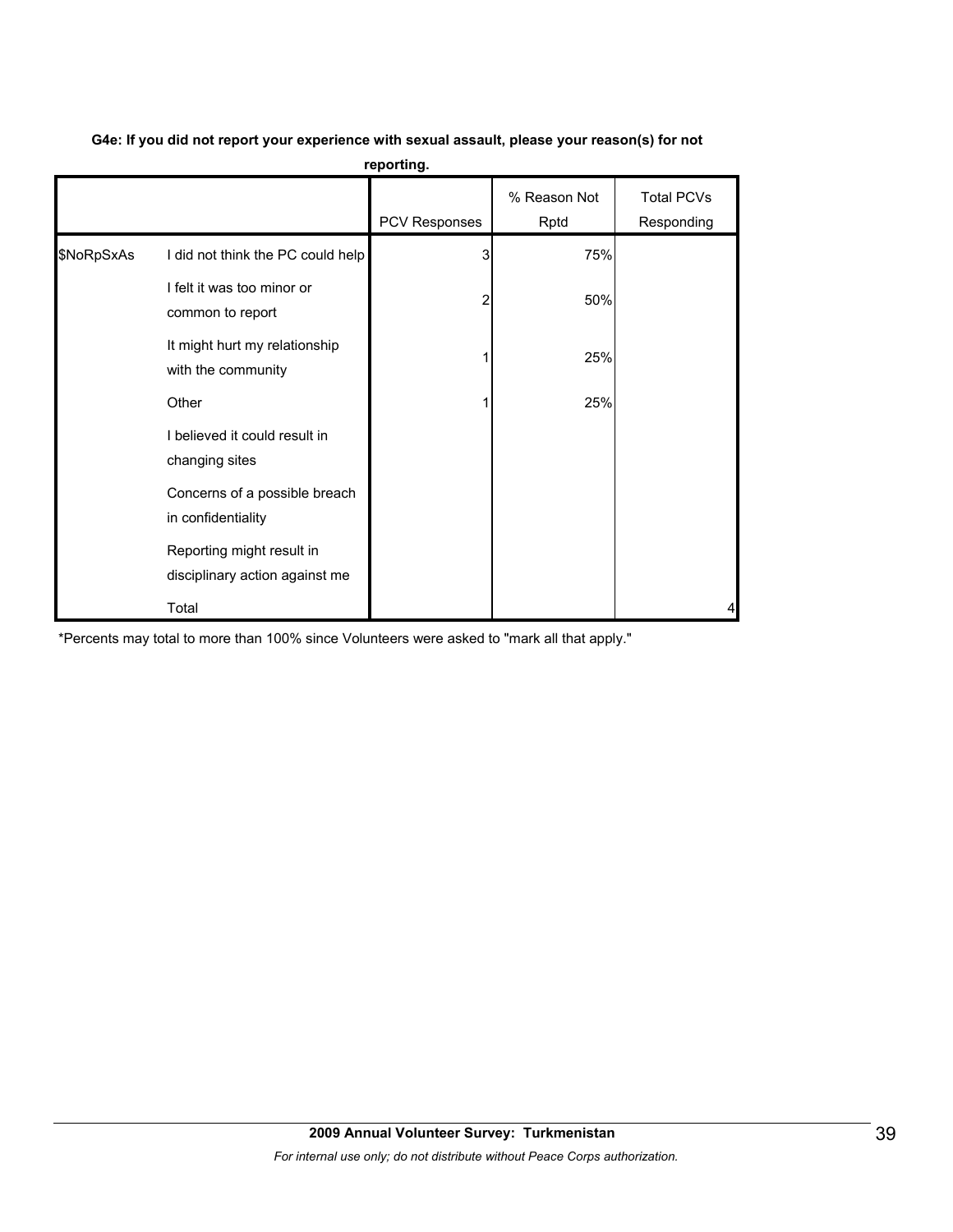**G4e: If you did not report your experience with sexual assault, please your reason(s) for not reporting.**

| | | PCV Responses | % Reason Not Rptd | Total PCVs Responding |
|---|---|---|---|---|
| $NoRpSxAs | I did not think the PC could help | 3 | 75% | |
| | I felt it was too minor or common to report | 2 | 50% | |
| | It might hurt my relationship with the community | 1 | 25% | |
| | Other | 1 | 25% | |
| | I believed it could result in changing sites | | | |
| | Concerns of a possible breach in confidentiality | | | |
| | Reporting might result in disciplinary action against me | | | |
| | Total | | | 4 |

*Percents may total to more than 100% since Volunteers were asked to "mark all that apply."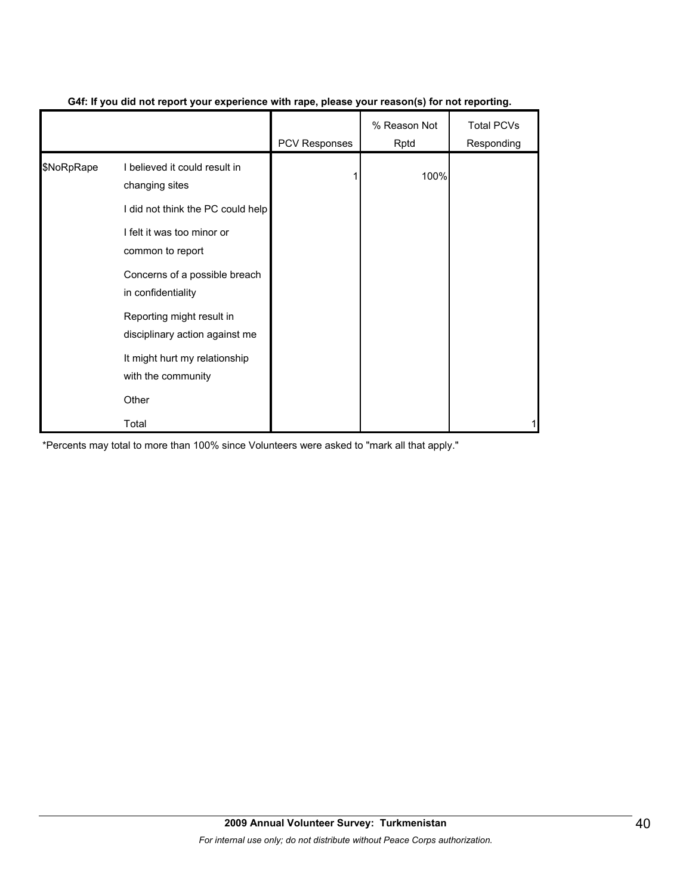**G4f: If you did not report your experience with rape, please your reason(s) for not reporting.**

| | | PCV Responses | % Reason Not Rptd | Total PCVs Responding |
|---|---|---|---|---|
| $NoRpRape | I believed it could result in changing sites | 1 | 100% | |
| | I did not think the PC could help | | | |
| | I felt it was too minor or common to report | | | |
| | Concerns of a possible breach in confidentiality | | | |
| | Reporting might result in disciplinary action against me | | | |
| | It might hurt my relationship with the community | | | |
| | Other | | | |
| | Total | | | 1 |

*Percents may total to more than 100% since Volunteers were asked to "mark all that apply."

**2009 Annual Volunteer Survey: Turkmenistan**

*For internal use only; do not distribute without Peace Corps authorization.*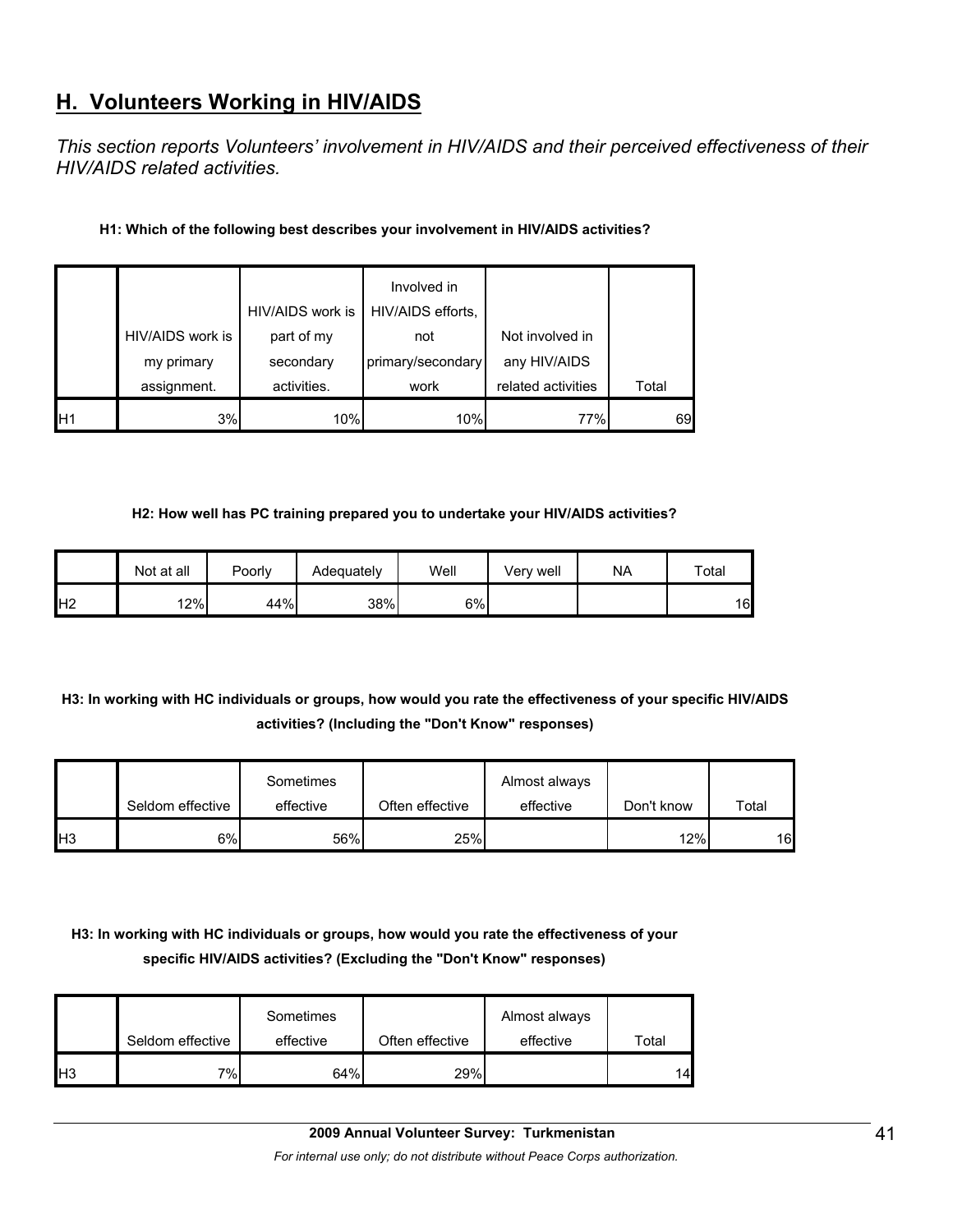## H. Volunteers Working in HIV/AIDS

*This section reports Volunteers' involvement in HIV/AIDS and their perceived effectiveness of their HIV/AIDS related activities.*

**H1: Which of the following best describes your involvement in HIV/AIDS activities?**

| | HIV/AIDS work is my primary assignment. | HIV/AIDS work is part of my secondary activities. | Involved in HIV/AIDS efforts, not primary/secondary work | Not involved in any HIV/AIDS related activities | Total |
|---|---|---|---|---|---|
| H1 | 3% | 10% | 10% | 77% | 69 |

**H2: How well has PC training prepared you to undertake your HIV/AIDS activities?**

| | Not at all | Poorly | Adequately | Well | Very well | NA | Total |
|---|---|---|---|---|---|---|---|
| H2 | 12% | 44% | 38% | 6% | | | 16 |

**H3: In working with HC individuals or groups, how would you rate the effectiveness of your specific HIV/AIDS activities? (Including the "Don't Know" responses)**

| | Seldom effective | Sometimes effective | Often effective | Almost always effective | Don't know | Total |
|---|---|---|---|---|---|---|
| H3 | 6% | 56% | 25% | | 12% | 16 |

**H3: In working with HC individuals or groups, how would you rate the effectiveness of your specific HIV/AIDS activities? (Excluding the "Don't Know" responses)**

| | Seldom effective | Sometimes effective | Often effective | Almost always effective | Total |
|---|---|---|---|---|---|
| H3 | 7% | 64% | 29% | | 14 |

**2009 Annual Volunteer Survey: Turkmenistan**

*For internal use only; do not distribute without Peace Corps authorization.*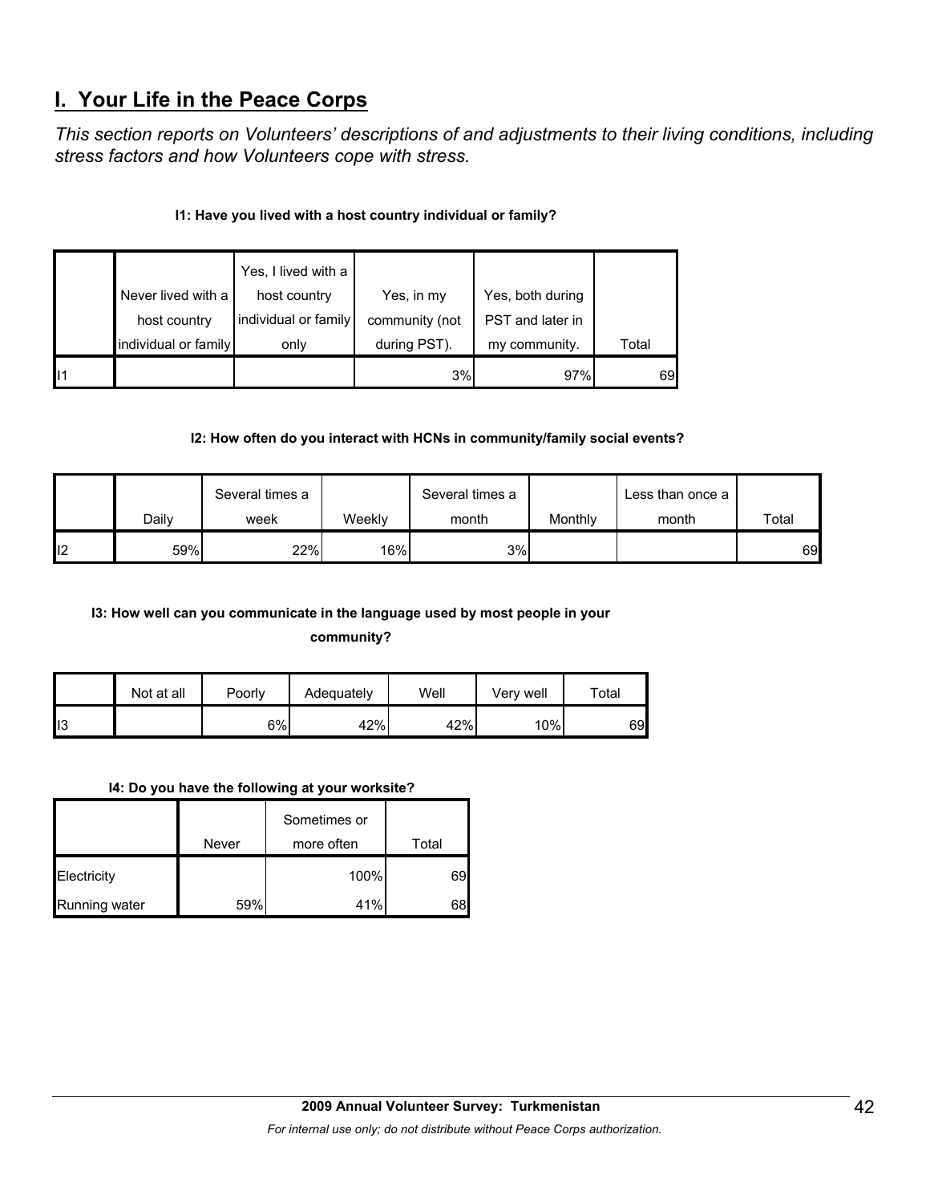## I. Your Life in the Peace Corps

*This section reports on Volunteers' descriptions of and adjustments to their living conditions, including stress factors and how Volunteers cope with stress.*

**I1: Have you lived with a host country individual or family?**

| | Never lived with a host country individual or family | Yes, I lived with a host country individual or family only | Yes, in my community (not during PST). | Yes, both during PST and later in my community. | Total |
|---|---|---|---|---|---|
| I1 | | | 3% | 97% | 69 |

**I2: How often do you interact with HCNs in community/family social events?**

| | Daily | Several times a week | Weekly | Several times a month | Monthly | Less than once a month | Total |
|---|---|---|---|---|---|---|---|
| I2 | 59% | 22% | 16% | 3% | | | 69 |

**I3: How well can you communicate in the language used by most people in your community?**

| | Not at all | Poorly | Adequately | Well | Very well | Total |
|---|---|---|---|---|---|---|
| I3 | | 6% | 42% | 42% | 10% | 69 |

**I4: Do you have the following at your worksite?**

| | Never | Sometimes or more often | Total |
|---|---|---|---|
| Electricity | | 100% | 69 |
| Running water | 59% | 41% | 68 |

**2009 Annual Volunteer Survey: Turkmenistan**

*For internal use only; do not distribute without Peace Corps authorization.*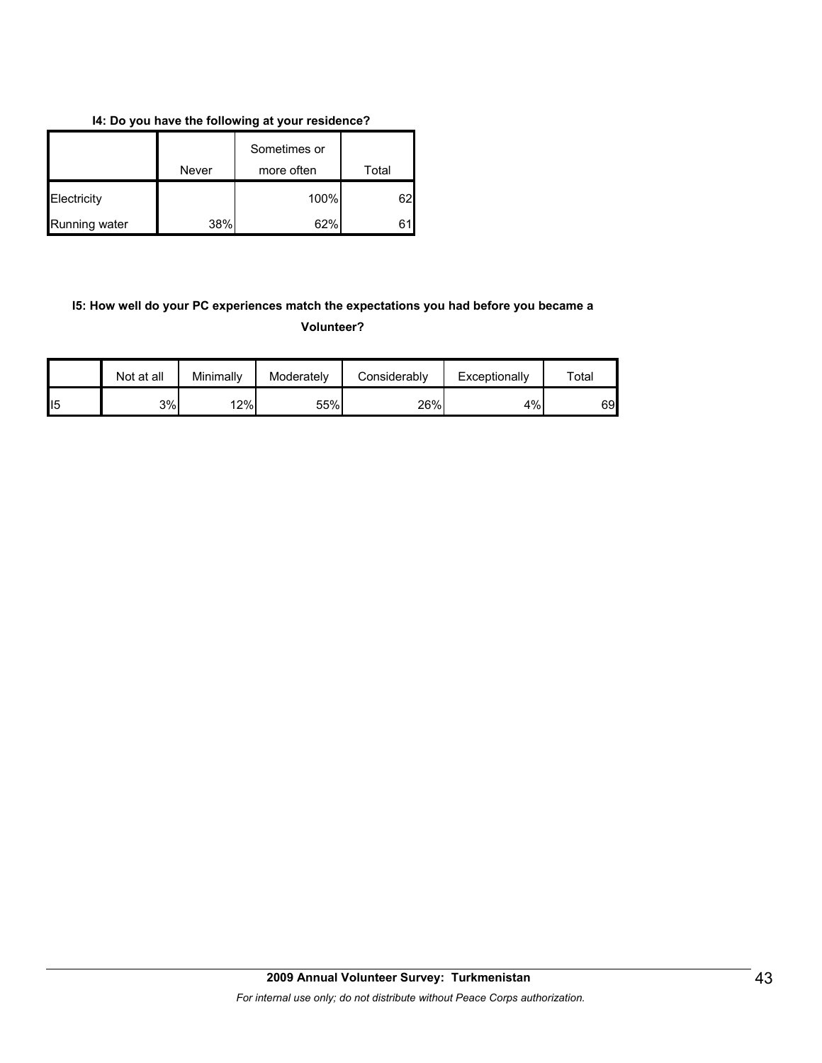**I4: Do you have the following at your residence?**

| | Never | Sometimes or more often | Total |
|---|---|---|---|
| Electricity | | 100% | 62 |
| Running water | 38% | 62% | 61 |

**I5: How well do your PC experiences match the expectations you had before you became a Volunteer?**

| | Not at all | Minimally | Moderately | Considerably | Exceptionally | Total |
|---|---|---|---|---|---|---|
| I5 | 3% | 12% | 55% | 26% | 4% | 69 |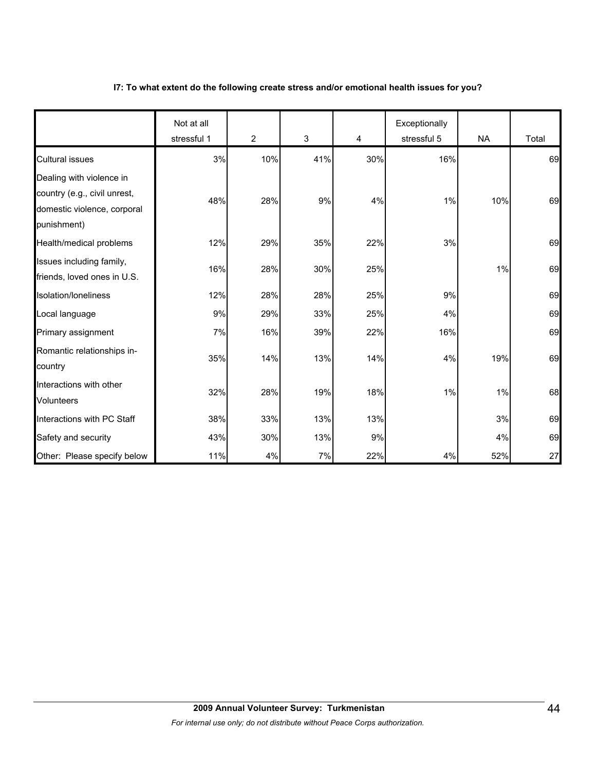**I7: To what extent do the following create stress and/or emotional health issues for you?**

| | Not at all stressful 1 | 2 | 3 | 4 | Exceptionally stressful 5 | NA | Total |
|---|---|---|---|---|---|---|---|
| Cultural issues | 3% | 10% | 41% | 30% | 16% | | 69 |
| Dealing with violence in country (e.g., civil unrest, domestic violence, corporal punishment) | 48% | 28% | 9% | 4% | 1% | 10% | 69 |
| Health/medical problems | 12% | 29% | 35% | 22% | 3% | | 69 |
| Issues including family, friends, loved ones in U.S. | 16% | 28% | 30% | 25% | | 1% | 69 |
| Isolation/loneliness | 12% | 28% | 28% | 25% | 9% | | 69 |
| Local language | 9% | 29% | 33% | 25% | 4% | | 69 |
| Primary assignment | 7% | 16% | 39% | 22% | 16% | | 69 |
| Romantic relationships in-country | 35% | 14% | 13% | 14% | 4% | 19% | 69 |
| Interactions with other Volunteers | 32% | 28% | 19% | 18% | 1% | 1% | 68 |
| Interactions with PC Staff | 38% | 33% | 13% | 13% | | 3% | 69 |
| Safety and security | 43% | 30% | 13% | 9% | | 4% | 69 |
| Other: Please specify below | 11% | 4% | 7% | 22% | 4% | 52% | 27 |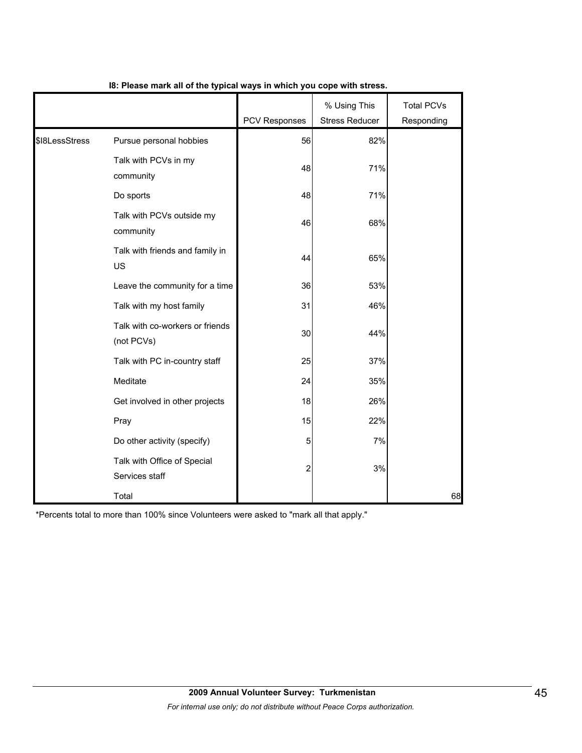**I8: Please mark all of the typical ways in which you cope with stress.**

| | | PCV Responses | % Using This Stress Reducer | Total PCVs Responding |
|---|---|---|---|---|
| $I8LessStress | Pursue personal hobbies | 56 | 82% | |
| | Talk with PCVs in my community | 48 | 71% | |
| | Do sports | 48 | 71% | |
| | Talk with PCVs outside my community | 46 | 68% | |
| | Talk with friends and family in US | 44 | 65% | |
| | Leave the community for a time | 36 | 53% | |
| | Talk with my host family | 31 | 46% | |
| | Talk with co-workers or friends (not PCVs) | 30 | 44% | |
| | Talk with PC in-country staff | 25 | 37% | |
| | Meditate | 24 | 35% | |
| | Get involved in other projects | 18 | 26% | |
| | Pray | 15 | 22% | |
| | Do other activity (specify) | 5 | 7% | |
| | Talk with Office of Special Services staff | 2 | 3% | |
| | Total | | | 68 |

*Percents total to more than 100% since Volunteers were asked to "mark all that apply."

**2009 Annual Volunteer Survey: Turkmenistan**

*For internal use only; do not distribute without Peace Corps authorization.*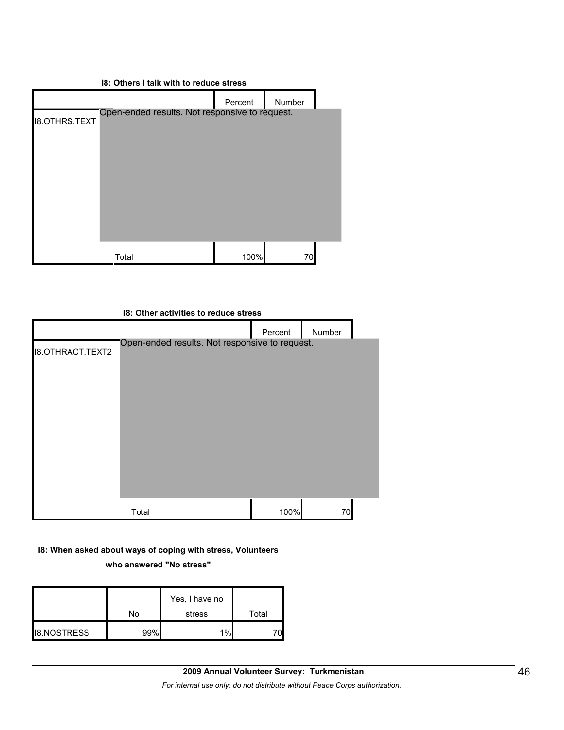**I8: Others I talk with to reduce stress**

| | | Percent | Number |
|---|---|---|---|
| I8.OTHRS.TEXT | Open-ended results. Not responsive to request. | | |
| | Total | 100% | 70 |

**I8: Other activities to reduce stress**

| | | Percent | Number |
|---|---|---|---|
| I8.OTHRACT.TEXT2 | Open-ended results. Not responsive to request. | | |
| | Total | 100% | 70 |

**I8: When asked about ways of coping with stress, Volunteers who answered "No stress"**

| | No | Yes, I have no stress | Total |
|---|---|---|---|
| I8.NOSTRESS | 99% | 1% | 70 |

**2009 Annual Volunteer Survey: Turkmenistan**

*For internal use only; do not distribute without Peace Corps authorization.*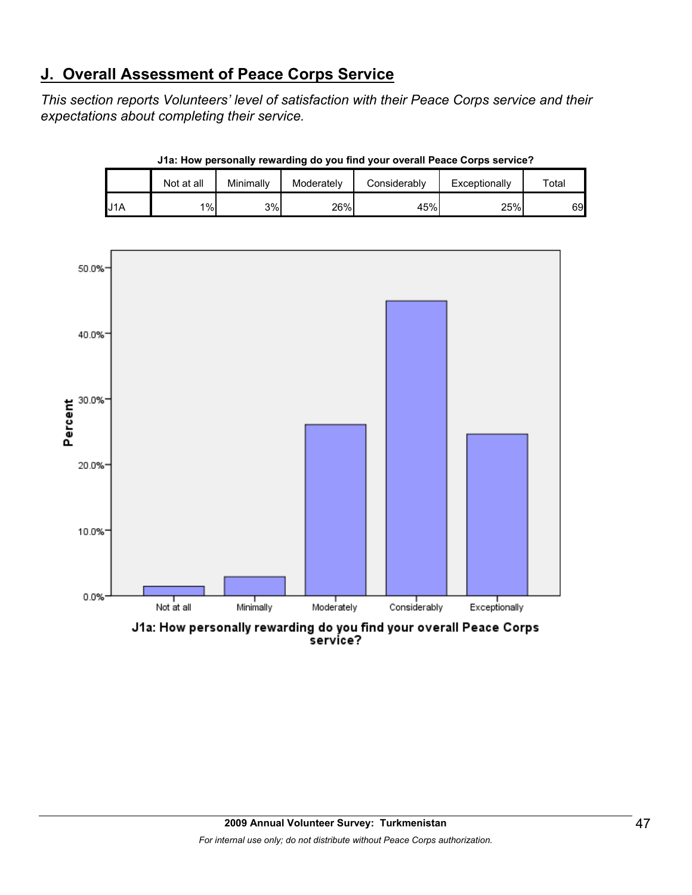## J. Overall Assessment of Peace Corps Service

*This section reports Volunteers' level of satisfaction with their Peace Corps service and their expectations about completing their service.*

**J1a: How personally rewarding do you find your overall Peace Corps service?**

| | Not at all | Minimally | Moderately | Considerably | Exceptionally | Total |
|---|---|---|---|---|---|---|
| J1A | 1% | 3% | 26% | 45% | 25% | 69 |

50.0%
40.0%
30.0%
20.0%
10.0%
0.0%
Percent
Not at all
Minimally
Moderately
Considerably
Exceptionally
J1a: How personally rewarding do you find your overall Peace Corps service?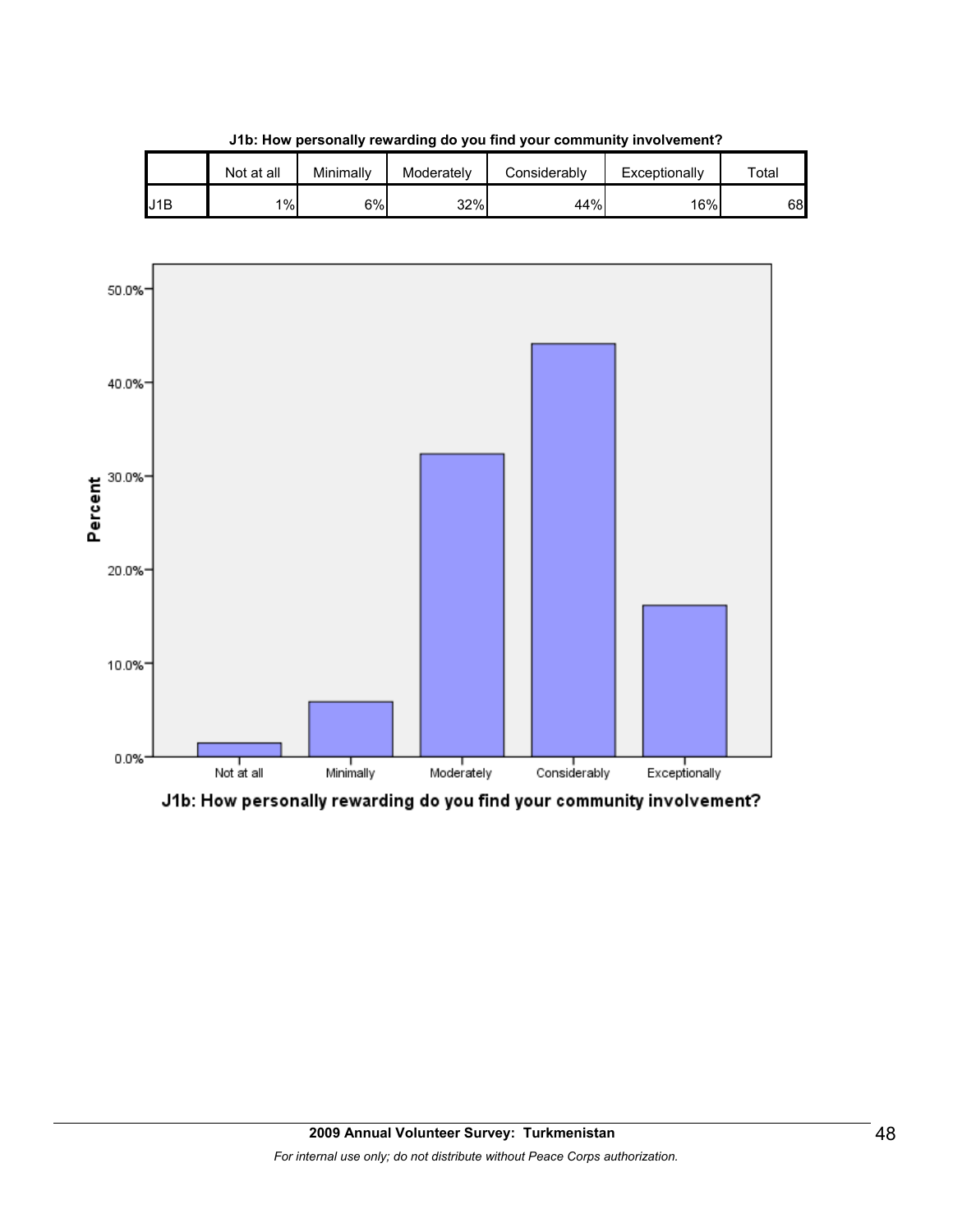**J1b: How personally rewarding do you find your community involvement?**

| | Not at all | Minimally | Moderately | Considerably | Exceptionally | Total |
|---|---|---|---|---|---|---|
| J1B | 1% | 6% | 32% | 44% | 16% | 68 |

50.0%
40.0%
30.0%
20.0%
10.0%
0.0%
Percent

Not at all
Minimally
Moderately
Considerably
Exceptionally

J1b: How personally rewarding do you find your community involvement?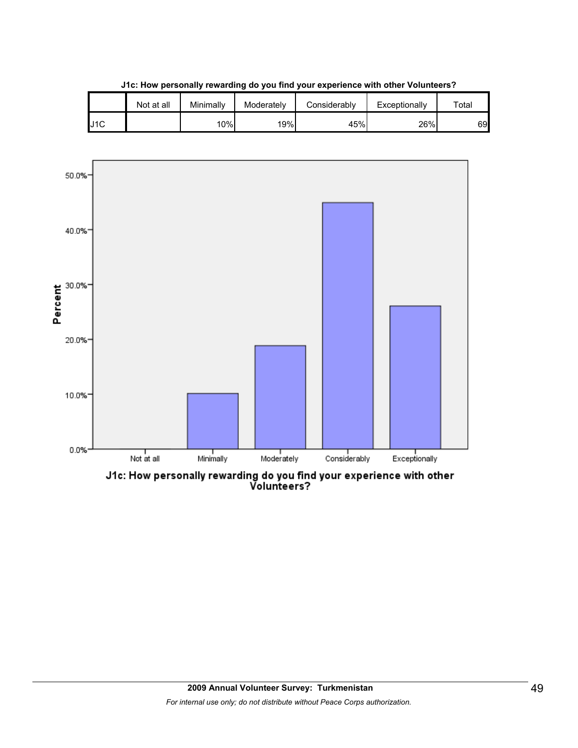**J1c: How personally rewarding do you find your experience with other Volunteers?**

| | Not at all | Minimally | Moderately | Considerably | Exceptionally | Total |
|---|---|---|---|---|---|---|
| J1C | | 10% | 19% | 45% | 26% | 69 |

50.0%
40.0%
30.0%
20.0%
10.0%
0.0%

Percent

Not at all
Minimally
Moderately
Considerably
Exceptionally

J1c: How personally rewarding do you find your experience with other Volunteers?

**2009 Annual Volunteer Survey: Turkmenistan**

*For internal use only; do not distribute without Peace Corps authorization.*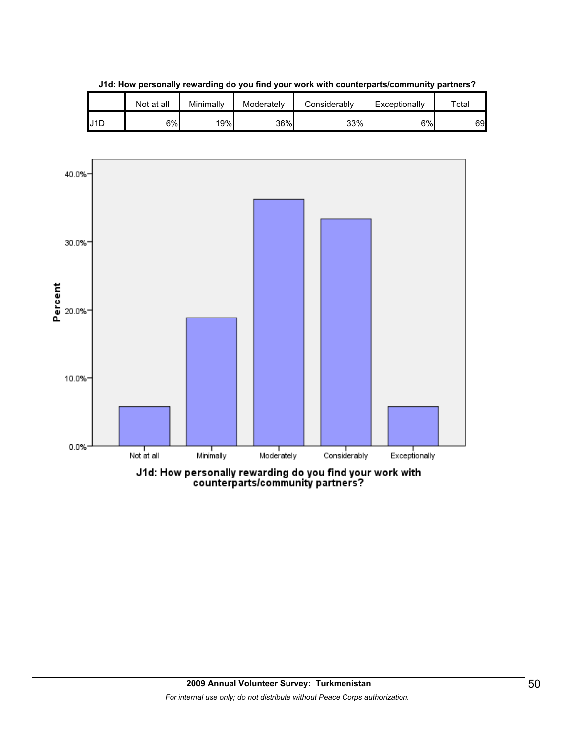**J1d: How personally rewarding do you find your work with counterparts/community partners?**

| | Not at all | Minimally | Moderately | Considerably | Exceptionally | Total |
|---|---|---|---|---|---|---|
| J1D | 6% | 19% | 36% | 33% | 6% | 69 |

40.0%
30.0%
20.0%
10.0%
0.0%
Percent

Not at all
Minimally
Moderately
Considerably
Exceptionally

J1d: How personally rewarding do you find your work with counterparts/community partners?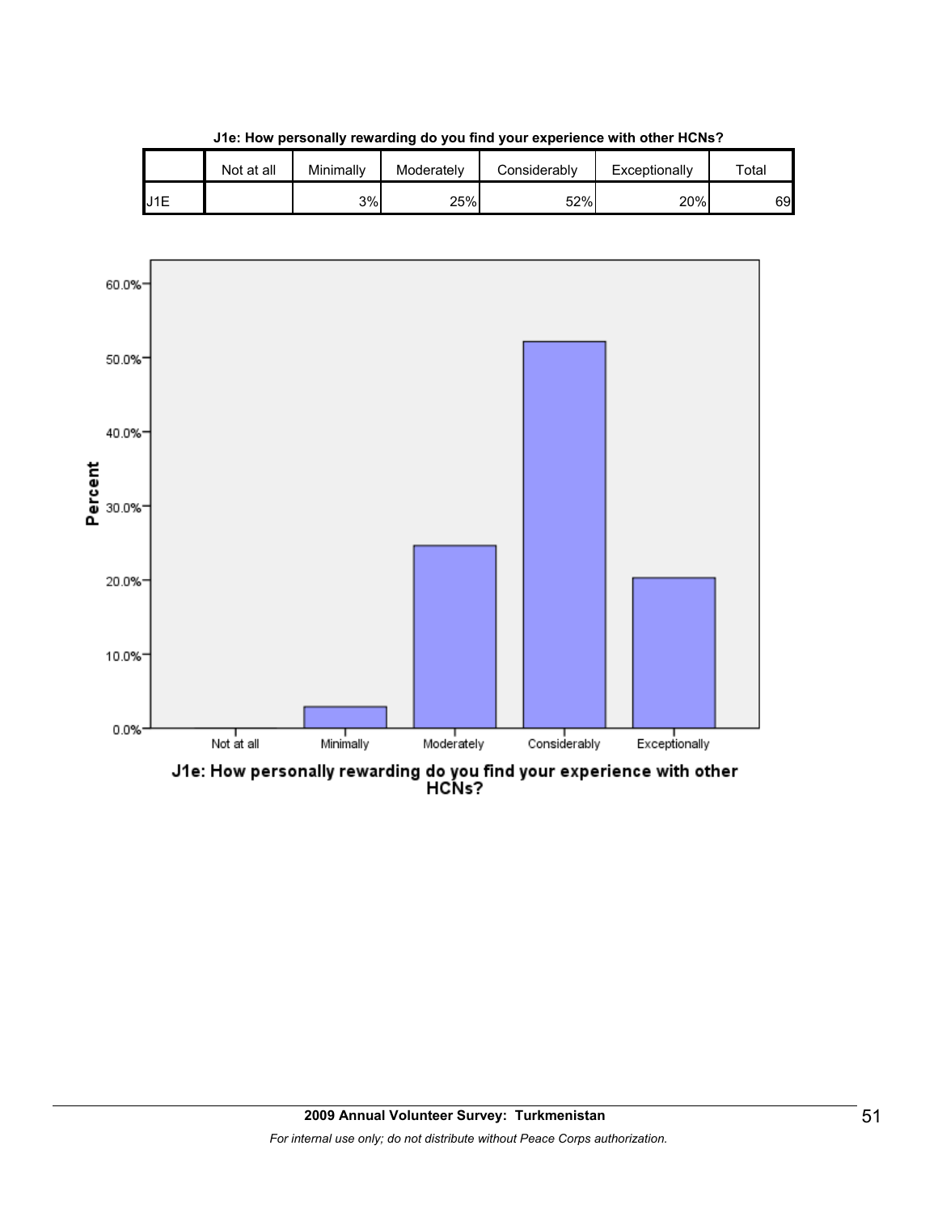**J1e: How personally rewarding do you find your experience with other HCNs?**

| | Not at all | Minimally | Moderately | Considerably | Exceptionally | Total |
|---|---|---|---|---|---|---|
| J1E | | 3% | 25% | 52% | 20% | 69 |

Percent

60.0%

50.0%

40.0%

30.0%

20.0%

10.0%

0.0%

Not at all

Minimally

Moderately

Considerably

Exceptionally

J1e: How personally rewarding do you find your experience with other HCNs?

**2009 Annual Volunteer Survey: Turkmenistan**

*For internal use only; do not distribute without Peace Corps authorization.*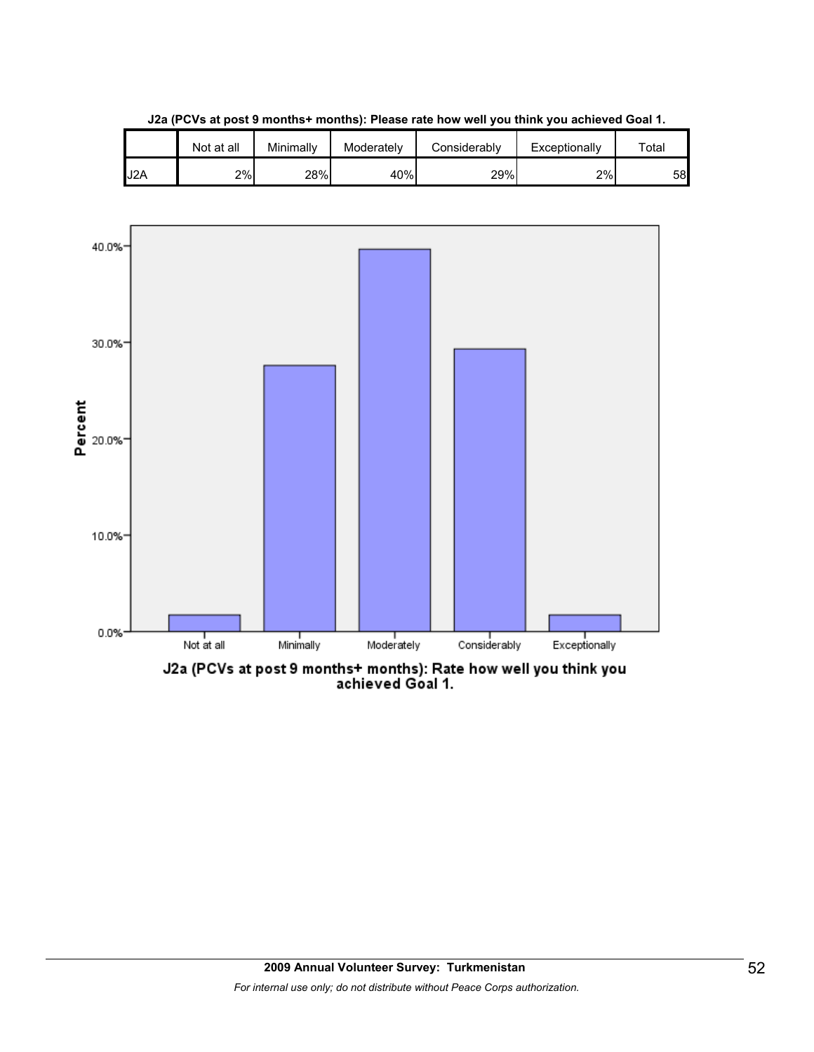**J2a (PCVs at post 9 months+ months): Please rate how well you think you achieved Goal 1.**

| | Not at all | Minimally | Moderately | Considerably | Exceptionally | Total |
|---|---|---|---|---|---|---|
| J2A | 2% | 28% | 40% | 29% | 2% | 58 |

40.0%
30.0%
20.0%
10.0%
0.0%
Percent

Not at all
Minimally
Moderately
Considerably
Exceptionally

J2a (PCVs at post 9 months+ months): Rate how well you think you achieved Goal 1.

**2009 Annual Volunteer Survey: Turkmenistan**

*For internal use only; do not distribute without Peace Corps authorization.*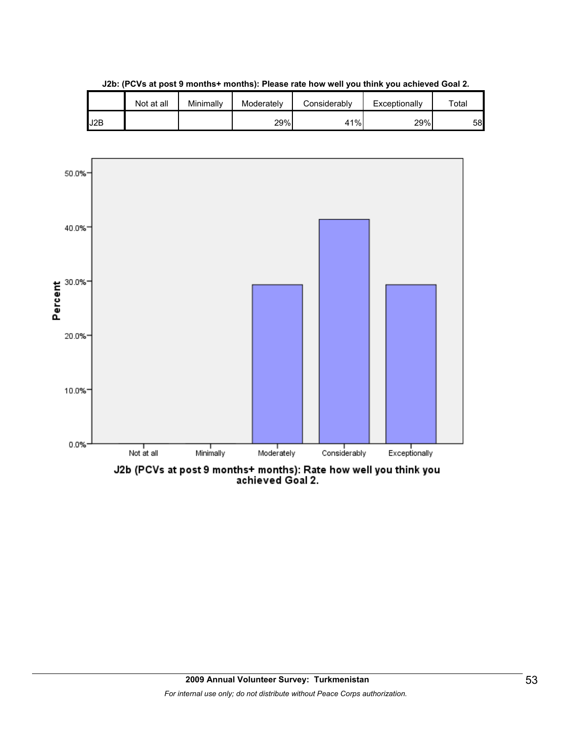**J2b: (PCVs at post 9 months+ months): Please rate how well you think you achieved Goal 2.**

| | Not at all | Minimally | Moderately | Considerably | Exceptionally | Total |
|---|---|---|---|---|---|---|
| J2B | | | 29% | 41% | 29% | 58 |

50.0%
40.0%
30.0%
20.0%
10.0%
0.0%

Percent

Not at all
Minimally
Moderately
Considerably
Exceptionally

J2b (PCVs at post 9 months+ months): Rate how well you think you achieved Goal 2.

**2009 Annual Volunteer Survey: Turkmenistan**

*For internal use only; do not distribute without Peace Corps authorization.*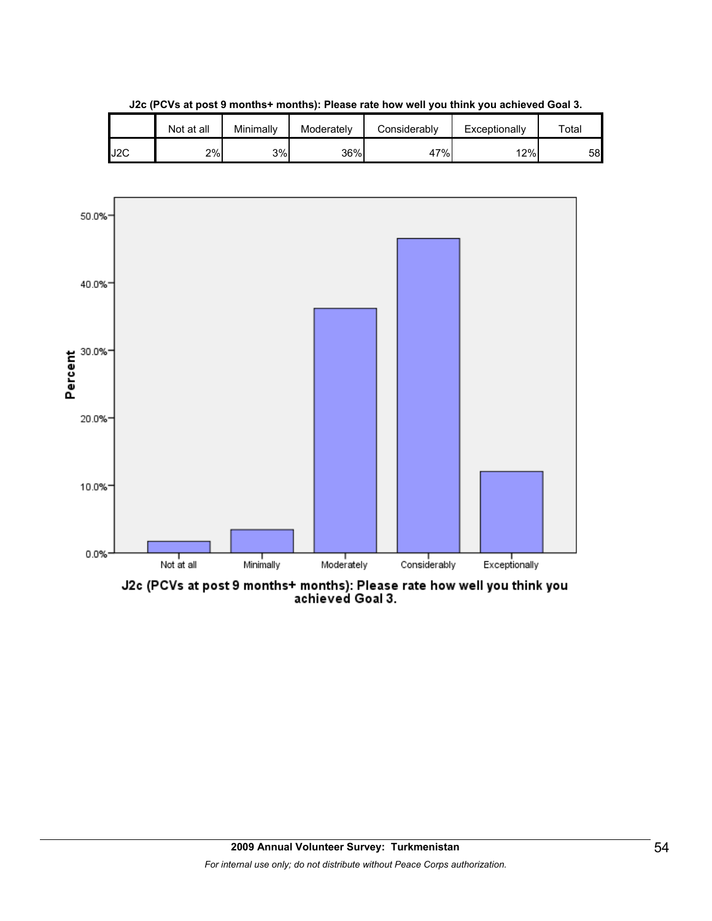**J2c (PCVs at post 9 months+ months): Please rate how well you think you achieved Goal 3.**

| | Not at all | Minimally | Moderately | Considerably | Exceptionally | Total |
|---|---|---|---|---|---|---|
| J2C | 2% | 3% | 36% | 47% | 12% | 58 |

J2c (PCVs at post 9 months+ months): Please rate how well you think you achieved Goal 3.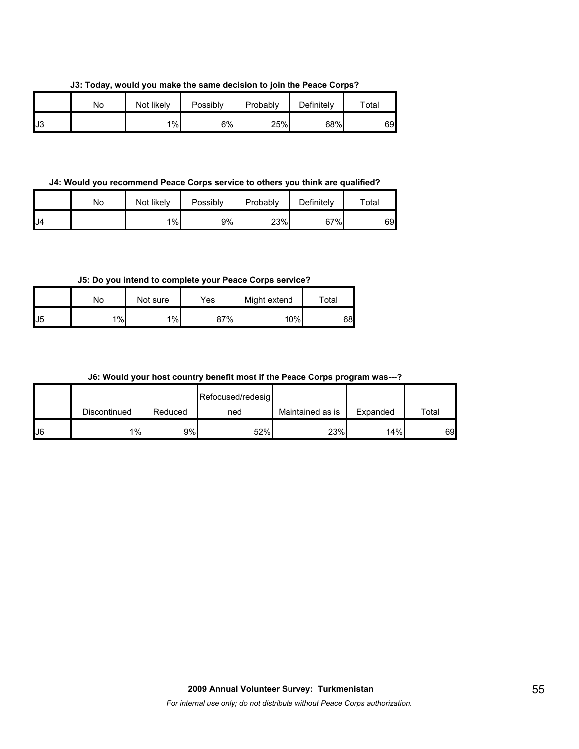**J3: Today, would you make the same decision to join the Peace Corps?**

| | No | Not likely | Possibly | Probably | Definitely | Total |
|---|---|---|---|---|---|---|
| J3 | | 1% | 6% | 25% | 68% | 69 |

**J4: Would you recommend Peace Corps service to others you think are qualified?**

| | No | Not likely | Possibly | Probably | Definitely | Total |
|---|---|---|---|---|---|---|
| J4 | | 1% | 9% | 23% | 67% | 69 |

**J5: Do you intend to complete your Peace Corps service?**

| | No | Not sure | Yes | Might extend | Total |
|---|---|---|---|---|---|
| J5 | 1% | 1% | 87% | 10% | 68 |

**J6: Would your host country benefit most if the Peace Corps program was---?**

| | Discontinued | Reduced | Refocused/redesigned | Maintained as is | Expanded | Total |
|---|---|---|---|---|---|---|
| J6 | 1% | 9% | 52% | 23% | 14% | 69 |

*For internal use only; do not distribute without Peace Corps authorization.*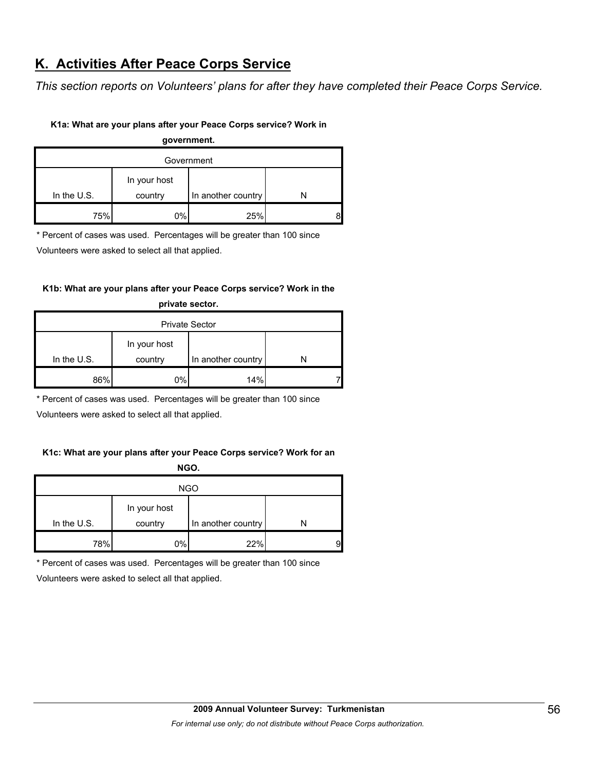## K. Activities After Peace Corps Service

*This section reports on Volunteers' plans for after they have completed their Peace Corps Service.*

**K1a: What are your plans after your Peace Corps service? Work in government.**

| Government | | | |
|---|---|---|---|
| In the U.S. | In your host country | In another country | N |
| 75% | 0% | 25% | 8 |

\* Percent of cases was used. Percentages will be greater than 100 since Volunteers were asked to select all that applied.

**K1b: What are your plans after your Peace Corps service? Work in the private sector.**

| Private Sector | | | |
|---|---|---|---|
| In the U.S. | In your host country | In another country | N |
| 86% | 0% | 14% | 7 |

\* Percent of cases was used. Percentages will be greater than 100 since Volunteers were asked to select all that applied.

**K1c: What are your plans after your Peace Corps service? Work for an NGO.**

| NGO | | | |
|---|---|---|---|
| In the U.S. | In your host country | In another country | N |
| 78% | 0% | 22% | 9 |

\* Percent of cases was used. Percentages will be greater than 100 since Volunteers were asked to select all that applied.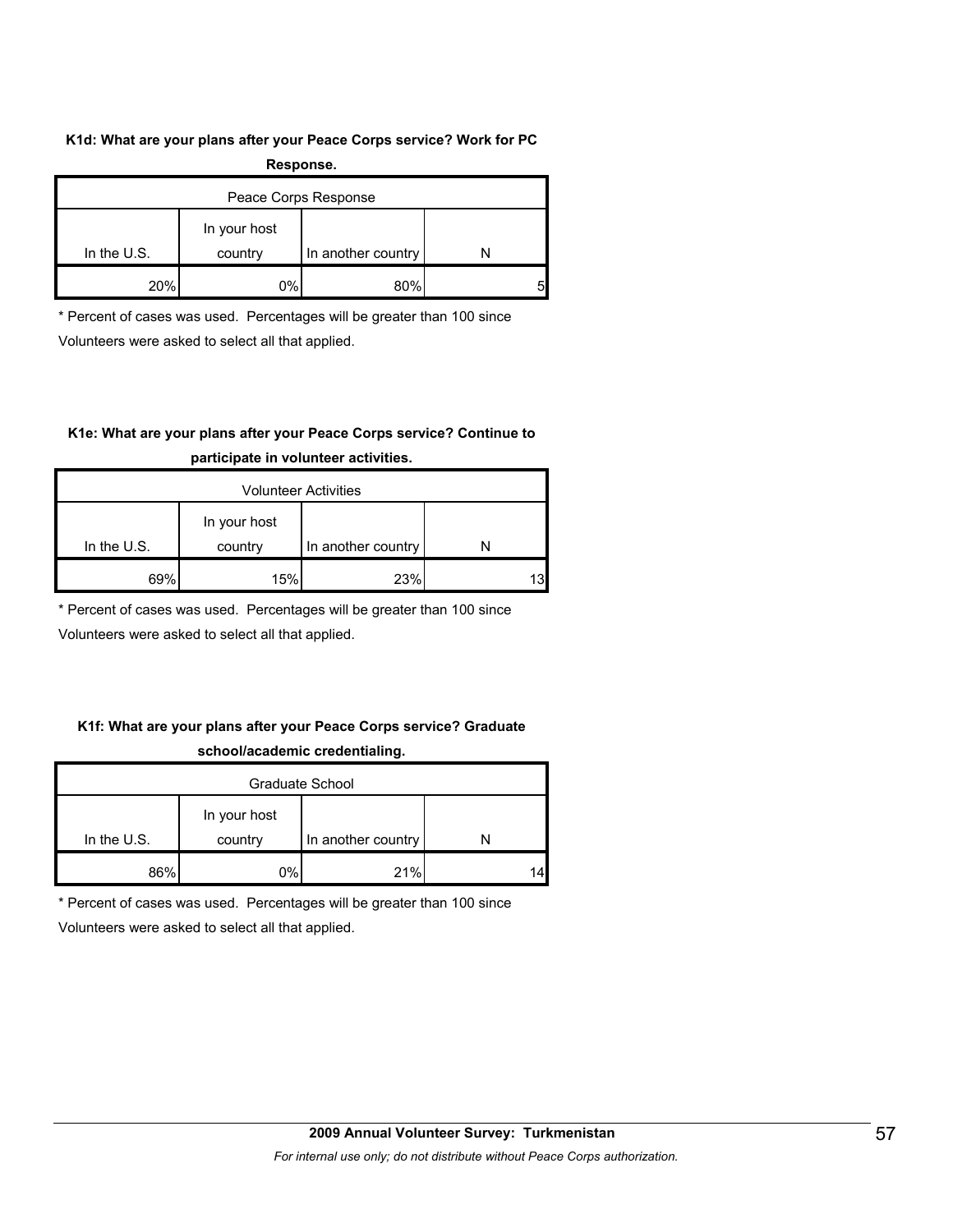**K1d: What are your plans after your Peace Corps service? Work for PC Response.**

| Peace Corps Response | | | |
|---|---|---|---|
| In the U.S. | In your host country | In another country | N |
| 20% | 0% | 80% | 5 |

* Percent of cases was used. Percentages will be greater than 100 since Volunteers were asked to select all that applied.

**K1e: What are your plans after your Peace Corps service? Continue to participate in volunteer activities.**

| Volunteer Activities | | | |
|---|---|---|---|
| In the U.S. | In your host country | In another country | N |
| 69% | 15% | 23% | 13 |

* Percent of cases was used. Percentages will be greater than 100 since Volunteers were asked to select all that applied.

**K1f: What are your plans after your Peace Corps service? Graduate school/academic credentialing.**

| Graduate School | | | |
|---|---|---|---|
| In the U.S. | In your host country | In another country | N |
| 86% | 0% | 21% | 14 |

* Percent of cases was used. Percentages will be greater than 100 since Volunteers were asked to select all that applied.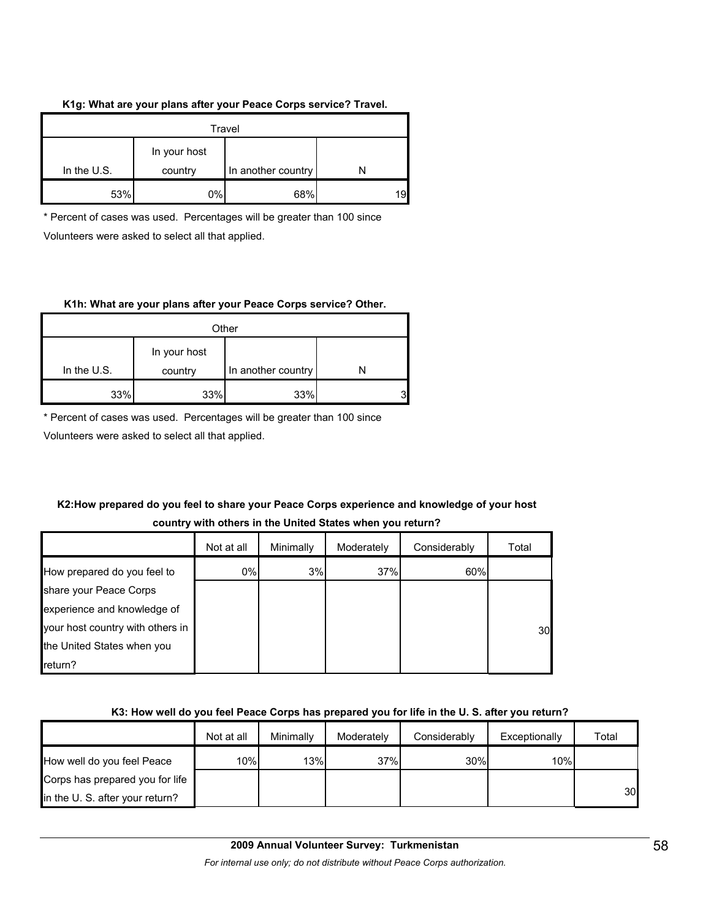**K1g: What are your plans after your Peace Corps service? Travel.**

| Travel | | | |
|---|---|---|---|
| In the U.S. | In your host country | In another country | N |
| 53% | 0% | 68% | 19 |

* Percent of cases was used. Percentages will be greater than 100 since Volunteers were asked to select all that applied.

**K1h: What are your plans after your Peace Corps service? Other.**

| Other | | | |
|---|---|---|---|
| In the U.S. | In your host country | In another country | N |
| 33% | 33% | 33% | 3 |

* Percent of cases was used. Percentages will be greater than 100 since Volunteers were asked to select all that applied.

**K2:How prepared do you feel to share your Peace Corps experience and knowledge of your host country with others in the United States when you return?**

| | Not at all | Minimally | Moderately | Considerably | Total |
|---|---|---|---|---|---|
| How prepared do you feel to share your Peace Corps experience and knowledge of your host country with others in the United States when you return? | 0% | 3% | 37% | 60% | 30 |

**K3: How well do you feel Peace Corps has prepared you for life in the U. S. after you return?**

| | Not at all | Minimally | Moderately | Considerably | Exceptionally | Total |
|---|---|---|---|---|---|---|
| How well do you feel Peace Corps has prepared you for life in the U. S. after your return? | 10% | 13% | 37% | 30% | 10% | 30 |

**2009 Annual Volunteer Survey: Turkmenistan**

*For internal use only; do not distribute without Peace Corps authorization.*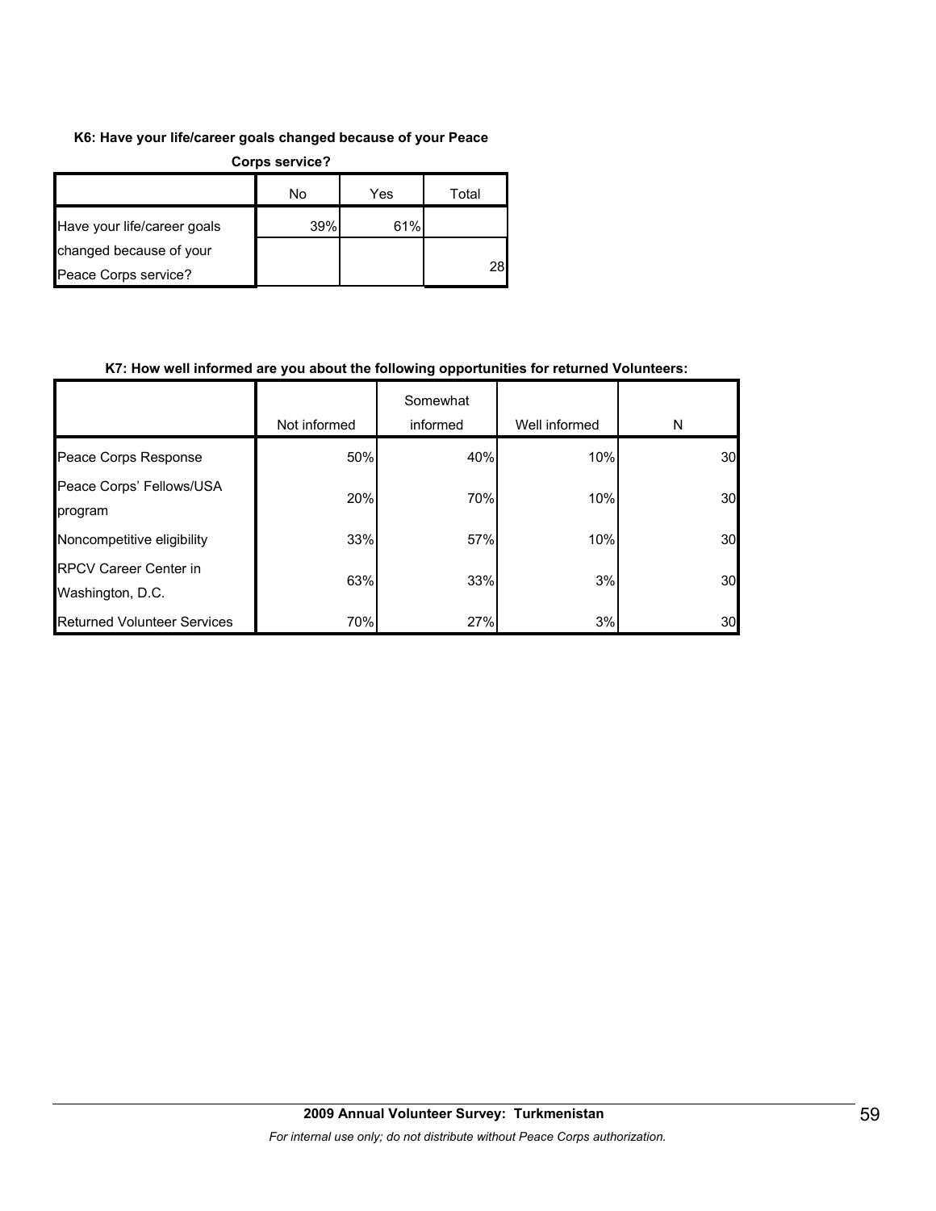**K6: Have your life/career goals changed because of your Peace Corps service?**

| | No | Yes | Total |
|---|---|---|---|
| Have your life/career goals changed because of your Peace Corps service? | 39% | 61% | 28 |

**K7: How well informed are you about the following opportunities for returned Volunteers:**

| | Not informed | Somewhat informed | Well informed | N |
|---|---|---|---|---|
| Peace Corps Response | 50% | 40% | 10% | 30 |
| Peace Corps' Fellows/USA program | 20% | 70% | 10% | 30 |
| Noncompetitive eligibility | 33% | 57% | 10% | 30 |
| RPCV Career Center in Washington, D.C. | 63% | 33% | 3% | 30 |
| Returned Volunteer Services | 70% | 27% | 3% | 30 |

**2009 Annual Volunteer Survey: Turkmenistan**

*For internal use only; do not distribute without Peace Corps authorization.*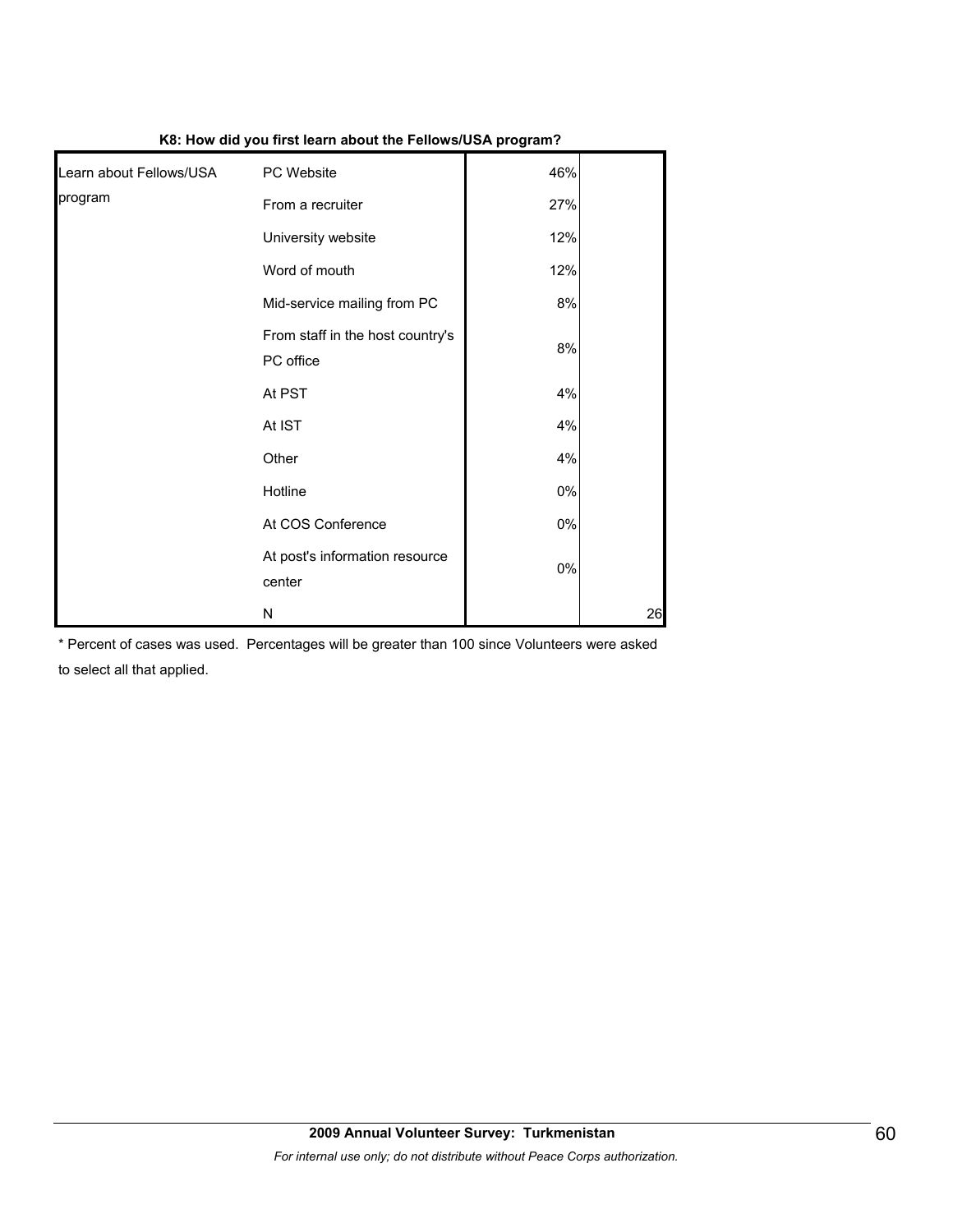**K8: How did you first learn about the Fellows/USA program?**

| | | | |
|---|---|---|---|
| Learn about Fellows/USA program | PC Website | 46% | |
| | From a recruiter | 27% | |
| | University website | 12% | |
| | Word of mouth | 12% | |
| | Mid-service mailing from PC | 8% | |
| | From staff in the host country's PC office | 8% | |
| | At PST | 4% | |
| | At IST | 4% | |
| | Other | 4% | |
| | Hotline | 0% | |
| | At COS Conference | 0% | |
| | At post's information resource center | 0% | |
| | N | | 26 |

* Percent of cases was used. Percentages will be greater than 100 since Volunteers were asked to select all that applied.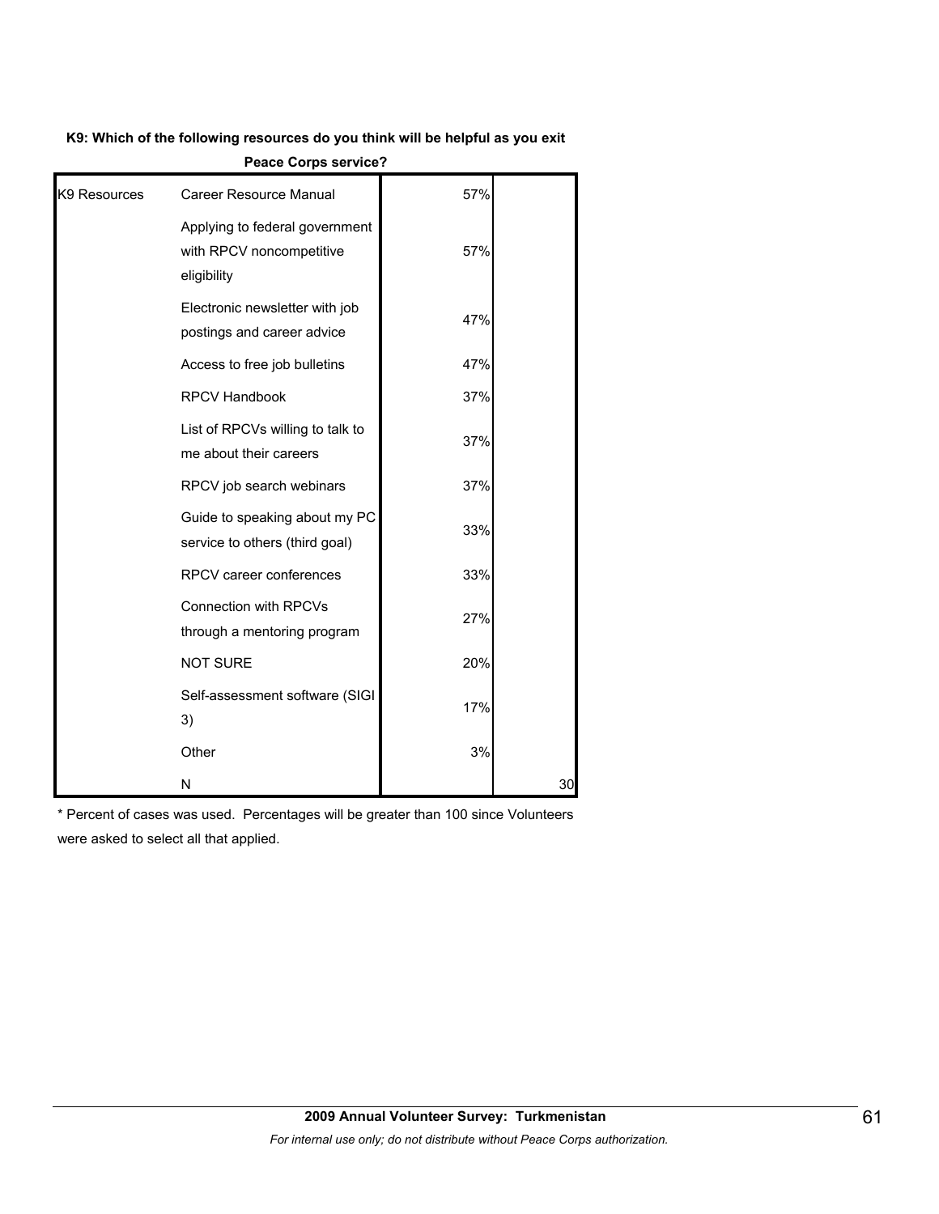**K9: Which of the following resources do you think will be helpful as you exit Peace Corps service?**

| | | | |
|---|---|---|---|
| K9 Resources | Career Resource Manual | 57% | |
| | Applying to federal government with RPCV noncompetitive eligibility | 57% | |
| | Electronic newsletter with job postings and career advice | 47% | |
| | Access to free job bulletins | 47% | |
| | RPCV Handbook | 37% | |
| | List of RPCVs willing to talk to me about their careers | 37% | |
| | RPCV job search webinars | 37% | |
| | Guide to speaking about my PC service to others (third goal) | 33% | |
| | RPCV career conferences | 33% | |
| | Connection with RPCVs through a mentoring program | 27% | |
| | NOT SURE | 20% | |
| | Self-assessment software (SIGI 3) | 17% | |
| | Other | 3% | |
| | N | | 30 |

* Percent of cases was used. Percentages will be greater than 100 since Volunteers were asked to select all that applied.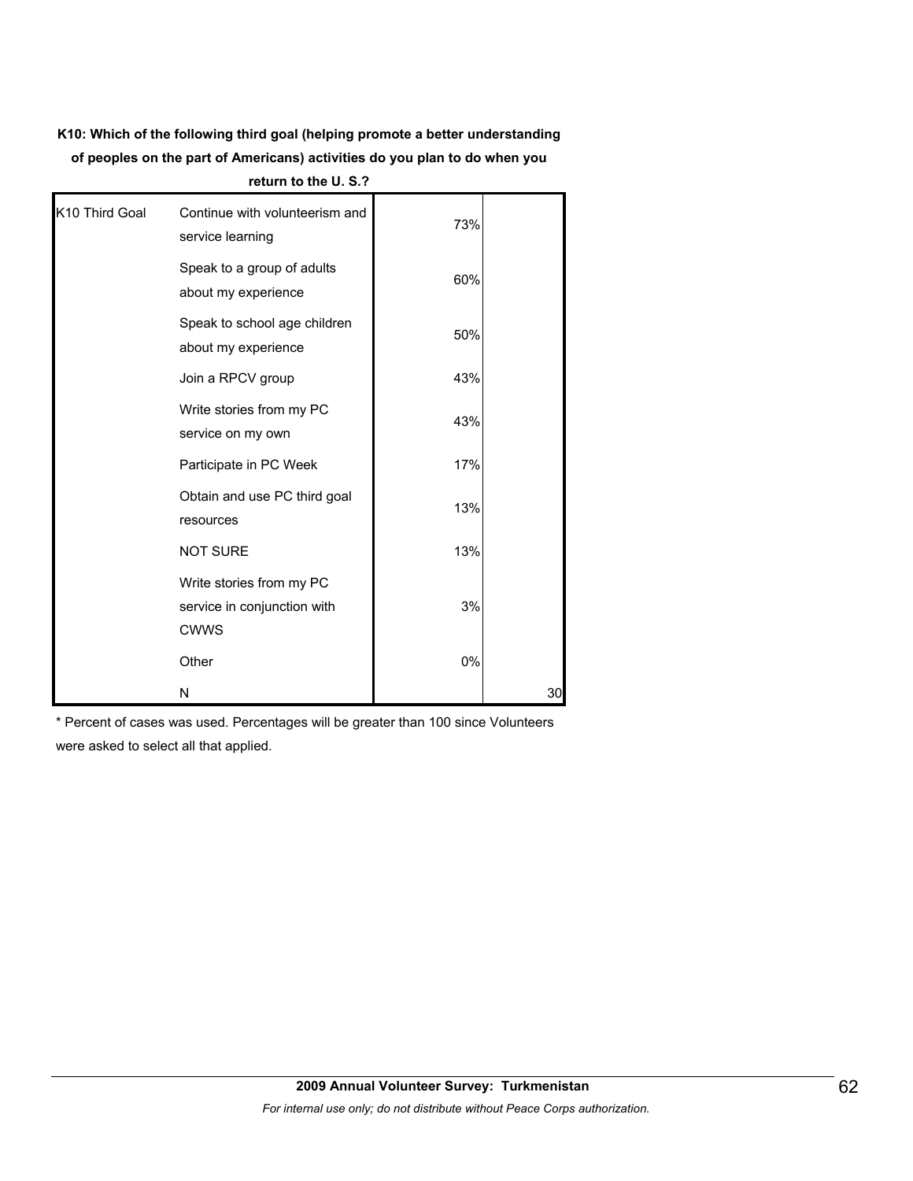**K10: Which of the following third goal (helping promote a better understanding of peoples on the part of Americans) activities do you plan to do when you return to the U. S.?**

| | | | |
|---|---|---|---|
| K10 Third Goal | Continue with volunteerism and service learning | 73% | |
| | Speak to a group of adults about my experience | 60% | |
| | Speak to school age children about my experience | 50% | |
| | Join a RPCV group | 43% | |
| | Write stories from my PC service on my own | 43% | |
| | Participate in PC Week | 17% | |
| | Obtain and use PC third goal resources | 13% | |
| | NOT SURE | 13% | |
| | Write stories from my PC service in conjunction with CWWS | 3% | |
| | Other | 0% | |
| | N | | 30 |

* Percent of cases was used. Percentages will be greater than 100 since Volunteers were asked to select all that applied.